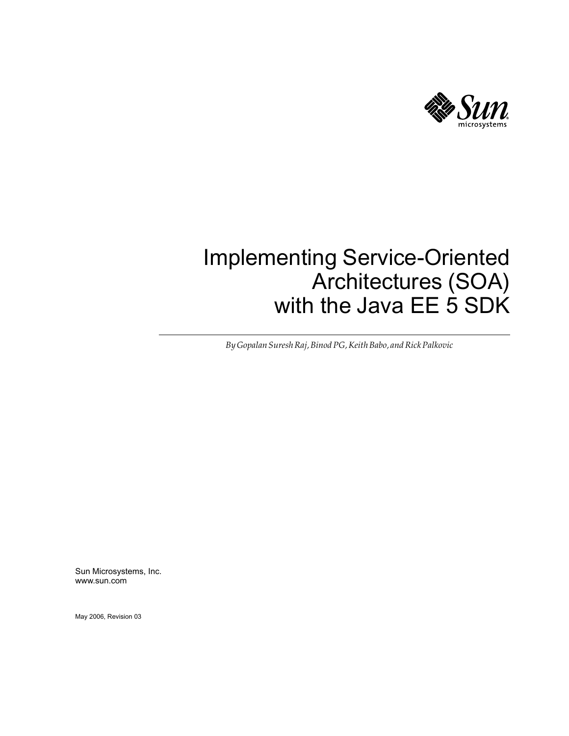# Implementing Service-Oriented Architectures (SOA) with the Java EE 5 SDK

*By Gopalan Suresh Raj, Binod PG, Keith Babo, and Rick Palkovic*

Sun Microsystems, Inc.
www.sun.com

May 2006, Revision 03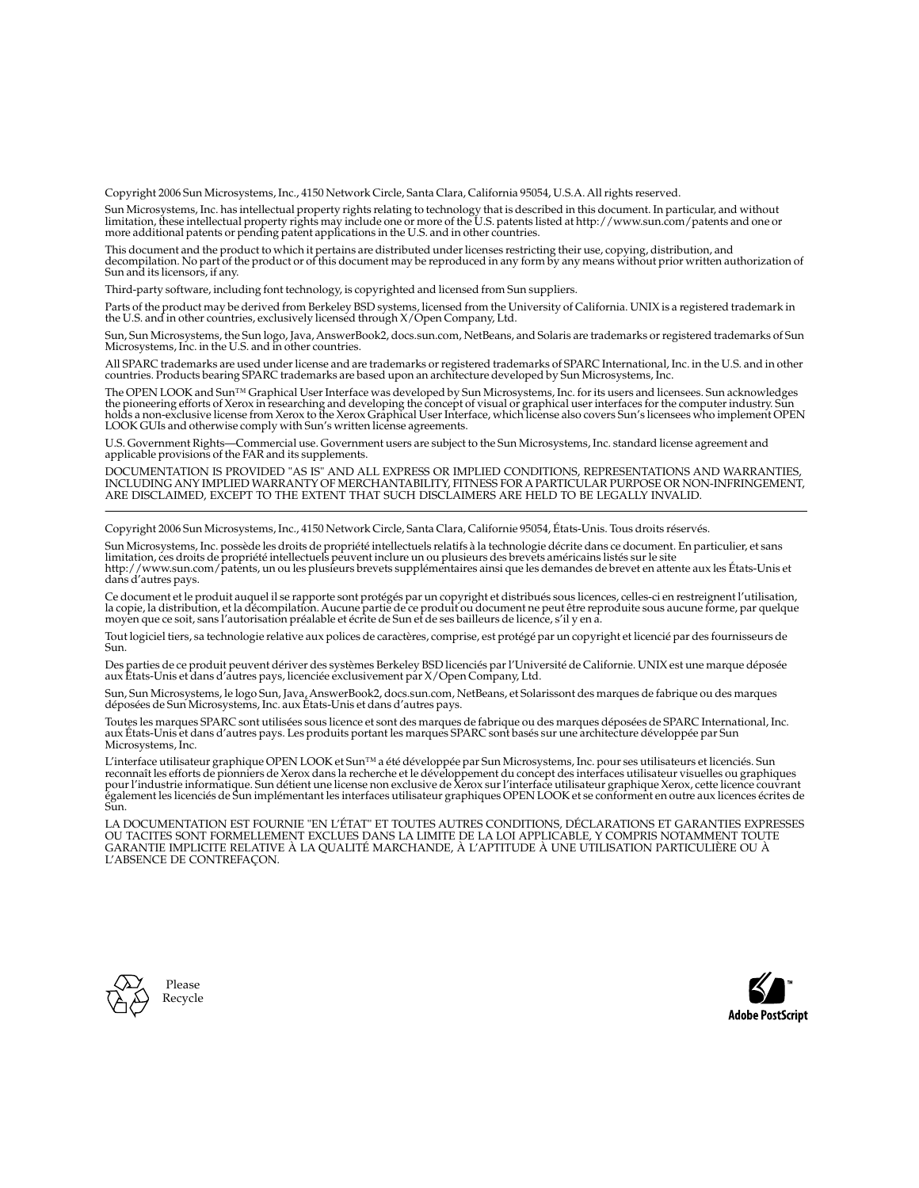Copyright 2006 Sun Microsystems, Inc., 4150 Network Circle, Santa Clara, California 95054, U.S.A. All rights reserved.

Sun Microsystems, Inc. has intellectual property rights relating to technology that is described in this document. In particular, and without limitation, these intellectual property rights may include one or more of the U.S. patents listed at http://www.sun.com/patents and one or more additional patents or pending patent applications in the U.S. and in other countries.

This document and the product to which it pertains are distributed under licenses restricting their use, copying, distribution, and decompilation. No part of the product or of this document may be reproduced in any form by any means without prior written authorization of Sun and its licensors, if any.

Third-party software, including font technology, is copyrighted and licensed from Sun suppliers.

Parts of the product may be derived from Berkeley BSD systems, licensed from the University of California. UNIX is a registered trademark in the U.S. and in other countries, exclusively licensed through X/Open Company, Ltd.

Sun, Sun Microsystems, the Sun logo, Java, AnswerBook2, docs.sun.com, NetBeans, and Solaris are trademarks or registered trademarks of Sun Microsystems, Inc. in the U.S. and in other countries.

All SPARC trademarks are used under license and are trademarks or registered trademarks of SPARC International, Inc. in the U.S. and in other countries. Products bearing SPARC trademarks are based upon an architecture developed by Sun Microsystems, Inc.

The OPEN LOOK and Sun™ Graphical User Interface was developed by Sun Microsystems, Inc. for its users and licensees. Sun acknowledges the pioneering efforts of Xerox in researching and developing the concept of visual or graphical user interfaces for the computer industry. Sun holds a non-exclusive license from Xerox to the Xerox Graphical User Interface, which license also covers Sun's licensees who implement OPEN LOOK GUIs and otherwise comply with Sun's written license agreements.

U.S. Government Rights—Commercial use. Government users are subject to the Sun Microsystems, Inc. standard license agreement and applicable provisions of the FAR and its supplements.

DOCUMENTATION IS PROVIDED "AS IS" AND ALL EXPRESS OR IMPLIED CONDITIONS, REPRESENTATIONS AND WARRANTIES, INCLUDING ANY IMPLIED WARRANTY OF MERCHANTABILITY, FITNESS FOR A PARTICULAR PURPOSE OR NON-INFRINGEMENT, ARE DISCLAIMED, EXCEPT TO THE EXTENT THAT SUCH DISCLAIMERS ARE HELD TO BE LEGALLY INVALID.

---

Copyright 2006 Sun Microsystems, Inc., 4150 Network Circle, Santa Clara, Californie 95054, États-Unis. Tous droits réservés.

Sun Microsystems, Inc. possède les droits de propriété intellectuels relatifs à la technologie décrite dans ce document. En particulier, et sans limitation, ces droits de propriété intellectuels peuvent inclure un ou plusieurs des brevets américains listés sur le site http://www.sun.com/patents, un ou les plusieurs brevets supplémentaires ainsi que les demandes de brevet en attente aux les États-Unis et dans d'autres pays.

Ce document et le produit auquel il se rapporte sont protégés par un copyright et distribués sous licences, celles-ci en restreignent l'utilisation, la copie, la distribution, et la décompilation. Aucune partie de ce produit ou document ne peut être reproduite sous aucune forme, par quelque moyen que ce soit, sans l'autorisation préalable et écrite de Sun et de ses bailleurs de licence, s'il y en a.

Tout logiciel tiers, sa technologie relative aux polices de caractères, comprise, est protégé par un copyright et licencié par des fournisseurs de Sun.

Des parties de ce produit peuvent dériver des systèmes Berkeley BSD licenciés par l'Université de Californie. UNIX est une marque déposée aux États-Unis et dans d'autres pays, licenciée exclusivement par X/Open Company, Ltd.

Sun, Sun Microsystems, le logo Sun, Java, AnswerBook2, docs.sun.com, NetBeans, et Solarissont des marques de fabrique ou des marques déposées de Sun Microsystems, Inc. aux États-Unis et dans d'autres pays.

Toutes les marques SPARC sont utilisées sous licence et sont des marques de fabrique ou des marques déposées de SPARC International, Inc. aux États-Unis et dans d'autres pays. Les produits portant les marques SPARC sont basés sur une architecture développée par Sun Microsystems, Inc.

L'interface utilisateur graphique OPEN LOOK et Sun™ a été développée par Sun Microsystems, Inc. pour ses utilisateurs et licenciés. Sun reconnaît les efforts de pionniers de Xerox dans la recherche et le développement du concept des interfaces utilisateur visuelles ou graphiques pour l'industrie informatique. Sun détient une license non exclusive de Xerox sur l'interface utilisateur graphique Xerox, cette licence couvrant également les licenciés de Sun implémentant les interfaces utilisateur graphiques OPEN LOOK et se conforment en outre aux licences écrites de Sun.

LA DOCUMENTATION EST FOURNIE "EN L'ÉTAT" ET TOUTES AUTRES CONDITIONS, DÉCLARATIONS ET GARANTIES EXPRESSES OU TACITES SONT FORMELLEMENT EXCLUES DANS LA LIMITE DE LA LOI APPLICABLE, Y COMPRIS NOTAMMENT TOUTE GARANTIE IMPLICITE RELATIVE À LA QUALITÉ MARCHANDE, À L'APTITUDE À UNE UTILISATION PARTICULIÈRE OU À L'ABSENCE DE CONTREFAÇON.

Please Recycle

Adobe PostScript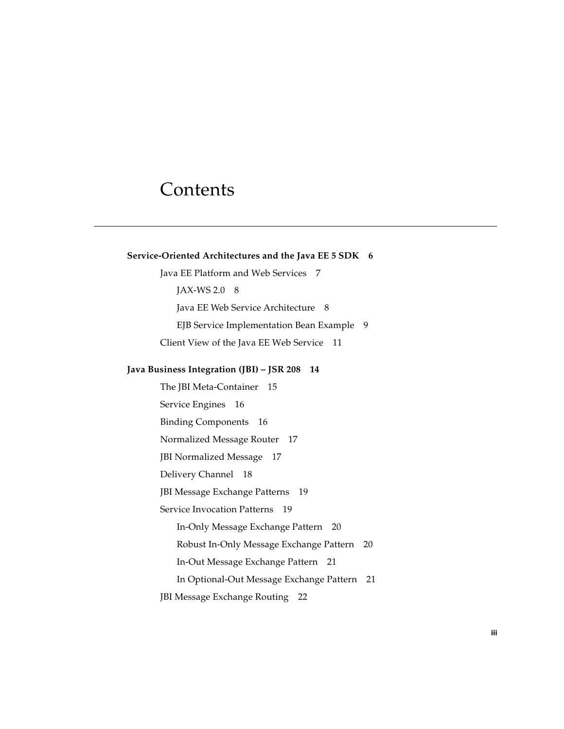# Contents

**Service-Oriented Architectures and the Java EE 5 SDK 6**

- Java EE Platform and Web Services 7
  - JAX-WS 2.0 8
  - Java EE Web Service Architecture 8
  - EJB Service Implementation Bean Example 9
- Client View of the Java EE Web Service 11

**Java Business Integration (JBI) – JSR 208 14**

- The JBI Meta-Container 15
- Service Engines 16
- Binding Components 16
- Normalized Message Router 17
- JBI Normalized Message 17
- Delivery Channel 18
- JBI Message Exchange Patterns 19
- Service Invocation Patterns 19
  - In-Only Message Exchange Pattern 20
  - Robust In-Only Message Exchange Pattern 20
  - In-Out Message Exchange Pattern 21
  - In Optional-Out Message Exchange Pattern 21
- JBI Message Exchange Routing 22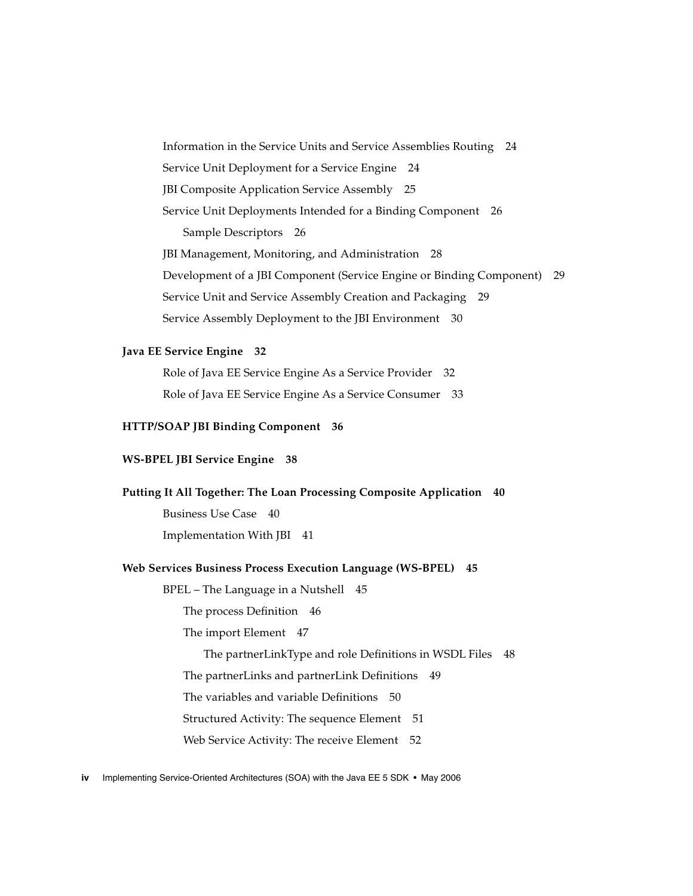Information in the Service Units and Service Assemblies Routing 24

Service Unit Deployment for a Service Engine 24

JBI Composite Application Service Assembly 25

Service Unit Deployments Intended for a Binding Component 26

  Sample Descriptors 26

JBI Management, Monitoring, and Administration 28

Development of a JBI Component (Service Engine or Binding Component) 29

Service Unit and Service Assembly Creation and Packaging 29

Service Assembly Deployment to the JBI Environment 30

**Java EE Service Engine 32**

Role of Java EE Service Engine As a Service Provider 32

Role of Java EE Service Engine As a Service Consumer 33

**HTTP/SOAP JBI Binding Component 36**

**WS-BPEL JBI Service Engine 38**

**Putting It All Together: The Loan Processing Composite Application 40**

Business Use Case 40

Implementation With JBI 41

**Web Services Business Process Execution Language (WS-BPEL) 45**

BPEL – The Language in a Nutshell 45

  The process Definition 46

  The import Element 47

    The partnerLinkType and role Definitions in WSDL Files 48

  The partnerLinks and partnerLink Definitions 49

  The variables and variable Definitions 50

  Structured Activity: The sequence Element 51

  Web Service Activity: The receive Element 52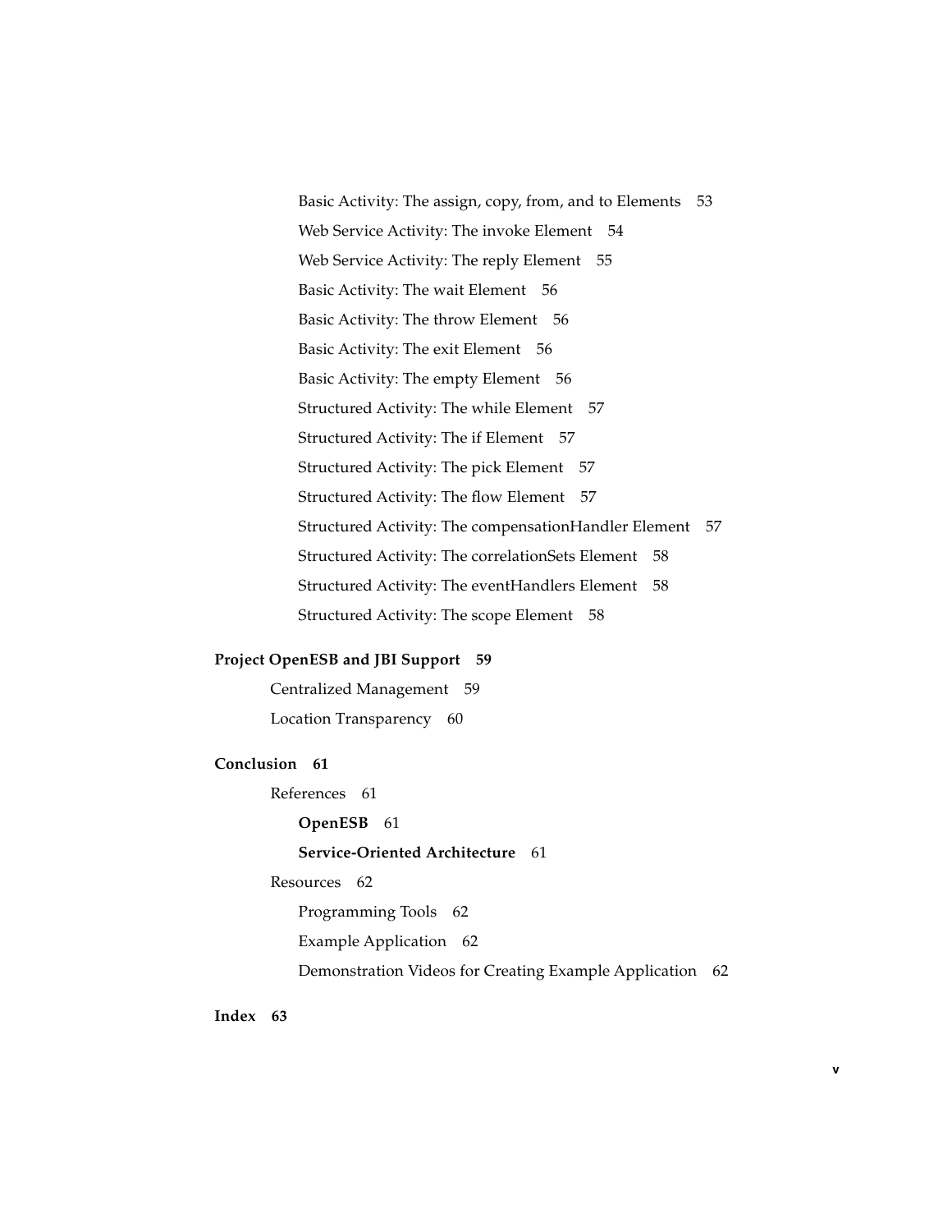Basic Activity: The assign, copy, from, and to Elements 53

Web Service Activity: The invoke Element 54

Web Service Activity: The reply Element 55

Basic Activity: The wait Element 56

Basic Activity: The throw Element 56

Basic Activity: The exit Element 56

Basic Activity: The empty Element 56

Structured Activity: The while Element 57

Structured Activity: The if Element 57

Structured Activity: The pick Element 57

Structured Activity: The flow Element 57

Structured Activity: The compensationHandler Element 57

Structured Activity: The correlationSets Element 58

Structured Activity: The eventHandlers Element 58

Structured Activity: The scope Element 58

**Project OpenESB and JBI Support 59**

Centralized Management 59

Location Transparency 60

**Conclusion 61**

References 61

**OpenESB** 61

**Service-Oriented Architecture** 61

Resources 62

Programming Tools 62

Example Application 62

Demonstration Videos for Creating Example Application 62

**Index 63**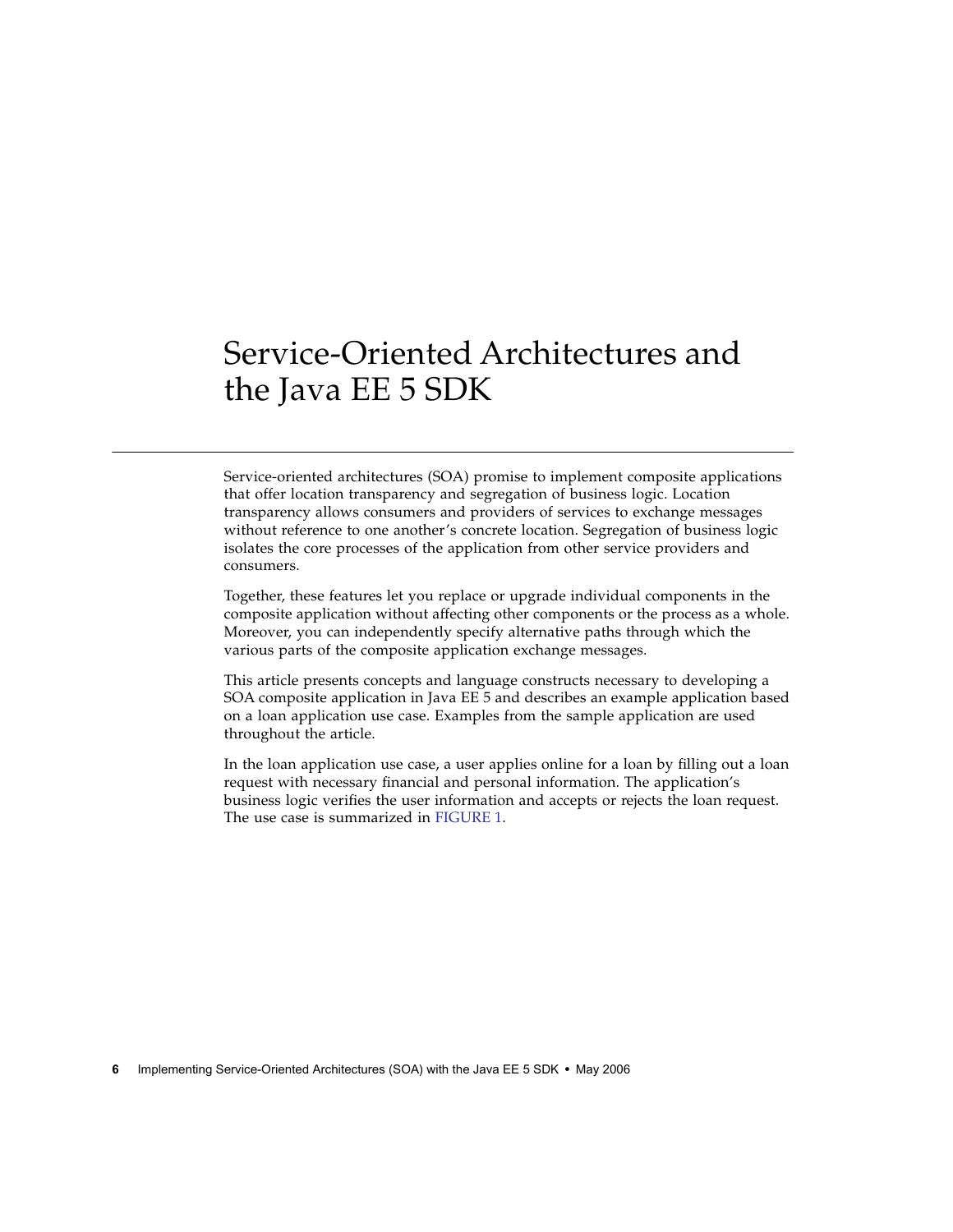# Service-Oriented Architectures and the Java EE 5 SDK

Service-oriented architectures (SOA) promise to implement composite applications that offer location transparency and segregation of business logic. Location transparency allows consumers and providers of services to exchange messages without reference to one another's concrete location. Segregation of business logic isolates the core processes of the application from other service providers and consumers.

Together, these features let you replace or upgrade individual components in the composite application without affecting other components or the process as a whole. Moreover, you can independently specify alternative paths through which the various parts of the composite application exchange messages.

This article presents concepts and language constructs necessary to developing a SOA composite application in Java EE 5 and describes an example application based on a loan application use case. Examples from the sample application are used throughout the article.

In the loan application use case, a user applies online for a loan by filling out a loan request with necessary financial and personal information. The application's business logic verifies the user information and accepts or rejects the loan request. The use case is summarized in FIGURE 1.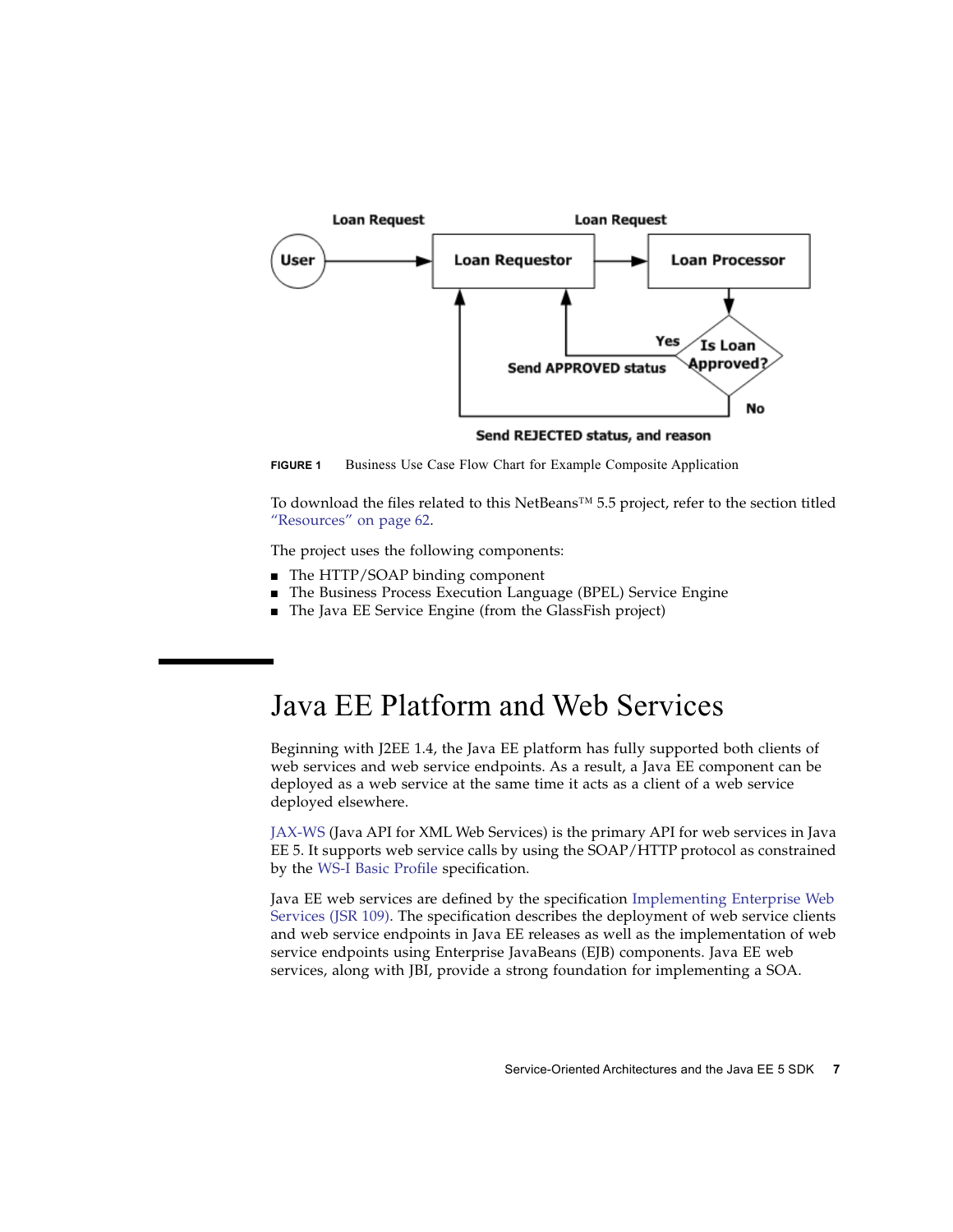FIGURE 1 Business Use Case Flow Chart for Example Composite Application

To download the files related to this NetBeans™ 5.5 project, refer to the section titled "Resources" on page 62.

The project uses the following components:

- The HTTP/SOAP binding component
- The Business Process Execution Language (BPEL) Service Engine
- The Java EE Service Engine (from the GlassFish project)

# Java EE Platform and Web Services

Beginning with J2EE 1.4, the Java EE platform has fully supported both clients of web services and web service endpoints. As a result, a Java EE component can be deployed as a web service at the same time it acts as a client of a web service deployed elsewhere.

JAX-WS (Java API for XML Web Services) is the primary API for web services in Java EE 5. It supports web service calls by using the SOAP/HTTP protocol as constrained by the WS-I Basic Profile specification.

Java EE web services are defined by the specification Implementing Enterprise Web Services (JSR 109). The specification describes the deployment of web service clients and web service endpoints in Java EE releases as well as the implementation of web service endpoints using Enterprise JavaBeans (EJB) components. Java EE web services, along with JBI, provide a strong foundation for implementing a SOA.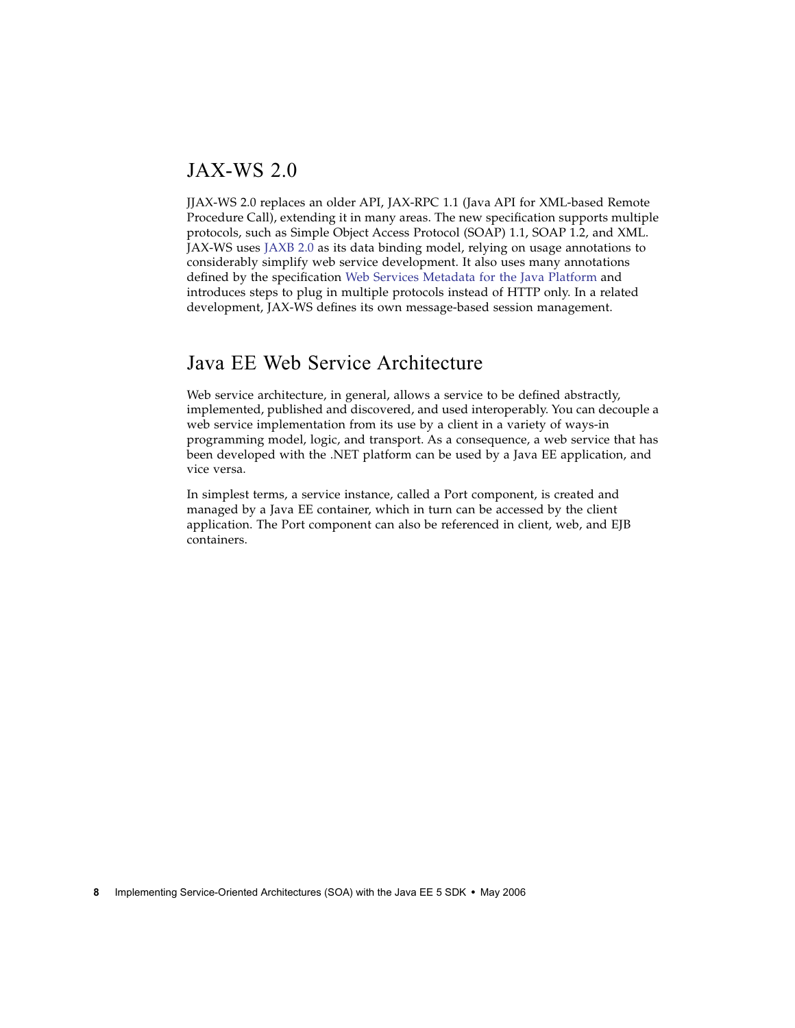## JAX-WS 2.0

JJAX-WS 2.0 replaces an older API, JAX-RPC 1.1 (Java API for XML-based Remote Procedure Call), extending it in many areas. The new specification supports multiple protocols, such as Simple Object Access Protocol (SOAP) 1.1, SOAP 1.2, and XML. JAX-WS uses JAXB 2.0 as its data binding model, relying on usage annotations to considerably simplify web service development. It also uses many annotations defined by the specification Web Services Metadata for the Java Platform and introduces steps to plug in multiple protocols instead of HTTP only. In a related development, JAX-WS defines its own message-based session management.

## Java EE Web Service Architecture

Web service architecture, in general, allows a service to be defined abstractly, implemented, published and discovered, and used interoperably. You can decouple a web service implementation from its use by a client in a variety of ways-in programming model, logic, and transport. As a consequence, a web service that has been developed with the .NET platform can be used by a Java EE application, and vice versa.

In simplest terms, a service instance, called a Port component, is created and managed by a Java EE container, which in turn can be accessed by the client application. The Port component can also be referenced in client, web, and EJB containers.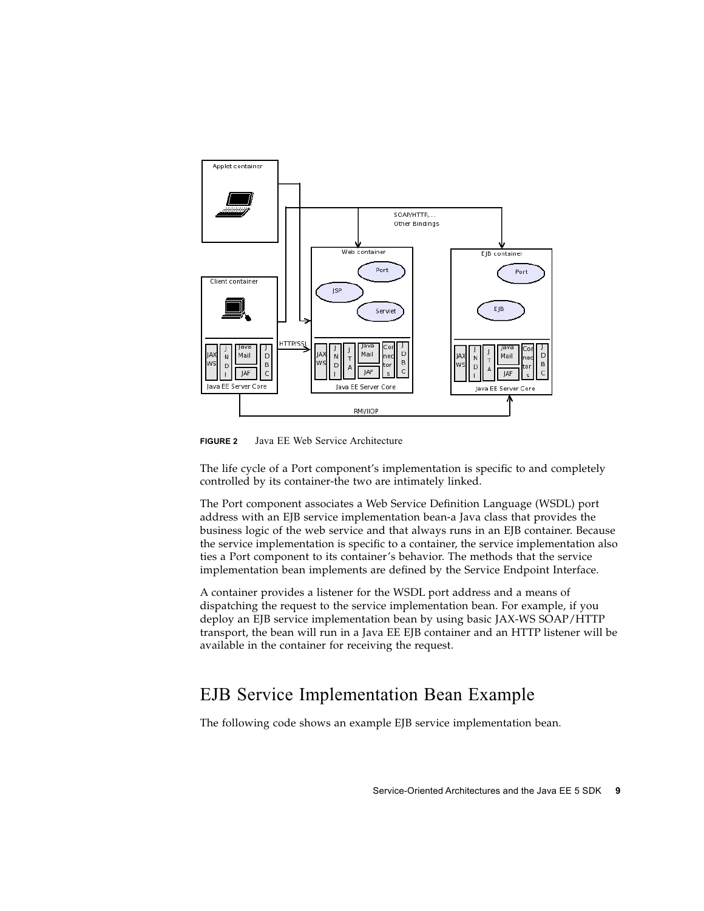**FIGURE 2** Java EE Web Service Architecture

The life cycle of a Port component's implementation is specific to and completely controlled by its container-the two are intimately linked.

The Port component associates a Web Service Definition Language (WSDL) port address with an EJB service implementation bean-a Java class that provides the business logic of the web service and that always runs in an EJB container. Because the service implementation is specific to a container, the service implementation also ties a Port component to its container's behavior. The methods that the service implementation bean implements are defined by the Service Endpoint Interface.

A container provides a listener for the WSDL port address and a means of dispatching the request to the service implementation bean. For example, if you deploy an EJB service implementation bean by using basic JAX-WS SOAP/HTTP transport, the bean will run in a Java EE EJB container and an HTTP listener will be available in the container for receiving the request.

## EJB Service Implementation Bean Example

The following code shows an example EJB service implementation bean.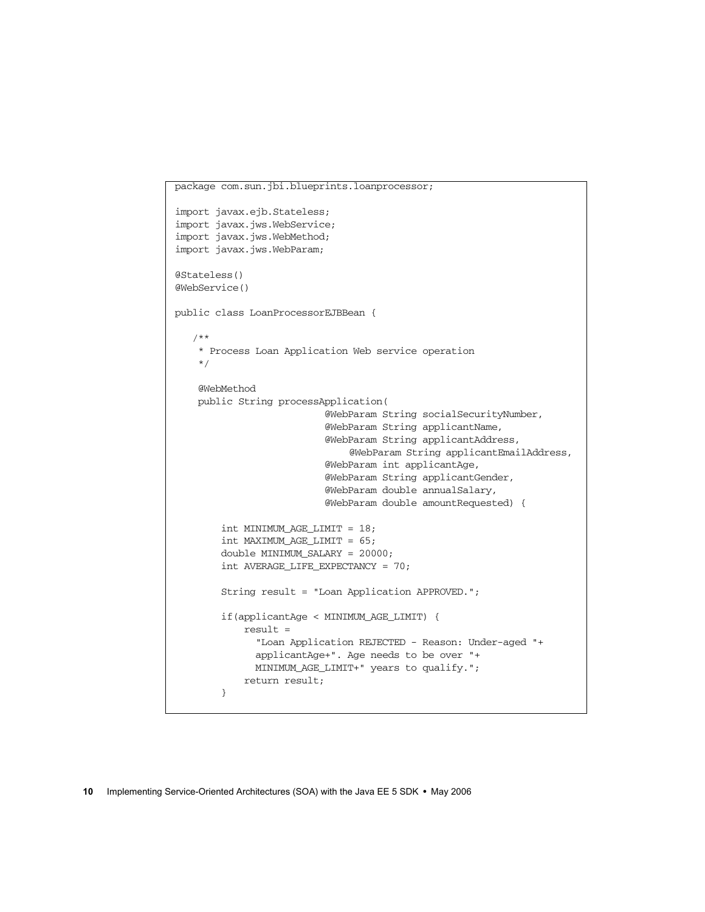```java
package com.sun.jbi.blueprints.loanprocessor;

import javax.ejb.Stateless;
import javax.jws.WebService;
import javax.jws.WebMethod;
import javax.jws.WebParam;

@Stateless()
@WebService()

public class LoanProcessorEJBBean {

    /**
     * Process Loan Application Web service operation
     */

    @WebMethod
    public String processApplication(
                         @WebParam String socialSecurityNumber,
                         @WebParam String applicantName,
                         @WebParam String applicantAddress,
                              @WebParam String applicantEmailAddress,
                         @WebParam int applicantAge,
                         @WebParam String applicantGender,
                         @WebParam double annualSalary,
                         @WebParam double amountRequested) {

        int MINIMUM_AGE_LIMIT = 18;
        int MAXIMUM_AGE_LIMIT = 65;
        double MINIMUM_SALARY = 20000;
        int AVERAGE_LIFE_EXPECTANCY = 70;

        String result = "Loan Application APPROVED.";

        if(applicantAge < MINIMUM_AGE_LIMIT) {
            result =
              "Loan Application REJECTED - Reason: Under-aged "+
              applicantAge+". Age needs to be over "+
              MINIMUM_AGE_LIMIT+" years to qualify.";
            return result;
        }
```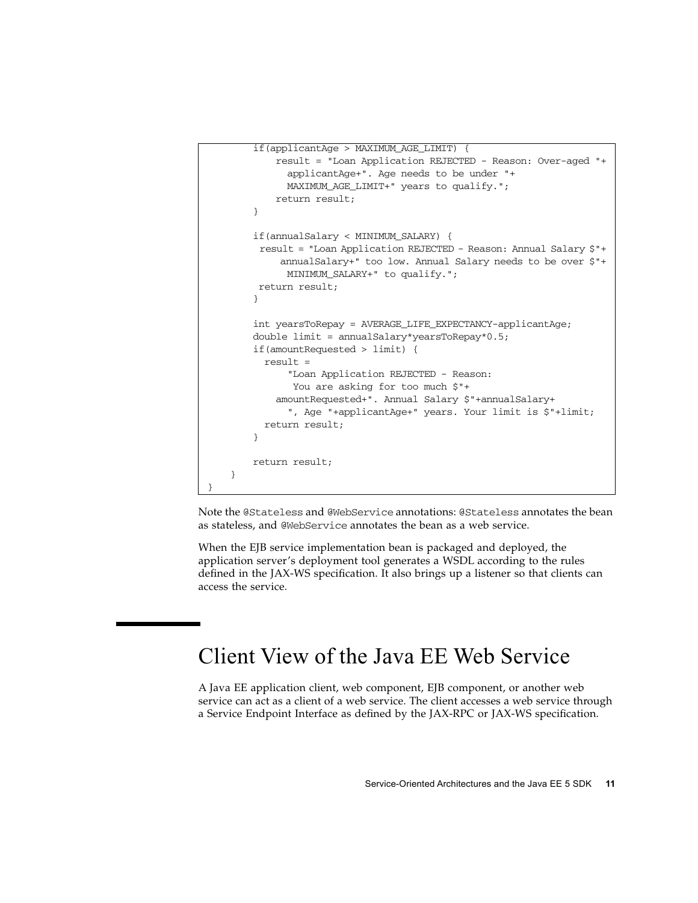```
        if(applicantAge > MAXIMUM_AGE_LIMIT) {
            result = "Loan Application REJECTED - Reason: Over-aged "+
              applicantAge+". Age needs to be under "+
              MAXIMUM_AGE_LIMIT+" years to qualify.";
            return result;
        }

        if(annualSalary < MINIMUM_SALARY) {
         result = "Loan Application REJECTED - Reason: Annual Salary $"+
             annualSalary+" too low. Annual Salary needs to be over $"+
              MINIMUM_SALARY+" to qualify.";
         return result;
        }

        int yearsToRepay = AVERAGE_LIFE_EXPECTANCY-applicantAge;
        double limit = annualSalary*yearsToRepay*0.5;
        if(amountRequested > limit) {
          result =
              "Loan Application REJECTED - Reason:
               You are asking for too much $"+
            amountRequested+". Annual Salary $"+annualSalary+
              ", Age "+applicantAge+" years. Your limit is $"+limit;
          return result;
        }

        return result;
    }
}
```

Note the `@Stateless` and `@WebService` annotations: `@Stateless` annotates the bean as stateless, and `@WebService` annotates the bean as a web service.

When the EJB service implementation bean is packaged and deployed, the application server's deployment tool generates a WSDL according to the rules defined in the JAX-WS specification. It also brings up a listener so that clients can access the service.

# Client View of the Java EE Web Service

A Java EE application client, web component, EJB component, or another web service can act as a client of a web service. The client accesses a web service through a Service Endpoint Interface as defined by the JAX-RPC or JAX-WS specification.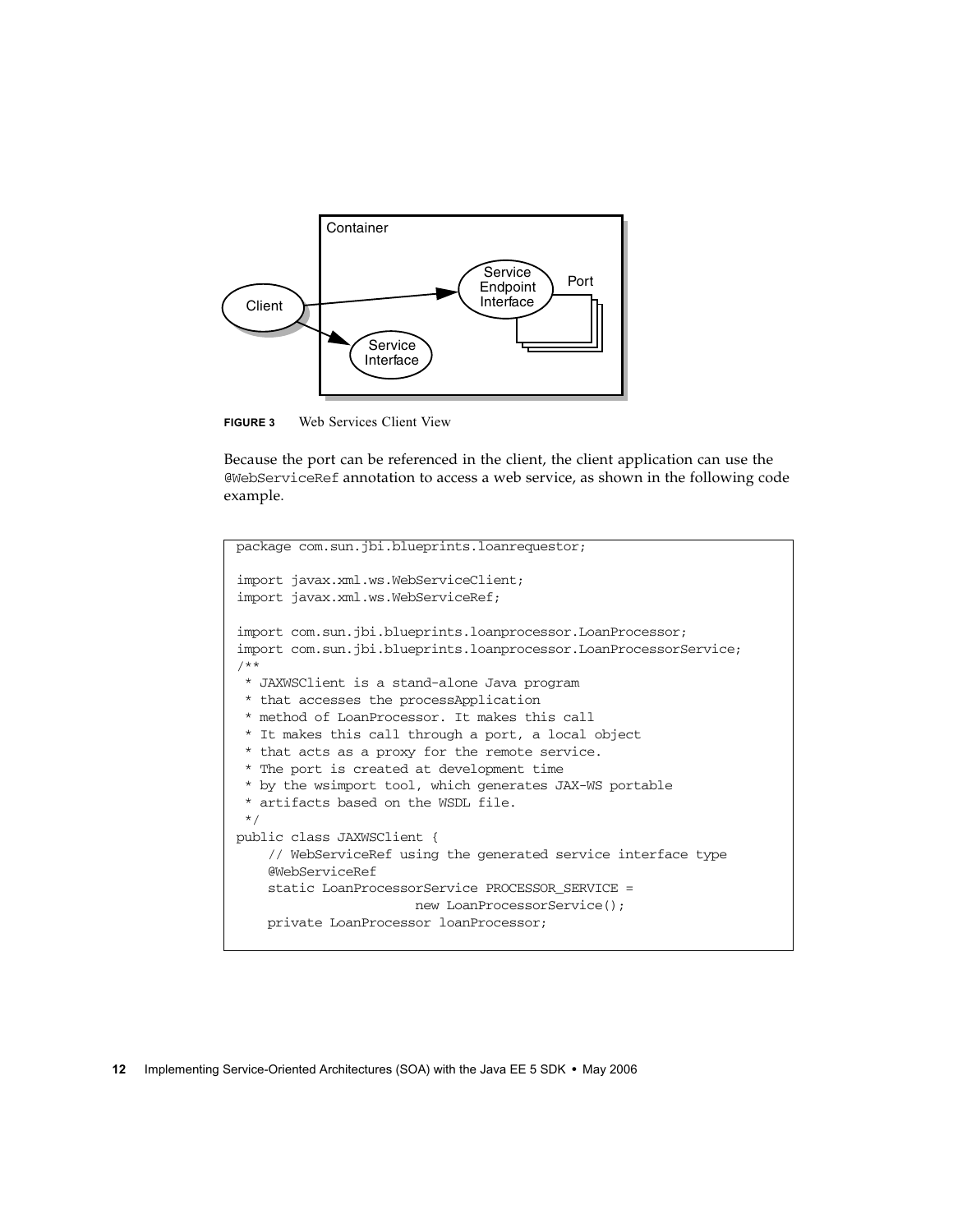**FIGURE 3** Web Services Client View

Because the port can be referenced in the client, the client application can use the `@WebServiceRef` annotation to access a web service, as shown in the following code example.

```
package com.sun.jbi.blueprints.loanrequestor;

import javax.xml.ws.WebServiceClient;
import javax.xml.ws.WebServiceRef;

import com.sun.jbi.blueprints.loanprocessor.LoanProcessor;
import com.sun.jbi.blueprints.loanprocessor.LoanProcessorService;
/**
 * JAXWSClient is a stand-alone Java program
 * that accesses the processApplication
 * method of LoanProcessor. It makes this call
 * It makes this call through a port, a local object
 * that acts as a proxy for the remote service.
 * The port is created at development time
 * by the wsimport tool, which generates JAX-WS portable
 * artifacts based on the WSDL file.
 */
public class JAXWSClient {
    // WebServiceRef using the generated service interface type
    @WebServiceRef
    static LoanProcessorService PROCESSOR_SERVICE =
                    new LoanProcessorService();
    private LoanProcessor loanProcessor;
```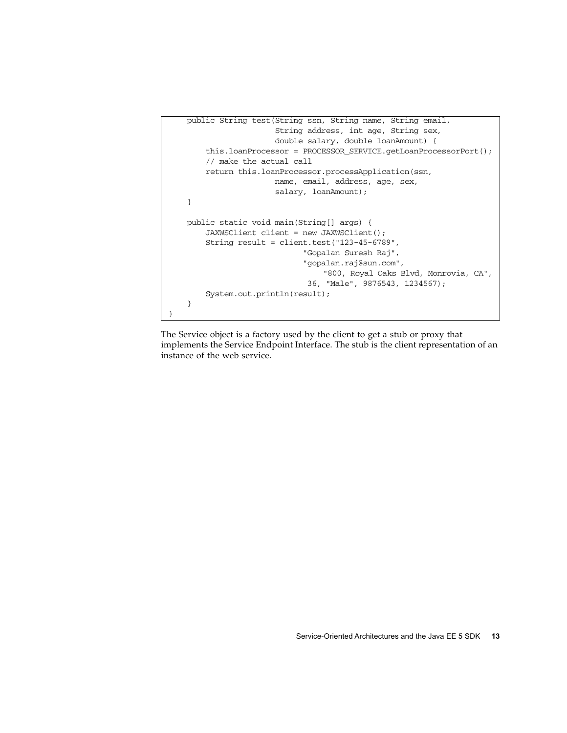```
    public String test(String ssn, String name, String email,
                       String address, int age, String sex,
                       double salary, double loanAmount) {
        this.loanProcessor = PROCESSOR_SERVICE.getLoanProcessorPort();
        // make the actual call
        return this.loanProcessor.processApplication(ssn,
                       name, email, address, age, sex,
                       salary, loanAmount);
    }

    public static void main(String[] args) {
        JAXWSClient client = new JAXWSClient();
        String result = client.test("123-45-6789",
                             "Gopalan Suresh Raj",
                             "gopalan.raj@sun.com",
                                 "800, Royal Oaks Blvd, Monrovia, CA",
                              36, "Male", 9876543, 1234567);
        System.out.println(result);
    }
}
```

The Service object is a factory used by the client to get a stub or proxy that implements the Service Endpoint Interface. The stub is the client representation of an instance of the web service.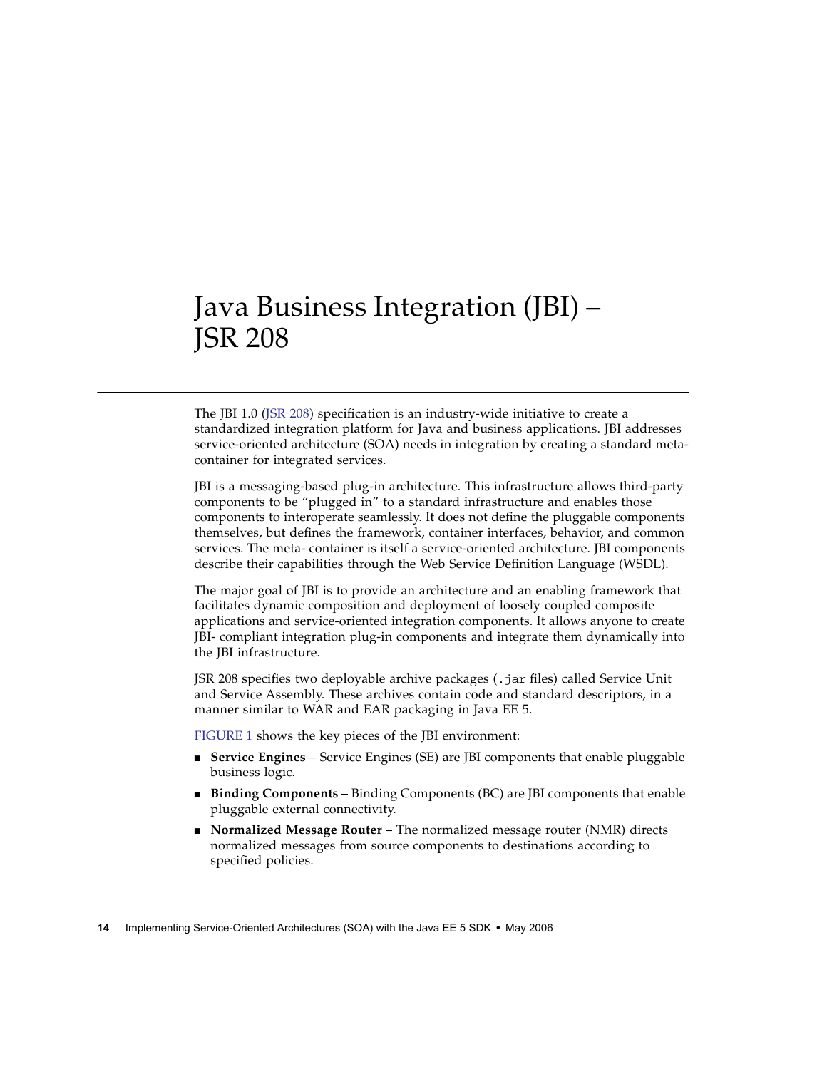# Java Business Integration (JBI) – JSR 208

The JBI 1.0 (JSR 208) specification is an industry-wide initiative to create a standardized integration platform for Java and business applications. JBI addresses service-oriented architecture (SOA) needs in integration by creating a standard meta-container for integrated services.

JBI is a messaging-based plug-in architecture. This infrastructure allows third-party components to be "plugged in" to a standard infrastructure and enables those components to interoperate seamlessly. It does not define the pluggable components themselves, but defines the framework, container interfaces, behavior, and common services. The meta- container is itself a service-oriented architecture. JBI components describe their capabilities through the Web Service Definition Language (WSDL).

The major goal of JBI is to provide an architecture and an enabling framework that facilitates dynamic composition and deployment of loosely coupled composite applications and service-oriented integration components. It allows anyone to create JBI- compliant integration plug-in components and integrate them dynamically into the JBI infrastructure.

JSR 208 specifies two deployable archive packages (`.jar` files) called Service Unit and Service Assembly. These archives contain code and standard descriptors, in a manner similar to WAR and EAR packaging in Java EE 5.

FIGURE 1 shows the key pieces of the JBI environment:

- **Service Engines** – Service Engines (SE) are JBI components that enable pluggable business logic.
- **Binding Components** – Binding Components (BC) are JBI components that enable pluggable external connectivity.
- **Normalized Message Router** – The normalized message router (NMR) directs normalized messages from source components to destinations according to specified policies.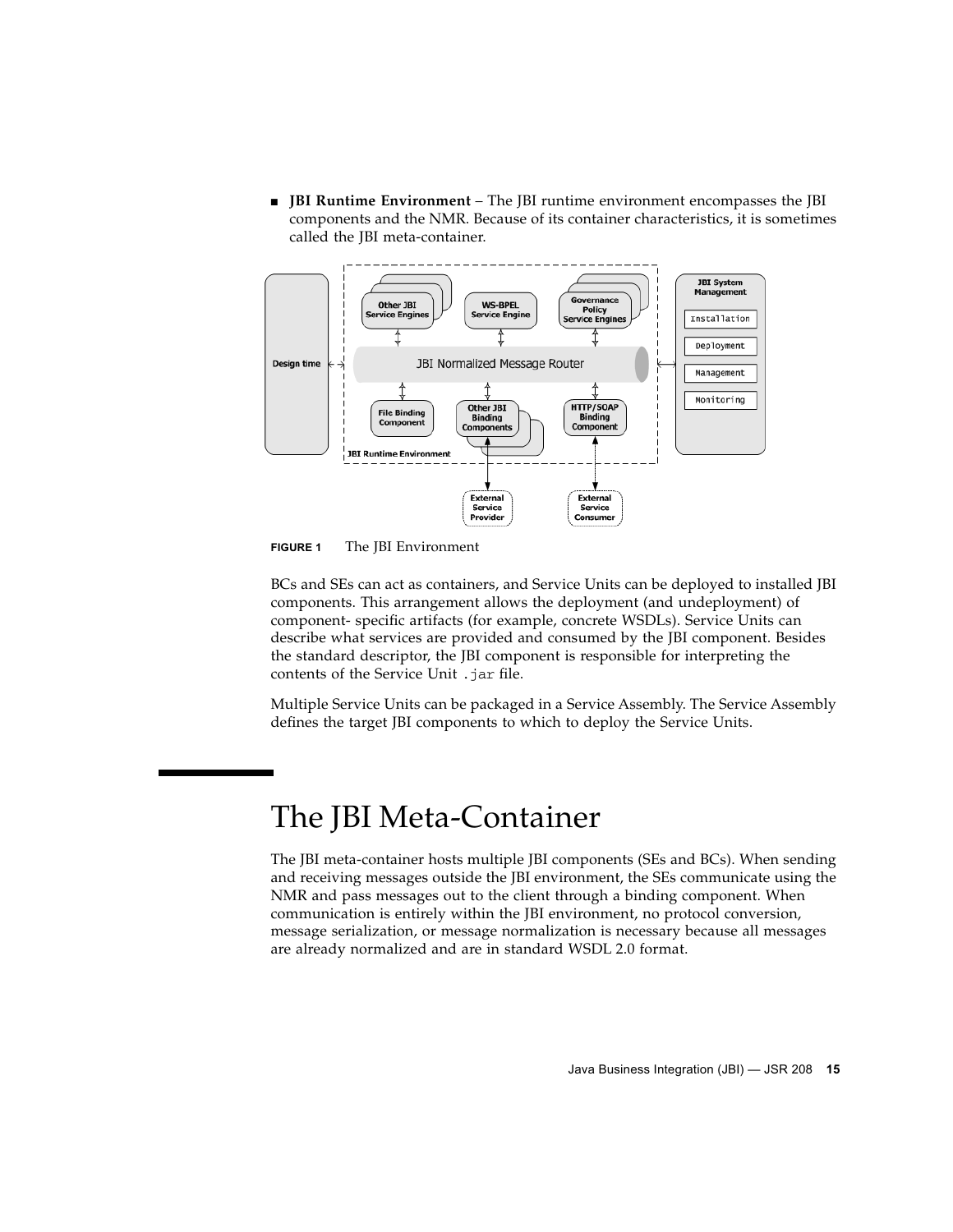- **JBI Runtime Environment** – The JBI runtime environment encompasses the JBI components and the NMR. Because of its container characteristics, it is sometimes called the JBI meta-container.

**FIGURE 1** The JBI Environment

BCs and SEs can act as containers, and Service Units can be deployed to installed JBI components. This arrangement allows the deployment (and undeployment) of component- specific artifacts (for example, concrete WSDLs). Service Units can describe what services are provided and consumed by the JBI component. Besides the standard descriptor, the JBI component is responsible for interpreting the contents of the Service Unit `.jar` file.

Multiple Service Units can be packaged in a Service Assembly. The Service Assembly defines the target JBI components to which to deploy the Service Units.

# The JBI Meta-Container

The JBI meta-container hosts multiple JBI components (SEs and BCs). When sending and receiving messages outside the JBI environment, the SEs communicate using the NMR and pass messages out to the client through a binding component. When communication is entirely within the JBI environment, no protocol conversion, message serialization, or message normalization is necessary because all messages are already normalized and are in standard WSDL 2.0 format.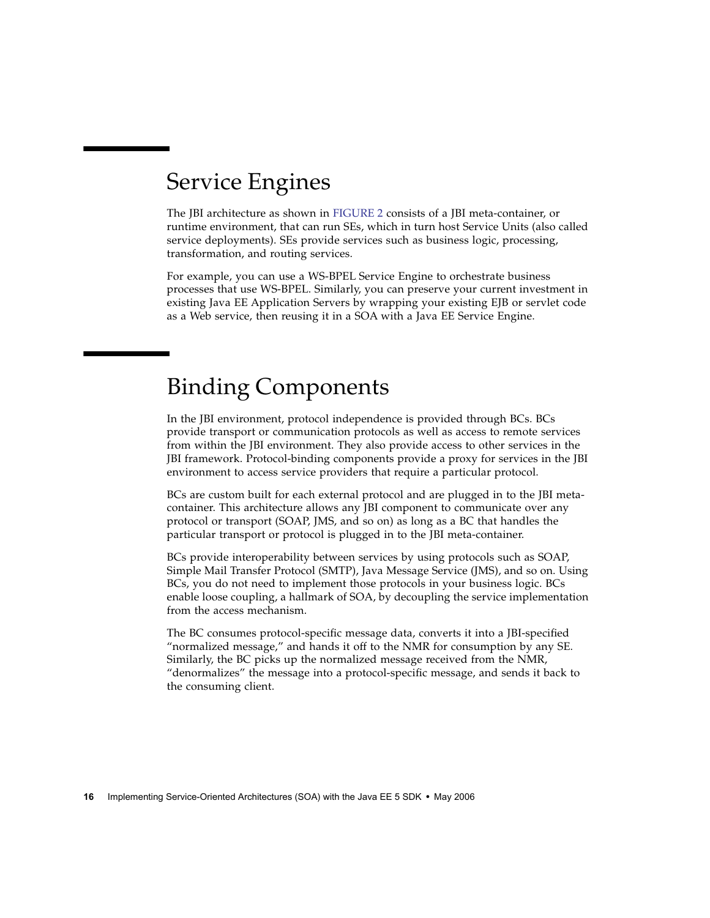## Service Engines

The JBI architecture as shown in FIGURE 2 consists of a JBI meta-container, or runtime environment, that can run SEs, which in turn host Service Units (also called service deployments). SEs provide services such as business logic, processing, transformation, and routing services.

For example, you can use a WS-BPEL Service Engine to orchestrate business processes that use WS-BPEL. Similarly, you can preserve your current investment in existing Java EE Application Servers by wrapping your existing EJB or servlet code as a Web service, then reusing it in a SOA with a Java EE Service Engine.

## Binding Components

In the JBI environment, protocol independence is provided through BCs. BCs provide transport or communication protocols as well as access to remote services from within the JBI environment. They also provide access to other services in the JBI framework. Protocol-binding components provide a proxy for services in the JBI environment to access service providers that require a particular protocol.

BCs are custom built for each external protocol and are plugged in to the JBI meta-container. This architecture allows any JBI component to communicate over any protocol or transport (SOAP, JMS, and so on) as long as a BC that handles the particular transport or protocol is plugged in to the JBI meta-container.

BCs provide interoperability between services by using protocols such as SOAP, Simple Mail Transfer Protocol (SMTP), Java Message Service (JMS), and so on. Using BCs, you do not need to implement those protocols in your business logic. BCs enable loose coupling, a hallmark of SOA, by decoupling the service implementation from the access mechanism.

The BC consumes protocol-specific message data, converts it into a JBI-specified "normalized message," and hands it off to the NMR for consumption by any SE. Similarly, the BC picks up the normalized message received from the NMR, "denormalizes" the message into a protocol-specific message, and sends it back to the consuming client.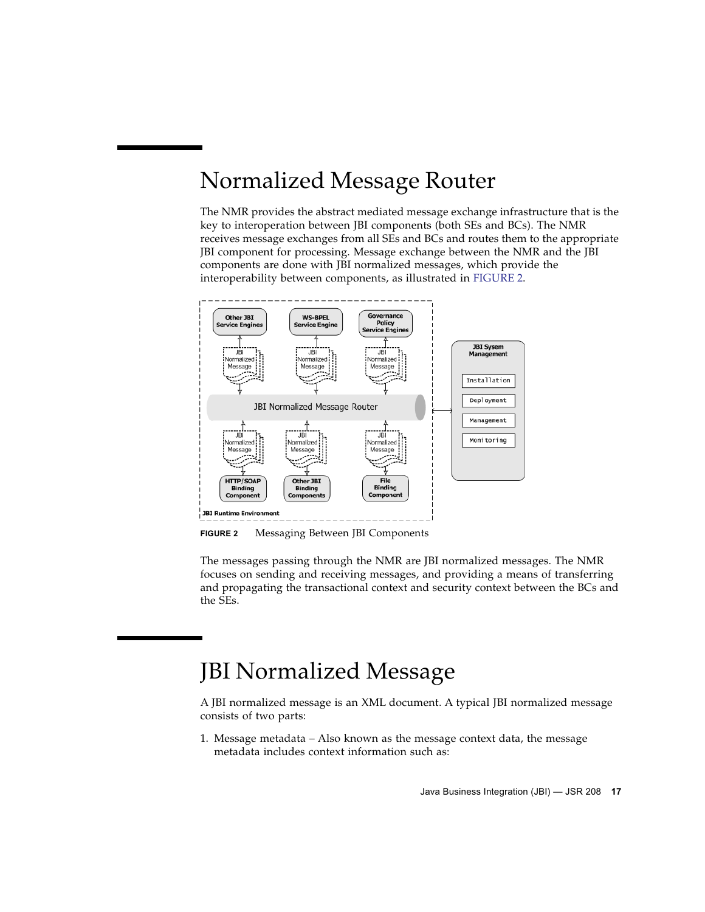# Normalized Message Router

The NMR provides the abstract mediated message exchange infrastructure that is the key to interoperation between JBI components (both SEs and BCs). The NMR receives message exchanges from all SEs and BCs and routes them to the appropriate JBI component for processing. Message exchange between the NMR and the JBI components are done with JBI normalized messages, which provide the interoperability between components, as illustrated in FIGURE 2.

**FIGURE 2** Messaging Between JBI Components

The messages passing through the NMR are JBI normalized messages. The NMR focuses on sending and receiving messages, and providing a means of transferring and propagating the transactional context and security context between the BCs and the SEs.

# JBI Normalized Message

A JBI normalized message is an XML document. A typical JBI normalized message consists of two parts:

1. Message metadata – Also known as the message context data, the message metadata includes context information such as: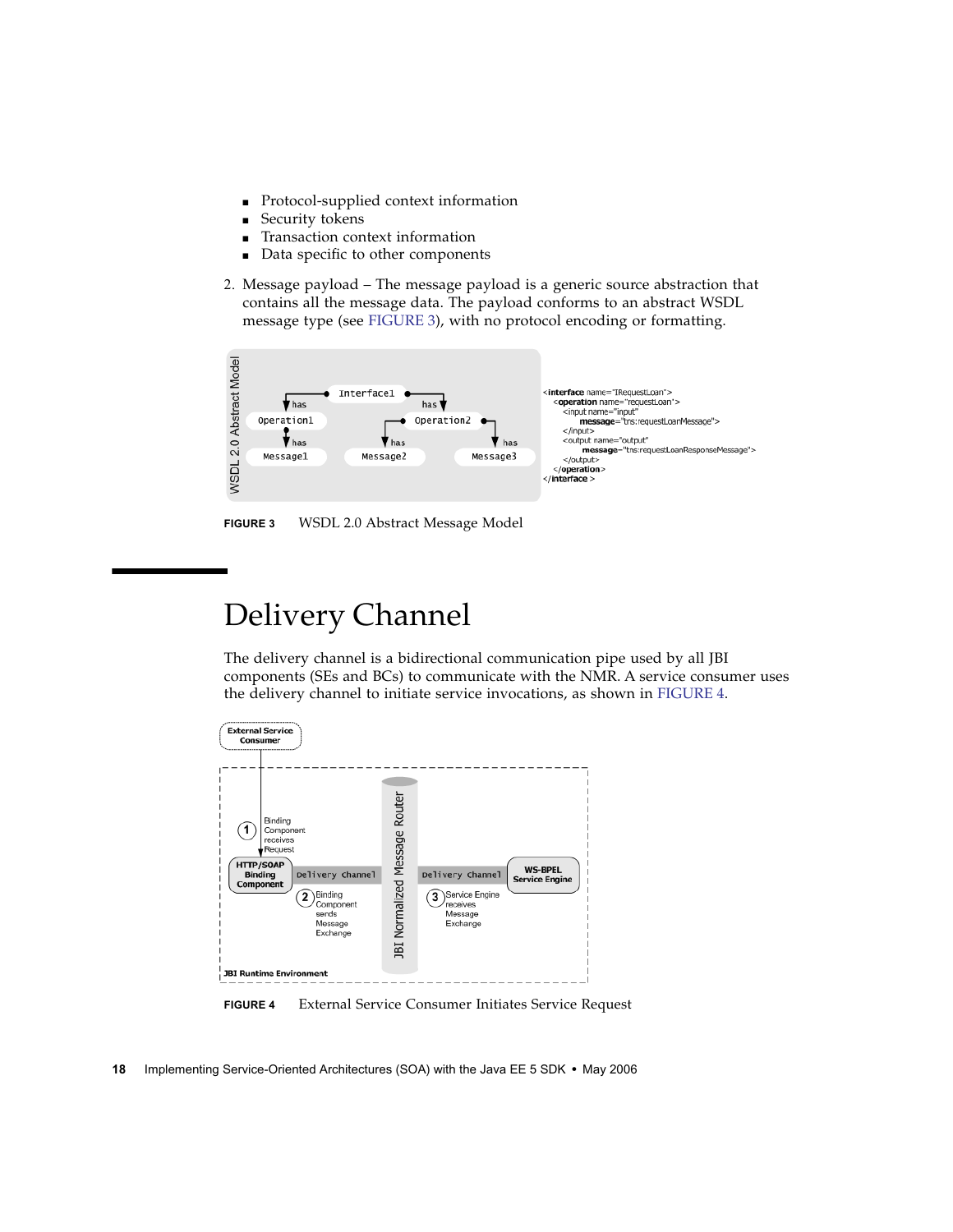- Protocol-supplied context information
- Security tokens
- Transaction context information
- Data specific to other components

2. Message payload – The message payload is a generic source abstraction that contains all the message data. The payload conforms to an abstract WSDL message type (see FIGURE 3), with no protocol encoding or formatting.

```
<interface name="IRequestLoan">
  <operation name="requestLoan">
    <input name="input"
        message="tns:requestLoanMessage">
    </input>
    <output name="output"
        message="tns:requestLoanResponseMessage">
    </output>
  </operation>
</interface>
```

**FIGURE 3** WSDL 2.0 Abstract Message Model

# Delivery Channel

The delivery channel is a bidirectional communication pipe used by all JBI components (SEs and BCs) to communicate with the NMR. A service consumer uses the delivery channel to initiate service invocations, as shown in FIGURE 4.

**FIGURE 4** External Service Consumer Initiates Service Request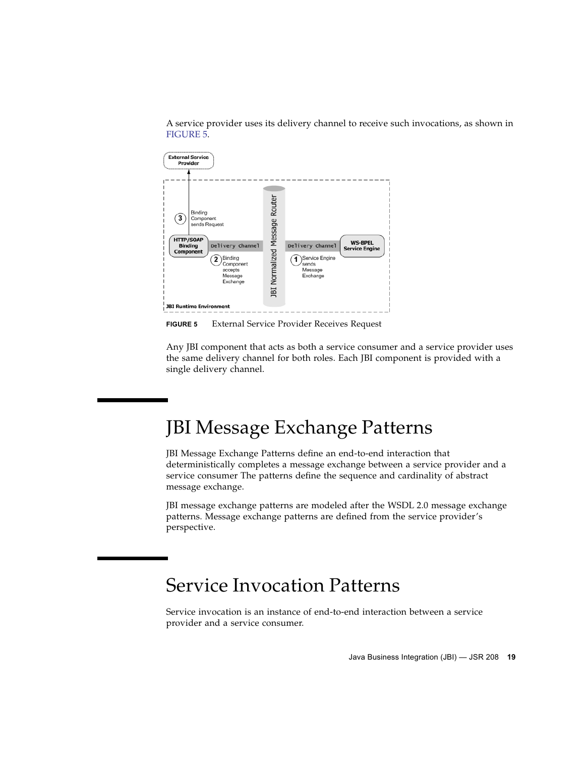A service provider uses its delivery channel to receive such invocations, as shown in FIGURE 5.

**FIGURE 5** External Service Provider Receives Request

Any JBI component that acts as both a service consumer and a service provider uses the same delivery channel for both roles. Each JBI component is provided with a single delivery channel.

# JBI Message Exchange Patterns

JBI Message Exchange Patterns define an end-to-end interaction that deterministically completes a message exchange between a service provider and a service consumer The patterns define the sequence and cardinality of abstract message exchange.

JBI message exchange patterns are modeled after the WSDL 2.0 message exchange patterns. Message exchange patterns are defined from the service provider's perspective.

# Service Invocation Patterns

Service invocation is an instance of end-to-end interaction between a service provider and a service consumer.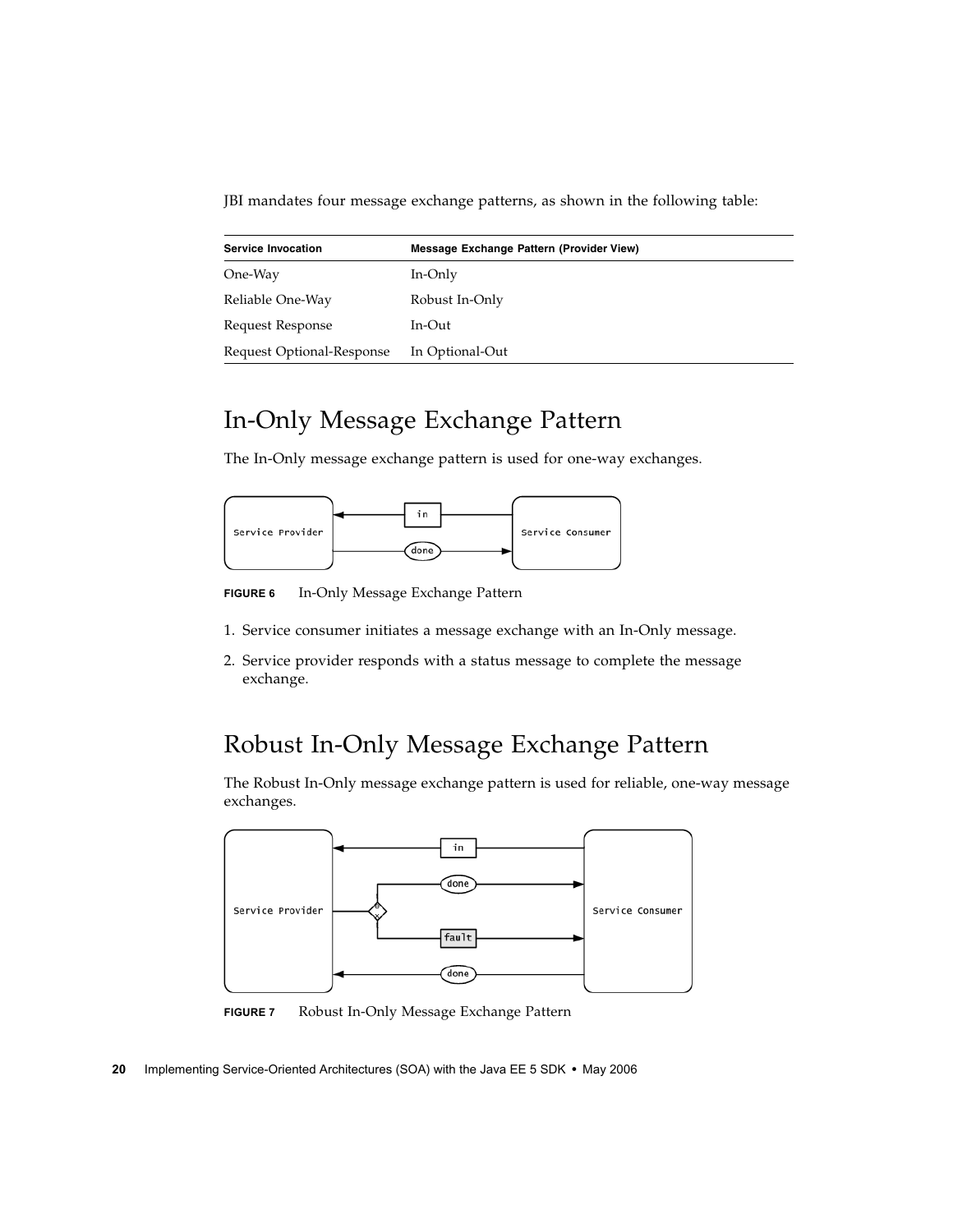JBI mandates four message exchange patterns, as shown in the following table:

| Service Invocation | Message Exchange Pattern (Provider View) |
| --- | --- |
| One-Way | In-Only |
| Reliable One-Way | Robust In-Only |
| Request Response | In-Out |
| Request Optional-Response | In Optional-Out |

## In-Only Message Exchange Pattern

The In-Only message exchange pattern is used for one-way exchanges.

**FIGURE 6** In-Only Message Exchange Pattern

1. Service consumer initiates a message exchange with an In-Only message.
2. Service provider responds with a status message to complete the message exchange.

## Robust In-Only Message Exchange Pattern

The Robust In-Only message exchange pattern is used for reliable, one-way message exchanges.

**FIGURE 7** Robust In-Only Message Exchange Pattern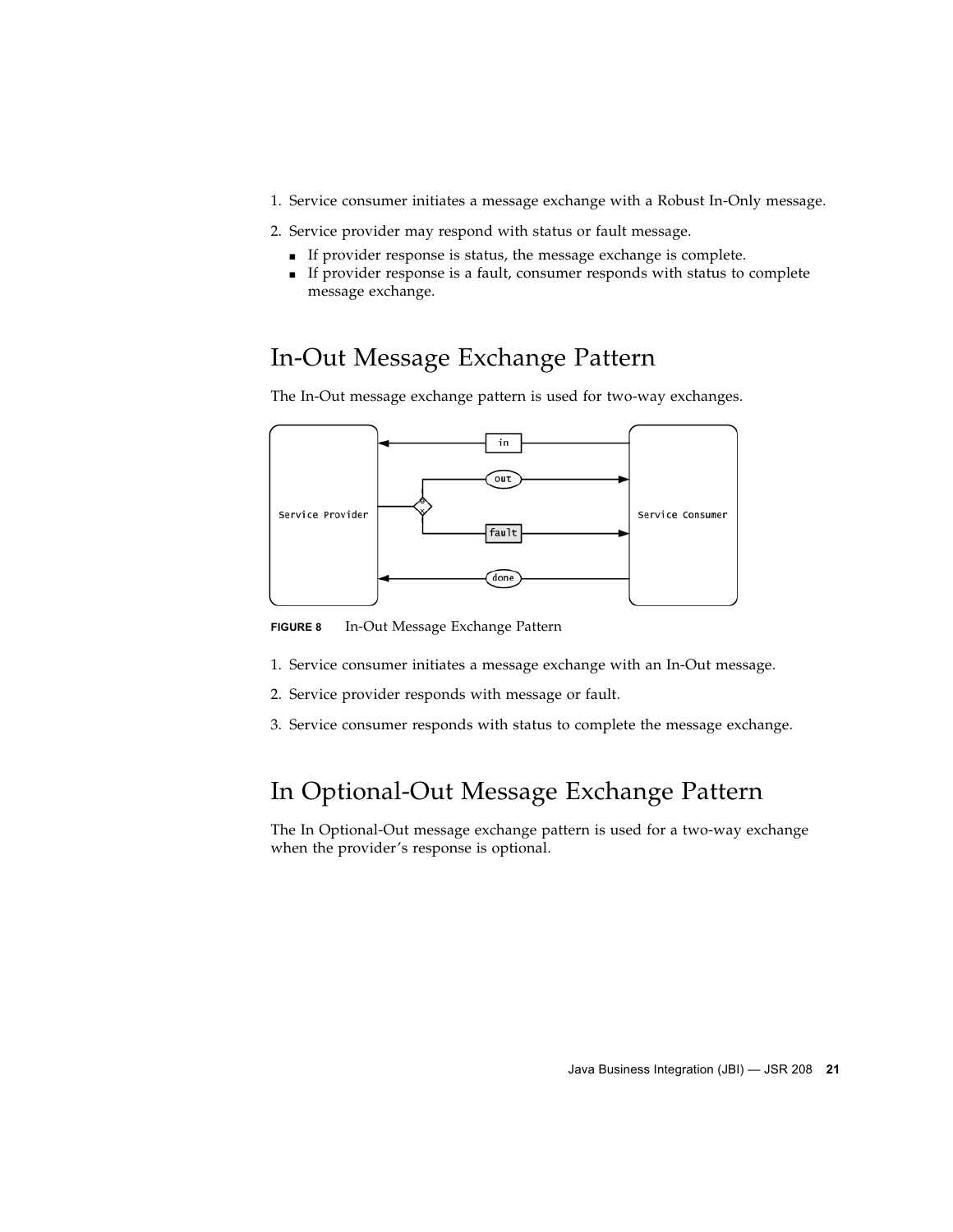1. Service consumer initiates a message exchange with a Robust In-Only message.
2. Service provider may respond with status or fault message.
   - If provider response is status, the message exchange is complete.
   - If provider response is a fault, consumer responds with status to complete message exchange.

## In-Out Message Exchange Pattern

The In-Out message exchange pattern is used for two-way exchanges.

**FIGURE 8** In-Out Message Exchange Pattern

1. Service consumer initiates a message exchange with an In-Out message.
2. Service provider responds with message or fault.
3. Service consumer responds with status to complete the message exchange.

## In Optional-Out Message Exchange Pattern

The In Optional-Out message exchange pattern is used for a two-way exchange when the provider's response is optional.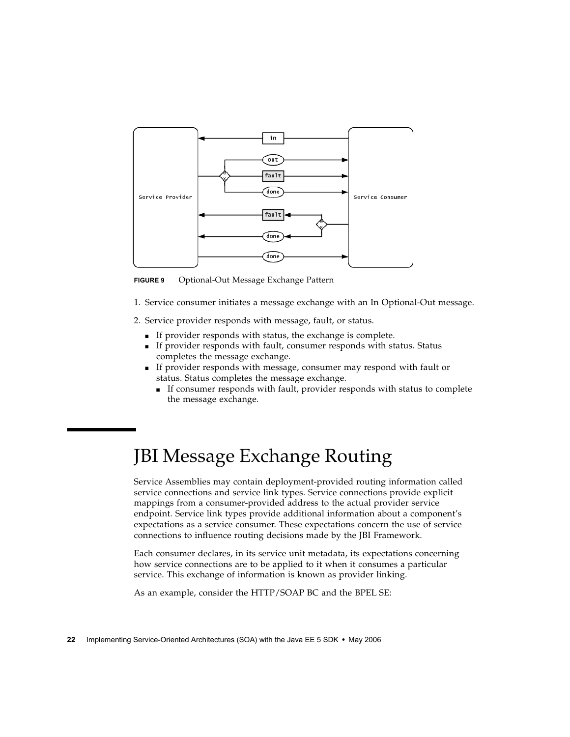FIGURE 9 Optional-Out Message Exchange Pattern

1. Service consumer initiates a message exchange with an In Optional-Out message.
2. Service provider responds with message, fault, or status.
   - If provider responds with status, the exchange is complete.
   - If provider responds with fault, consumer responds with status. Status completes the message exchange.
   - If provider responds with message, consumer may respond with fault or status. Status completes the message exchange.
     - If consumer responds with fault, provider responds with status to complete the message exchange.

# JBI Message Exchange Routing

Service Assemblies may contain deployment-provided routing information called service connections and service link types. Service connections provide explicit mappings from a consumer-provided address to the actual provider service endpoint. Service link types provide additional information about a component's expectations as a service consumer. These expectations concern the use of service connections to influence routing decisions made by the JBI Framework.

Each consumer declares, in its service unit metadata, its expectations concerning how service connections are to be applied to it when it consumes a particular service. This exchange of information is known as provider linking.

As an example, consider the HTTP/SOAP BC and the BPEL SE: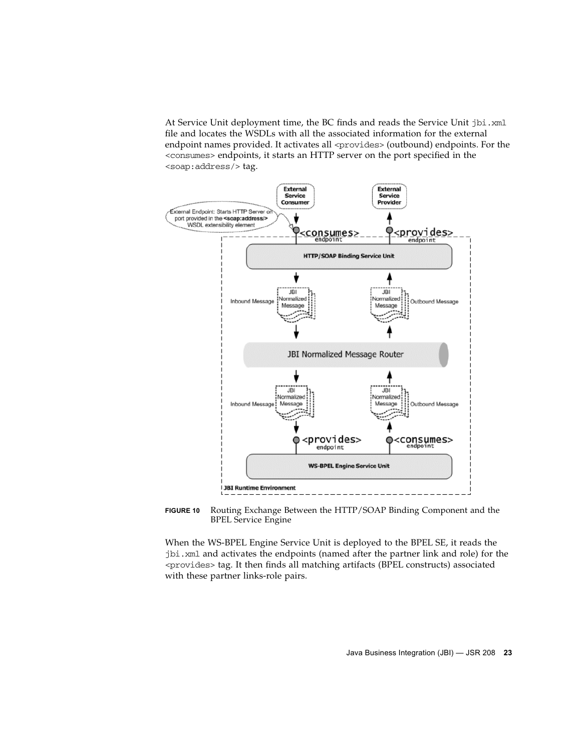At Service Unit deployment time, the BC finds and reads the Service Unit `jbi.xml` file and locates the WSDLs with all the associated information for the external endpoint names provided. It activates all `<provides>` (outbound) endpoints. For the `<consumes>` endpoints, it starts an HTTP server on the port specified in the `<soap:address/>` tag.

**FIGURE 10** Routing Exchange Between the HTTP/SOAP Binding Component and the BPEL Service Engine

When the WS-BPEL Engine Service Unit is deployed to the BPEL SE, it reads the `jbi.xml` and activates the endpoints (named after the partner link and role) for the `<provides>` tag. It then finds all matching artifacts (BPEL constructs) associated with these partner links-role pairs.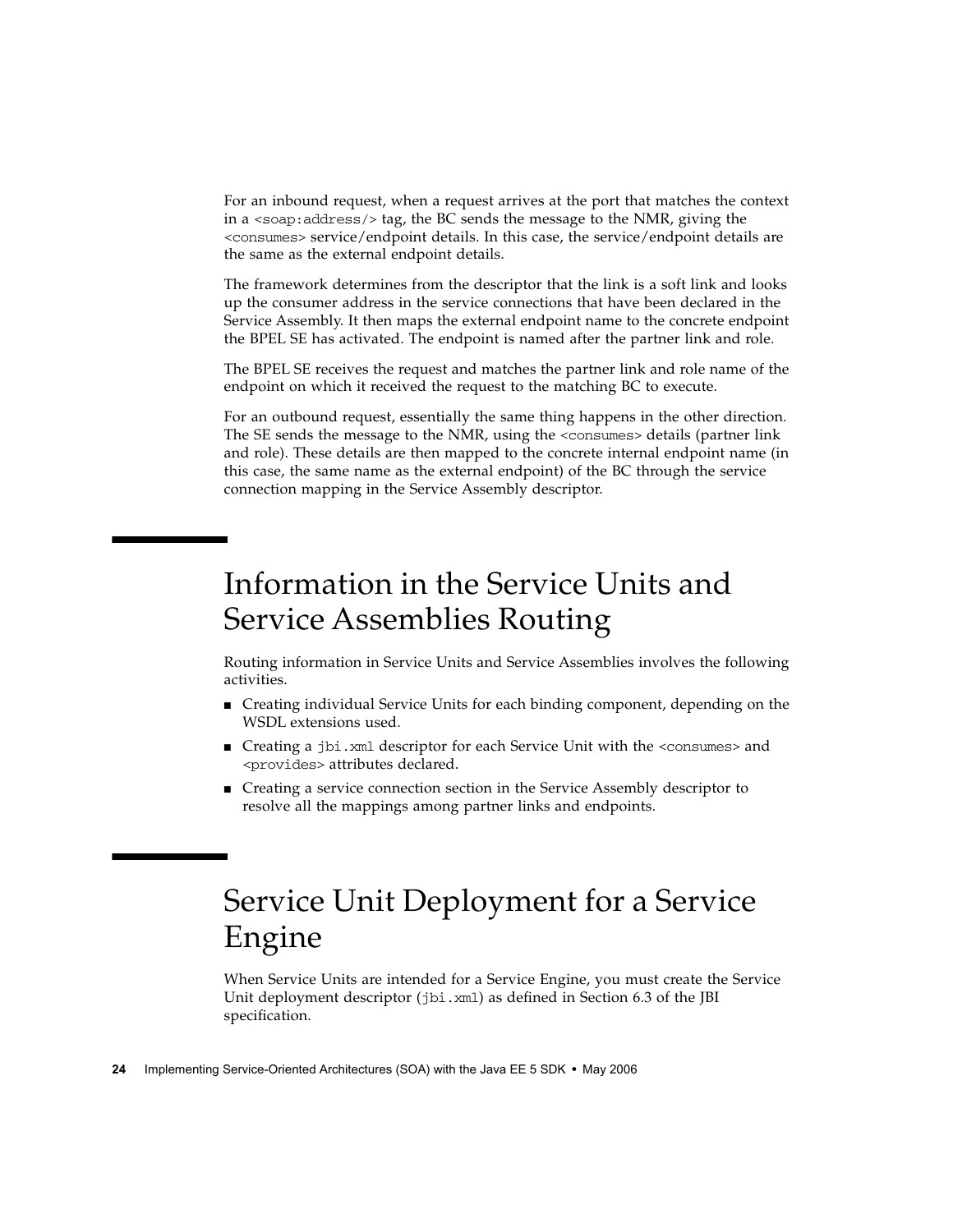For an inbound request, when a request arrives at the port that matches the context in a `<soap:address/>` tag, the BC sends the message to the NMR, giving the `<consumes>` service/endpoint details. In this case, the service/endpoint details are the same as the external endpoint details.

The framework determines from the descriptor that the link is a soft link and looks up the consumer address in the service connections that have been declared in the Service Assembly. It then maps the external endpoint name to the concrete endpoint the BPEL SE has activated. The endpoint is named after the partner link and role.

The BPEL SE receives the request and matches the partner link and role name of the endpoint on which it received the request to the matching BC to execute.

For an outbound request, essentially the same thing happens in the other direction. The SE sends the message to the NMR, using the `<consumes>` details (partner link and role). These details are then mapped to the concrete internal endpoint name (in this case, the same name as the external endpoint) of the BC through the service connection mapping in the Service Assembly descriptor.

# Information in the Service Units and Service Assemblies Routing

Routing information in Service Units and Service Assemblies involves the following activities.

- Creating individual Service Units for each binding component, depending on the WSDL extensions used.
- Creating a `jbi.xml` descriptor for each Service Unit with the `<consumes>` and `<provides>` attributes declared.
- Creating a service connection section in the Service Assembly descriptor to resolve all the mappings among partner links and endpoints.

# Service Unit Deployment for a Service Engine

When Service Units are intended for a Service Engine, you must create the Service Unit deployment descriptor (`jbi.xml`) as defined in Section 6.3 of the JBI specification.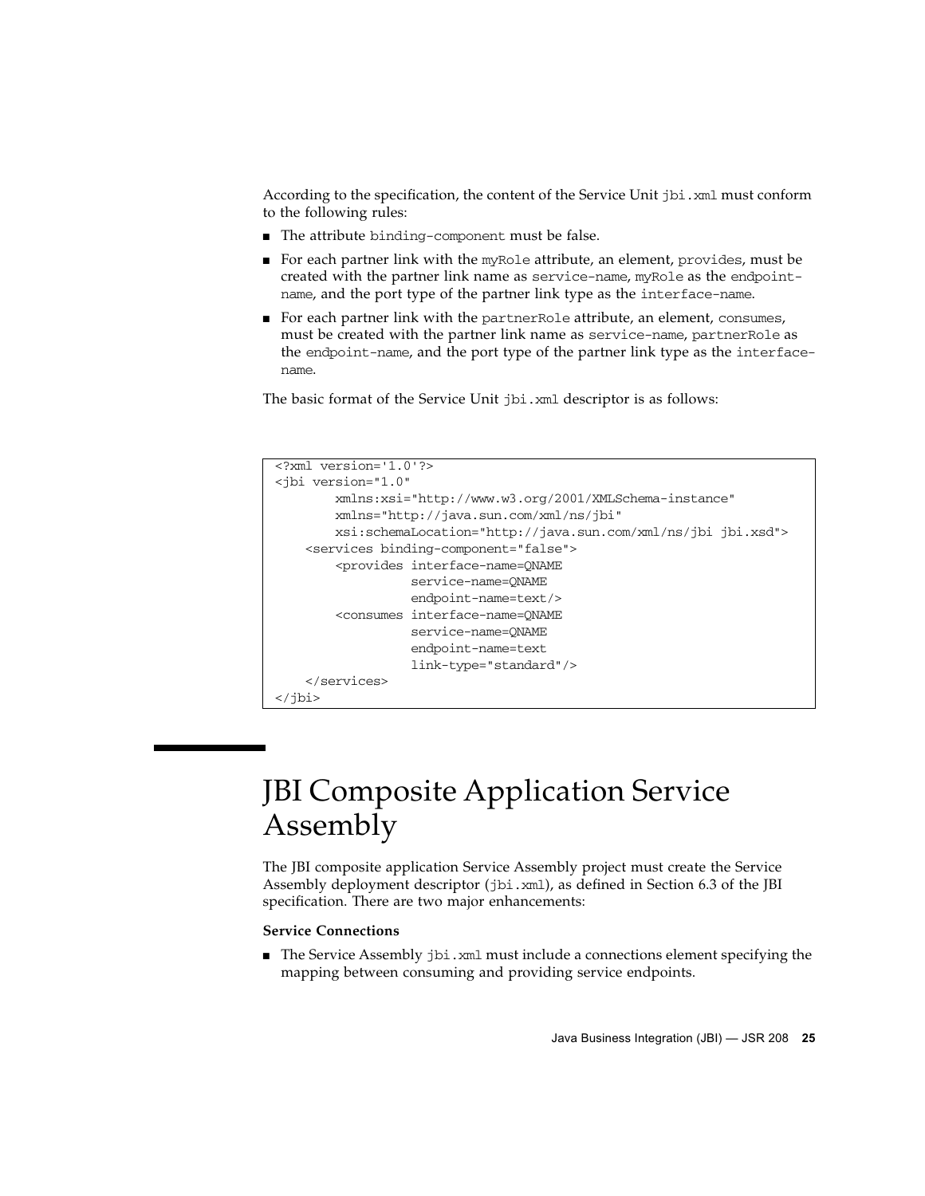According to the specification, the content of the Service Unit `jbi.xml` must conform to the following rules:

- The attribute `binding-component` must be false.
- For each partner link with the `myRole` attribute, an element, `provides`, must be created with the partner link name as `service-name`, `myRole` as the `endpoint-name`, and the port type of the partner link type as the `interface-name`.
- For each partner link with the `partnerRole` attribute, an element, `consumes`, must be created with the partner link name as `service-name`, `partnerRole` as the `endpoint-name`, and the port type of the partner link type as the `interface-name`.

The basic format of the Service Unit `jbi.xml` descriptor is as follows:

```
<?xml version='1.0'?>
<jbi version="1.0"
        xmlns:xsi="http://www.w3.org/2001/XMLSchema-instance"
        xmlns="http://java.sun.com/xml/ns/jbi"
        xsi:schemaLocation="http://java.sun.com/xml/ns/jbi jbi.xsd">
    <services binding-component="false">
        <provides interface-name=QNAME
                  service-name=QNAME
                  endpoint-name=text/>
        <consumes interface-name=QNAME
                  service-name=QNAME
                  endpoint-name=text
                  link-type="standard"/>
    </services>
</jbi>
```

# JBI Composite Application Service Assembly

The JBI composite application Service Assembly project must create the Service Assembly deployment descriptor (`jbi.xml`), as defined in Section 6.3 of the JBI specification. There are two major enhancements:

**Service Connections**

- The Service Assembly `jbi.xml` must include a connections element specifying the mapping between consuming and providing service endpoints.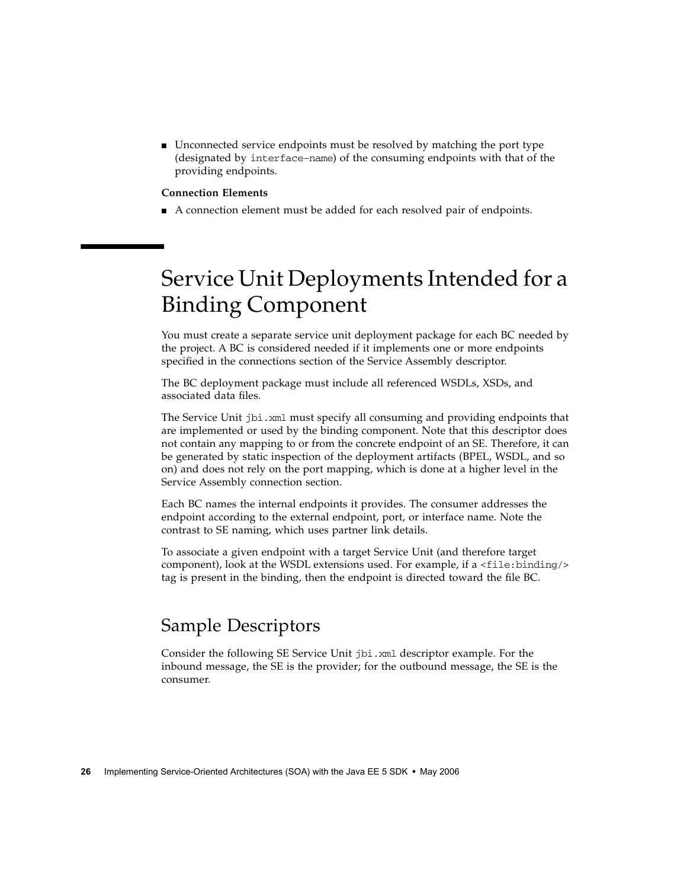- Unconnected service endpoints must be resolved by matching the port type (designated by `interface-name`) of the consuming endpoints with that of the providing endpoints.

**Connection Elements**

- A connection element must be added for each resolved pair of endpoints.

# Service Unit Deployments Intended for a Binding Component

You must create a separate service unit deployment package for each BC needed by the project. A BC is considered needed if it implements one or more endpoints specified in the connections section of the Service Assembly descriptor.

The BC deployment package must include all referenced WSDLs, XSDs, and associated data files.

The Service Unit `jbi.xml` must specify all consuming and providing endpoints that are implemented or used by the binding component. Note that this descriptor does not contain any mapping to or from the concrete endpoint of an SE. Therefore, it can be generated by static inspection of the deployment artifacts (BPEL, WSDL, and so on) and does not rely on the port mapping, which is done at a higher level in the Service Assembly connection section.

Each BC names the internal endpoints it provides. The consumer addresses the endpoint according to the external endpoint, port, or interface name. Note the contrast to SE naming, which uses partner link details.

To associate a given endpoint with a target Service Unit (and therefore target component), look at the WSDL extensions used. For example, if a `<file:binding/>` tag is present in the binding, then the endpoint is directed toward the file BC.

## Sample Descriptors

Consider the following SE Service Unit `jbi.xml` descriptor example. For the inbound message, the SE is the provider; for the outbound message, the SE is the consumer.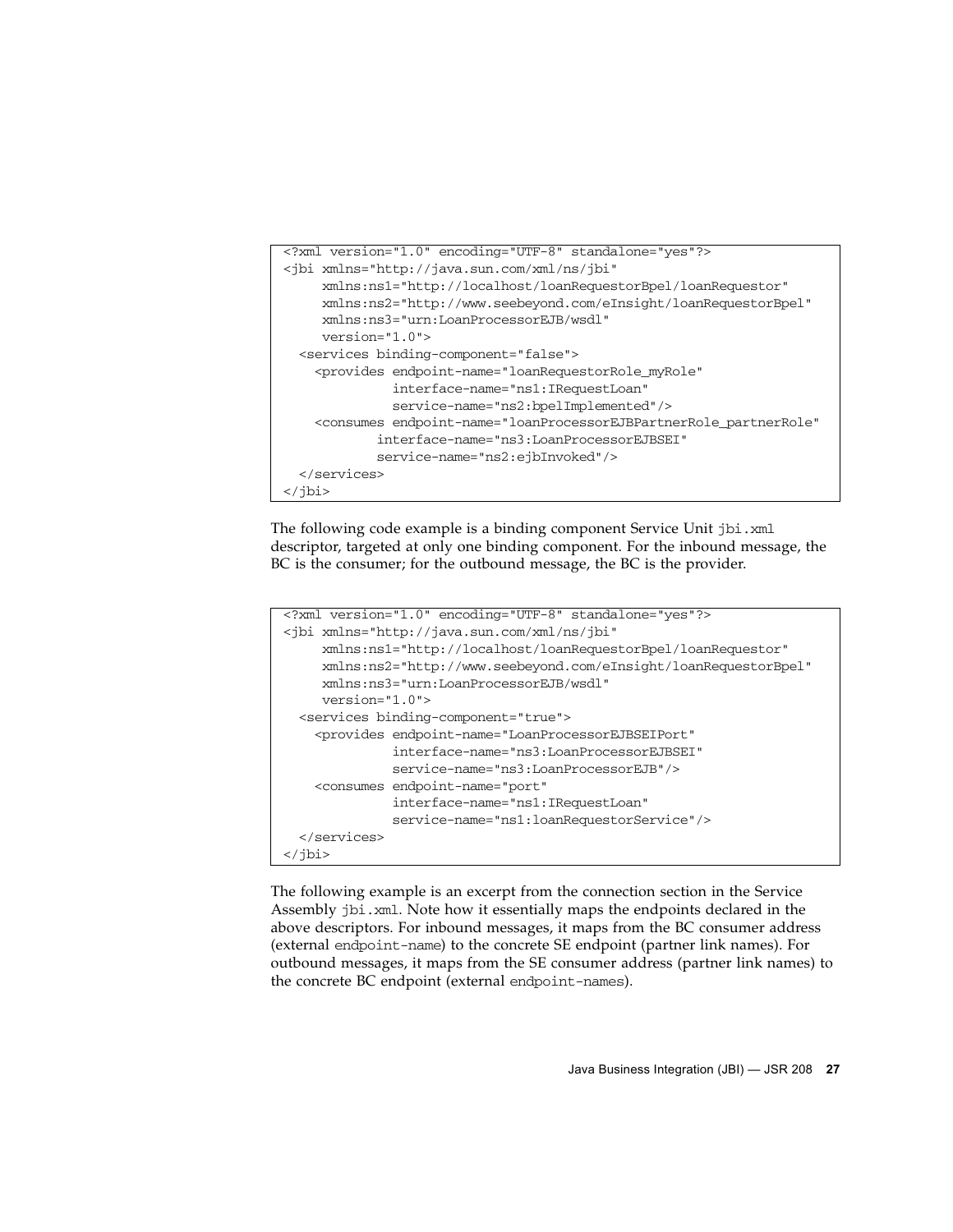```
<?xml version="1.0" encoding="UTF-8" standalone="yes"?>
<jbi xmlns="http://java.sun.com/xml/ns/jbi"
     xmlns:ns1="http://localhost/loanRequestorBpel/loanRequestor"
     xmlns:ns2="http://www.seebeyond.com/eInsight/loanRequestorBpel"
     xmlns:ns3="urn:LoanProcessorEJB/wsdl"
     version="1.0">
  <services binding-component="false">
    <provides endpoint-name="loanRequestorRole_myRole"
              interface-name="ns1:IRequestLoan"
              service-name="ns2:bpelImplemented"/>
    <consumes endpoint-name="loanProcessorEJBPartnerRole_partnerRole"
            interface-name="ns3:LoanProcessorEJBSEI"
            service-name="ns2:ejbInvoked"/>
  </services>
</jbi>
```

The following code example is a binding component Service Unit `jbi.xml` descriptor, targeted at only one binding component. For the inbound message, the BC is the consumer; for the outbound message, the BC is the provider.

```
<?xml version="1.0" encoding="UTF-8" standalone="yes"?>
<jbi xmlns="http://java.sun.com/xml/ns/jbi"
     xmlns:ns1="http://localhost/loanRequestorBpel/loanRequestor"
     xmlns:ns2="http://www.seebeyond.com/eInsight/loanRequestorBpel"
     xmlns:ns3="urn:LoanProcessorEJB/wsdl"
     version="1.0">
  <services binding-component="true">
    <provides endpoint-name="LoanProcessorEJBSEIPort"
              interface-name="ns3:LoanProcessorEJBSEI"
              service-name="ns3:LoanProcessorEJB"/>
    <consumes endpoint-name="port"
              interface-name="ns1:IRequestLoan"
              service-name="ns1:loanRequestorService"/>
  </services>
</jbi>
```

The following example is an excerpt from the connection section in the Service Assembly `jbi.xml`. Note how it essentially maps the endpoints declared in the above descriptors. For inbound messages, it maps from the BC consumer address (external `endpoint-name`) to the concrete SE endpoint (partner link names). For outbound messages, it maps from the SE consumer address (partner link names) to the concrete BC endpoint (external `endpoint-names`).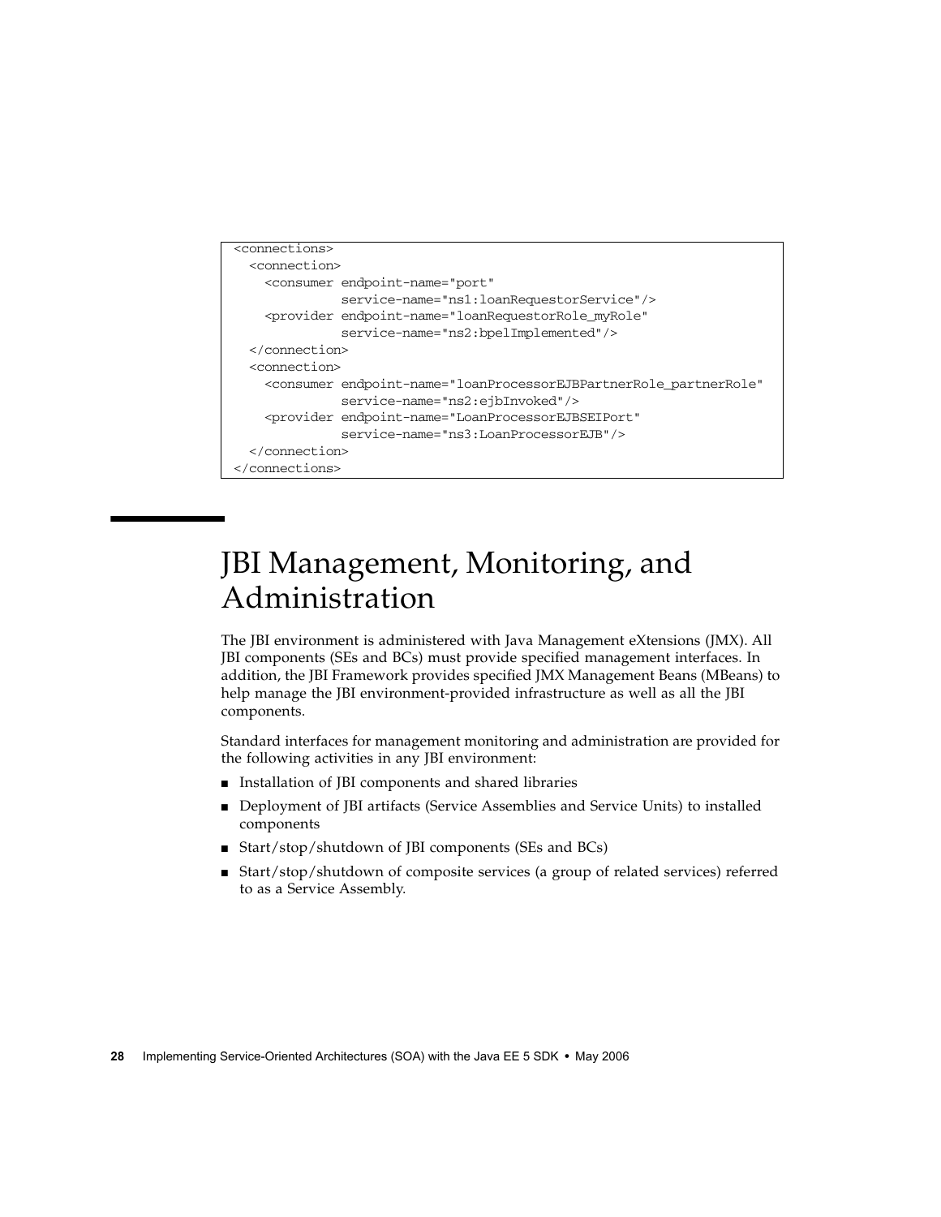```
<connections>
  <connection>
    <consumer endpoint-name="port"
              service-name="ns1:loanRequestorService"/>
    <provider endpoint-name="loanRequestorRole_myRole"
              service-name="ns2:bpelImplemented"/>
  </connection>
  <connection>
    <consumer endpoint-name="loanProcessorEJBPartnerRole_partnerRole"
              service-name="ns2:ejbInvoked"/>
    <provider endpoint-name="LoanProcessorEJBSEIPort"
              service-name="ns3:LoanProcessorEJB"/>
  </connection>
</connections>
```

# JBI Management, Monitoring, and Administration

The JBI environment is administered with Java Management eXtensions (JMX). All JBI components (SEs and BCs) must provide specified management interfaces. In addition, the JBI Framework provides specified JMX Management Beans (MBeans) to help manage the JBI environment-provided infrastructure as well as all the JBI components.

Standard interfaces for management monitoring and administration are provided for the following activities in any JBI environment:

- Installation of JBI components and shared libraries
- Deployment of JBI artifacts (Service Assemblies and Service Units) to installed components
- Start/stop/shutdown of JBI components (SEs and BCs)
- Start/stop/shutdown of composite services (a group of related services) referred to as a Service Assembly.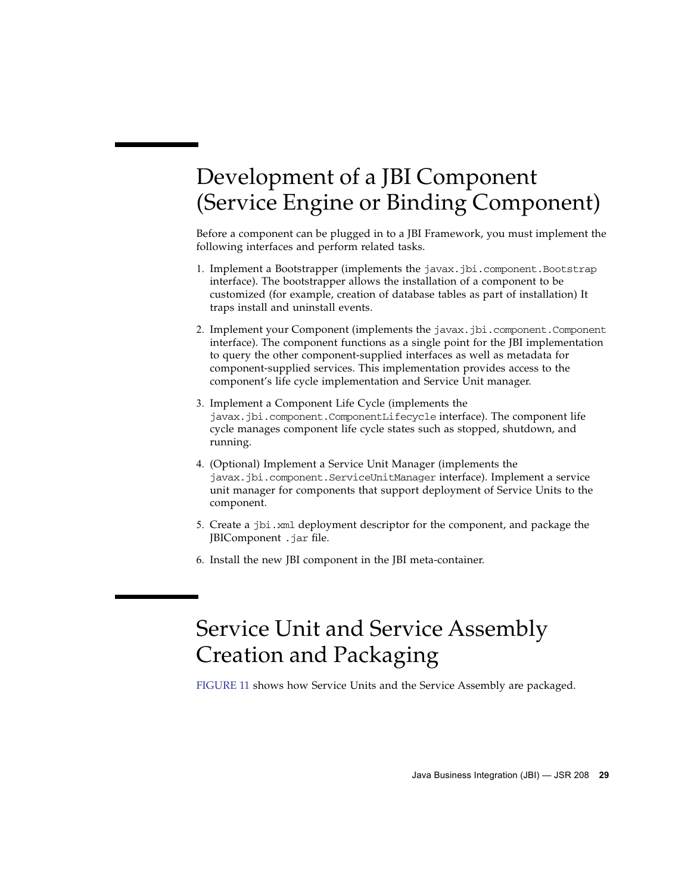# Development of a JBI Component (Service Engine or Binding Component)

Before a component can be plugged in to a JBI Framework, you must implement the following interfaces and perform related tasks.

1. Implement a Bootstrapper (implements the `javax.jbi.component.Bootstrap` interface). The bootstrapper allows the installation of a component to be customized (for example, creation of database tables as part of installation) It traps install and uninstall events.

2. Implement your Component (implements the `javax.jbi.component.Component` interface). The component functions as a single point for the JBI implementation to query the other component-supplied interfaces as well as metadata for component-supplied services. This implementation provides access to the component's life cycle implementation and Service Unit manager.

3. Implement a Component Life Cycle (implements the `javax.jbi.component.ComponentLifecycle` interface). The component life cycle manages component life cycle states such as stopped, shutdown, and running.

4. (Optional) Implement a Service Unit Manager (implements the `javax.jbi.component.ServiceUnitManager` interface). Implement a service unit manager for components that support deployment of Service Units to the component.

5. Create a `jbi.xml` deployment descriptor for the component, and package the JBIComponent `.jar` file.

6. Install the new JBI component in the JBI meta-container.

# Service Unit and Service Assembly Creation and Packaging

FIGURE 11 shows how Service Units and the Service Assembly are packaged.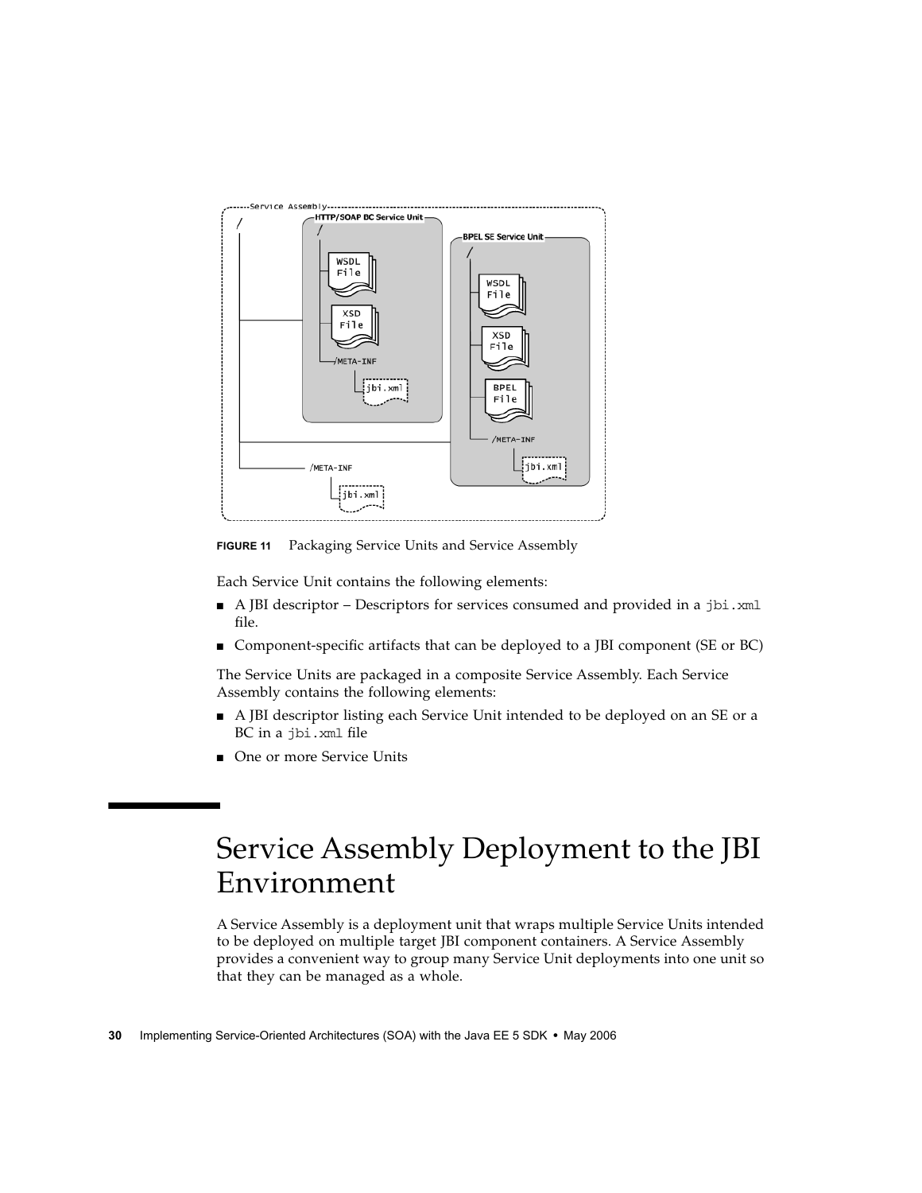**FIGURE 11** Packaging Service Units and Service Assembly

Each Service Unit contains the following elements:

- A JBI descriptor – Descriptors for services consumed and provided in a `jbi.xml` file.
- Component-specific artifacts that can be deployed to a JBI component (SE or BC)

The Service Units are packaged in a composite Service Assembly. Each Service Assembly contains the following elements:

- A JBI descriptor listing each Service Unit intended to be deployed on an SE or a BC in a `jbi.xml` file
- One or more Service Units

# Service Assembly Deployment to the JBI Environment

A Service Assembly is a deployment unit that wraps multiple Service Units intended to be deployed on multiple target JBI component containers. A Service Assembly provides a convenient way to group many Service Unit deployments into one unit so that they can be managed as a whole.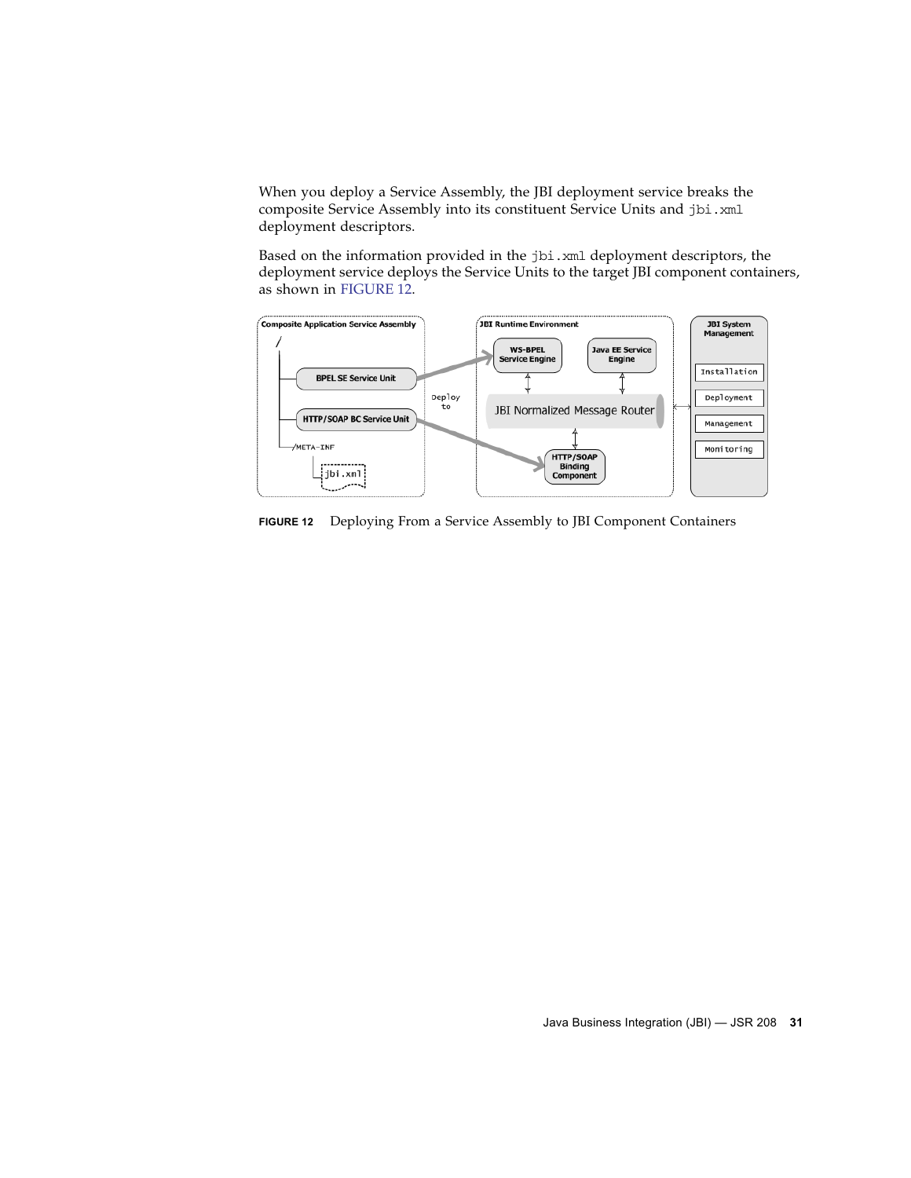When you deploy a Service Assembly, the JBI deployment service breaks the composite Service Assembly into its constituent Service Units and `jbi.xml` deployment descriptors.

Based on the information provided in the `jbi.xml` deployment descriptors, the deployment service deploys the Service Units to the target JBI component containers, as shown in FIGURE 12.

**FIGURE 12** Deploying From a Service Assembly to JBI Component Containers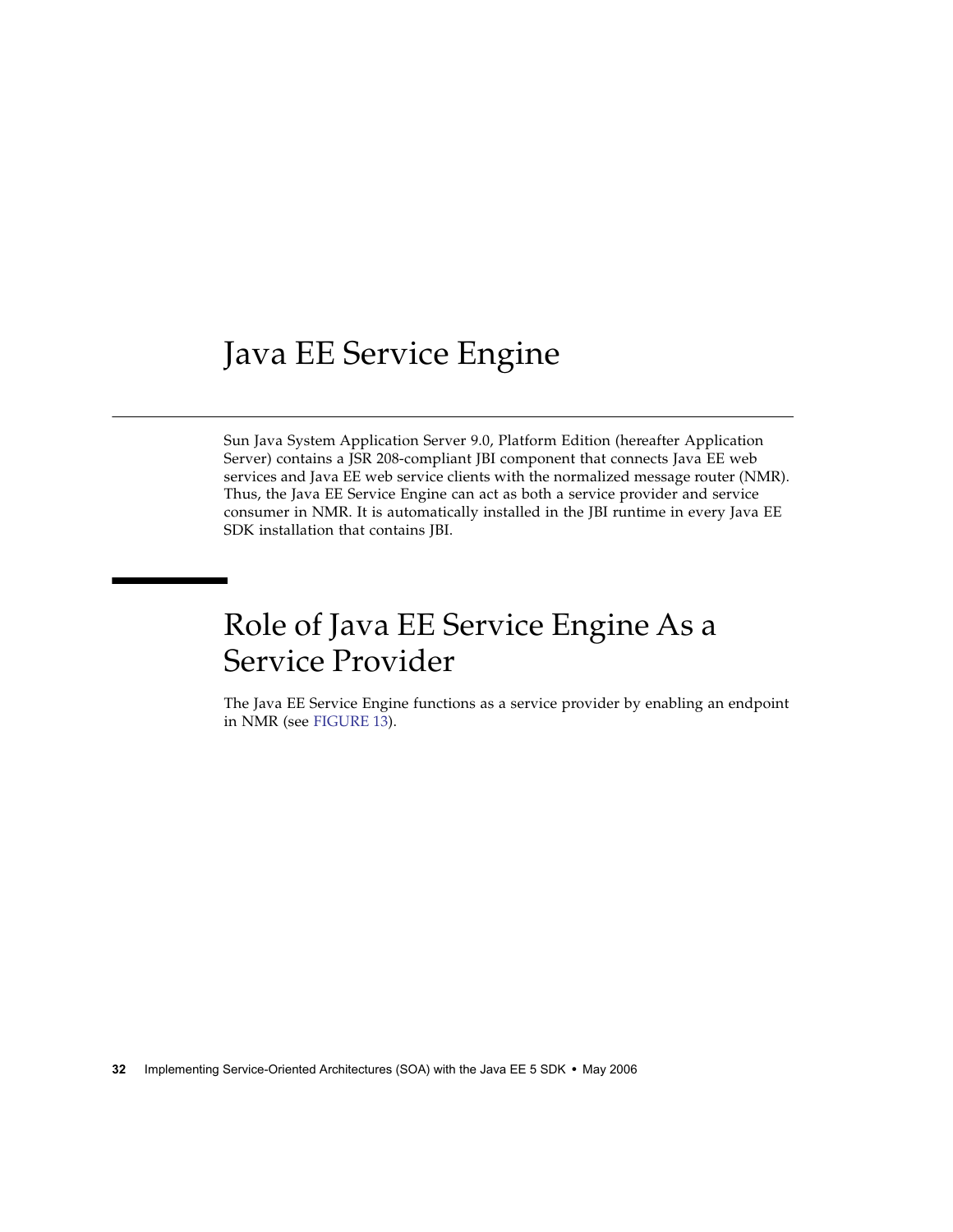# Java EE Service Engine

Sun Java System Application Server 9.0, Platform Edition (hereafter Application Server) contains a JSR 208-compliant JBI component that connects Java EE web services and Java EE web service clients with the normalized message router (NMR). Thus, the Java EE Service Engine can act as both a service provider and service consumer in NMR. It is automatically installed in the JBI runtime in every Java EE SDK installation that contains JBI.

## Role of Java EE Service Engine As a Service Provider

The Java EE Service Engine functions as a service provider by enabling an endpoint in NMR (see FIGURE 13).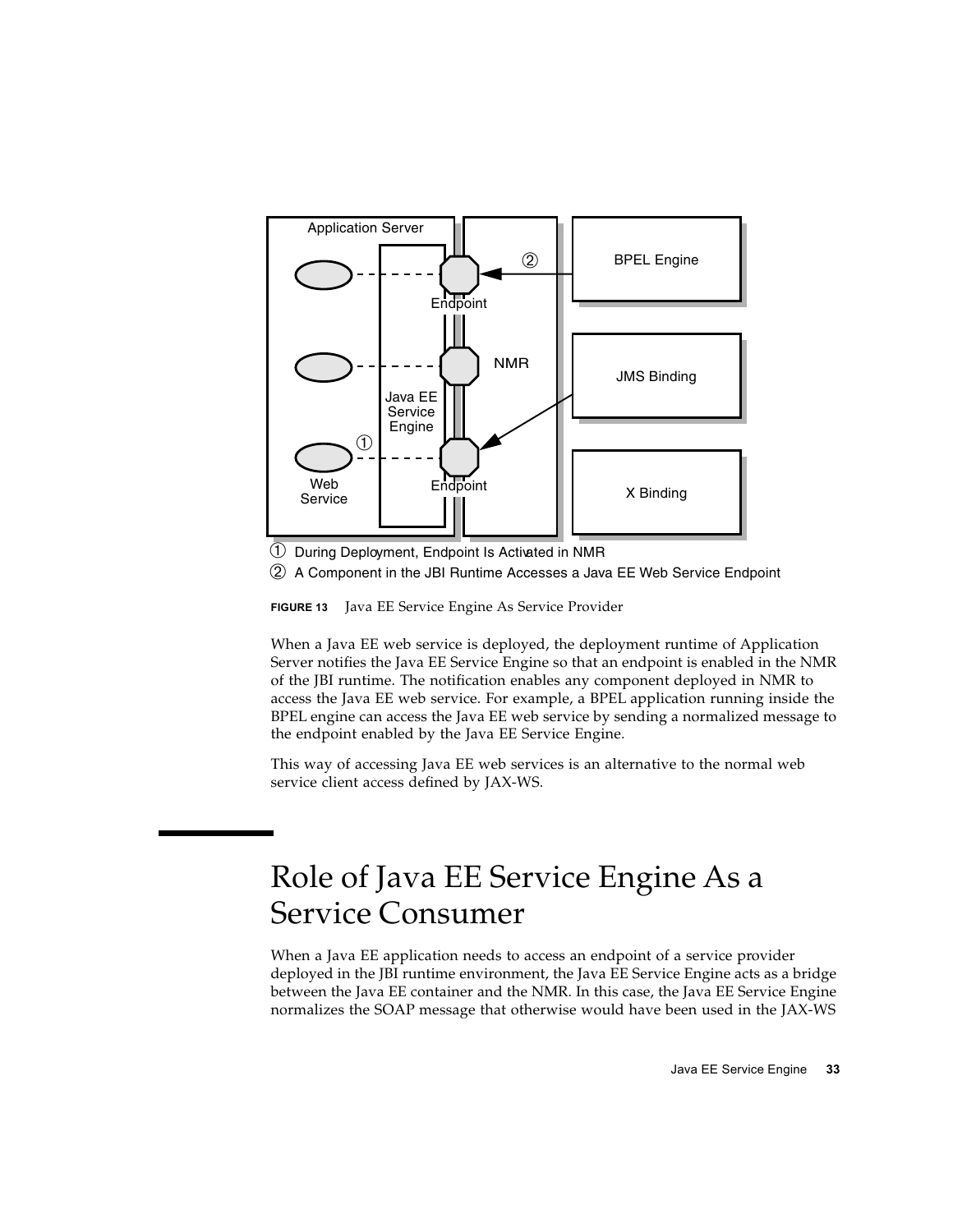① During Deployment, Endpoint Is Activated in NMR

② A Component in the JBI Runtime Accesses a Java EE Web Service Endpoint

**FIGURE 13** Java EE Service Engine As Service Provider

When a Java EE web service is deployed, the deployment runtime of Application Server notifies the Java EE Service Engine so that an endpoint is enabled in the NMR of the JBI runtime. The notification enables any component deployed in NMR to access the Java EE web service. For example, a BPEL application running inside the BPEL engine can access the Java EE web service by sending a normalized message to the endpoint enabled by the Java EE Service Engine.

This way of accessing Java EE web services is an alternative to the normal web service client access defined by JAX-WS.

# Role of Java EE Service Engine As a Service Consumer

When a Java EE application needs to access an endpoint of a service provider deployed in the JBI runtime environment, the Java EE Service Engine acts as a bridge between the Java EE container and the NMR. In this case, the Java EE Service Engine normalizes the SOAP message that otherwise would have been used in the JAX-WS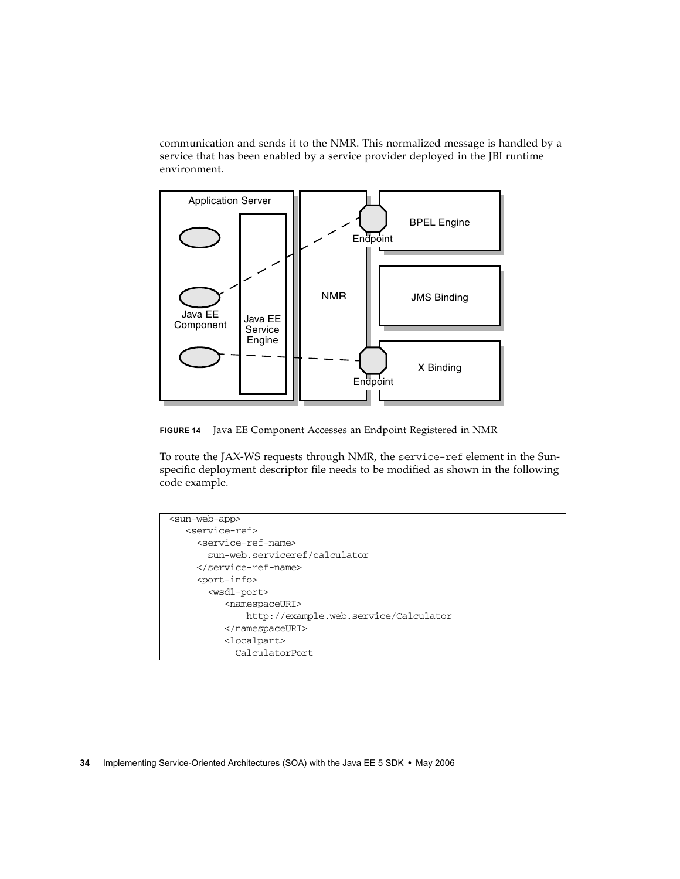communication and sends it to the NMR. This normalized message is handled by a service that has been enabled by a service provider deployed in the JBI runtime environment.

**FIGURE 14** Java EE Component Accesses an Endpoint Registered in NMR

To route the JAX-WS requests through NMR, the `service-ref` element in the Sun-specific deployment descriptor file needs to be modified as shown in the following code example.

```
<sun-web-app>
   <service-ref>
     <service-ref-name>
       sun-web.serviceref/calculator
     </service-ref-name>
     <port-info>
       <wsdl-port>
          <namespaceURI>
              http://example.web.service/Calculator
          </namespaceURI>
          <localpart>
            CalculatorPort
```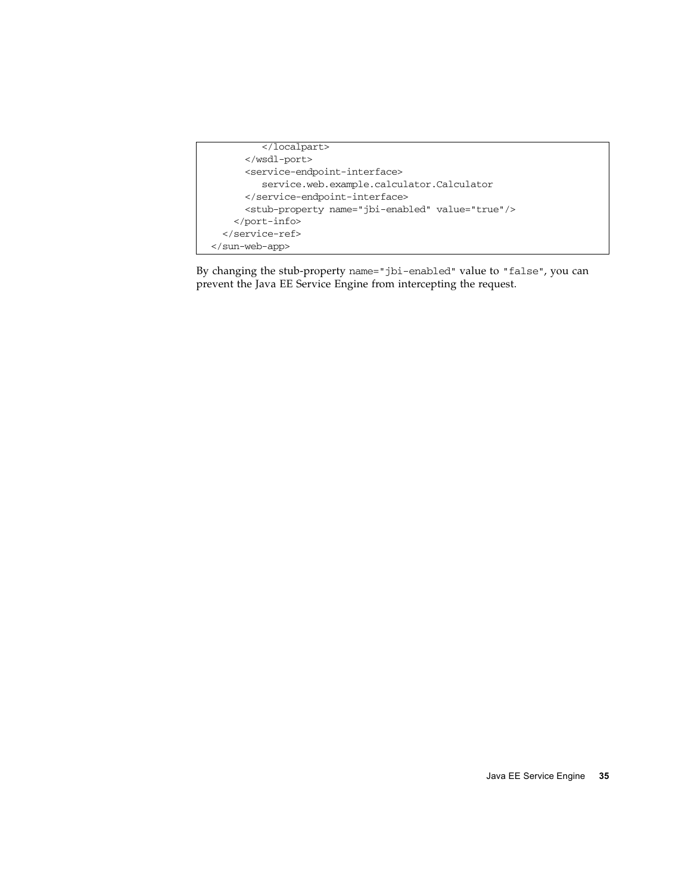```
        </localpart>
      </wsdl-port>
      <service-endpoint-interface>
         service.web.example.calculator.Calculator
      </service-endpoint-interface>
      <stub-property name="jbi-enabled" value="true"/>
    </port-info>
  </service-ref>
</sun-web-app>
```

By changing the stub-property `name="jbi-enabled"` value to `"false"`, you can prevent the Java EE Service Engine from intercepting the request.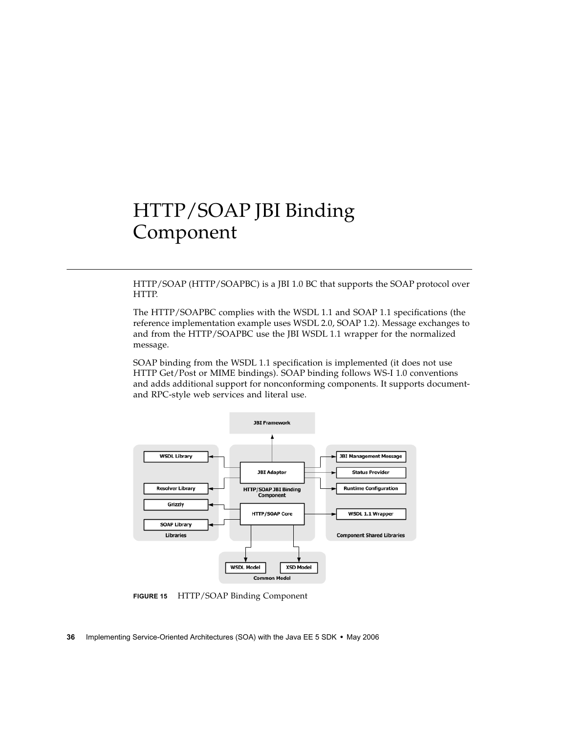# HTTP/SOAP JBI Binding Component

HTTP/SOAP (HTTP/SOAPBC) is a JBI 1.0 BC that supports the SOAP protocol over HTTP.

The HTTP/SOAPBC complies with the WSDL 1.1 and SOAP 1.1 specifications (the reference implementation example uses WSDL 2.0, SOAP 1.2). Message exchanges to and from the HTTP/SOAPBC use the JBI WSDL 1.1 wrapper for the normalized message.

SOAP binding from the WSDL 1.1 specification is implemented (it does not use HTTP Get/Post or MIME bindings). SOAP binding follows WS-I 1.0 conventions and adds additional support for nonconforming components. It supports document- and RPC-style web services and literal use.

**FIGURE 15** HTTP/SOAP Binding Component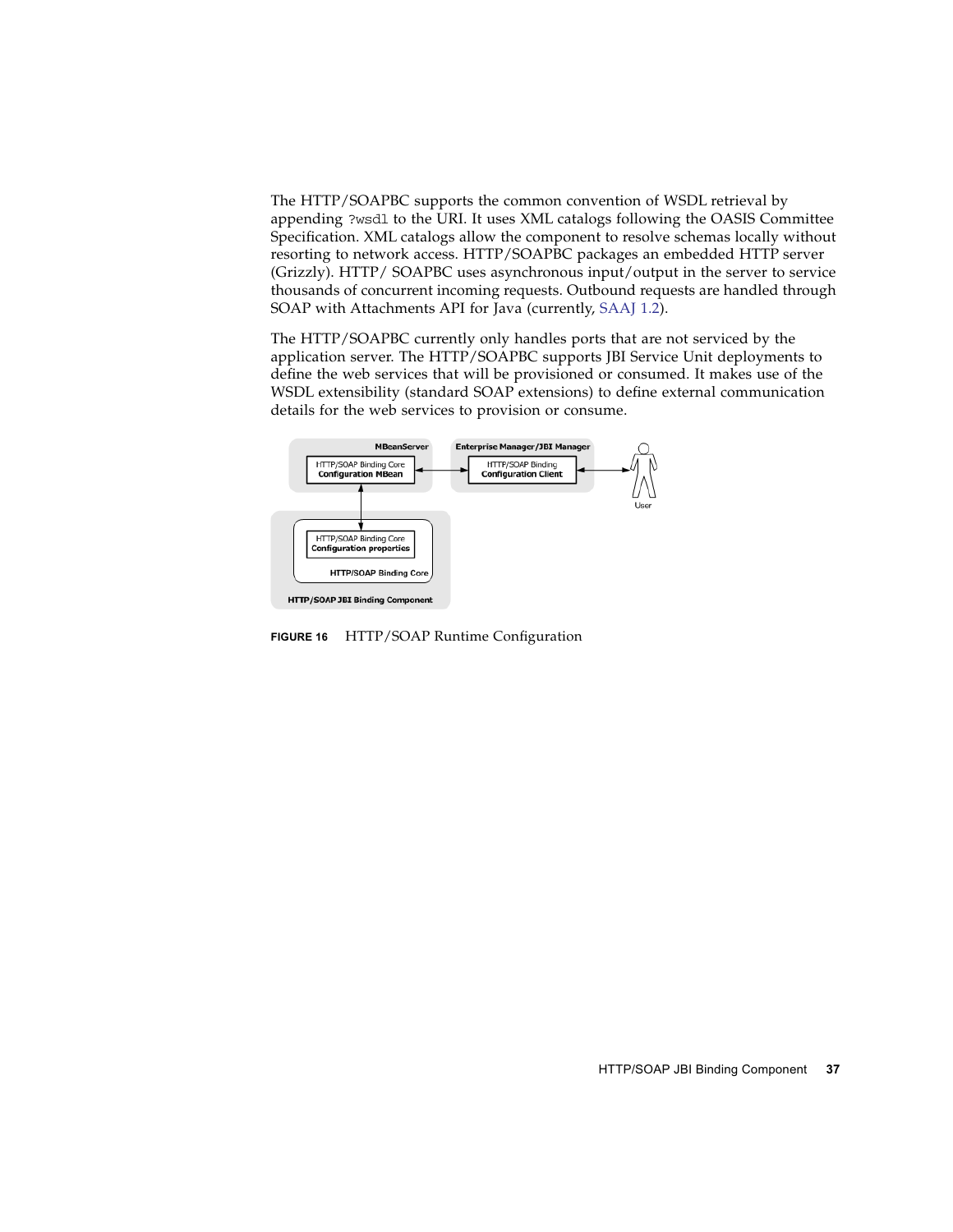The HTTP/SOAPBC supports the common convention of WSDL retrieval by appending `?wsdl` to the URI. It uses XML catalogs following the OASIS Committee Specification. XML catalogs allow the component to resolve schemas locally without resorting to network access. HTTP/SOAPBC packages an embedded HTTP server (Grizzly). HTTP/ SOAPBC uses asynchronous input/output in the server to service thousands of concurrent incoming requests. Outbound requests are handled through SOAP with Attachments API for Java (currently, SAAJ 1.2).

The HTTP/SOAPBC currently only handles ports that are not serviced by the application server. The HTTP/SOAPBC supports JBI Service Unit deployments to define the web services that will be provisioned or consumed. It makes use of the WSDL extensibility (standard SOAP extensions) to define external communication details for the web services to provision or consume.

MBeanServer

HTTP/SOAP Binding Core **Configuration MBean**

Enterprise Manager/JBI Manager

HTTP/SOAP Binding **Configuration Client**

User

HTTP/SOAP Binding Core **Configuration properties**

**HTTP/SOAP Binding Core**

**HTTP/SOAP JBI Binding Component**

**FIGURE 16** HTTP/SOAP Runtime Configuration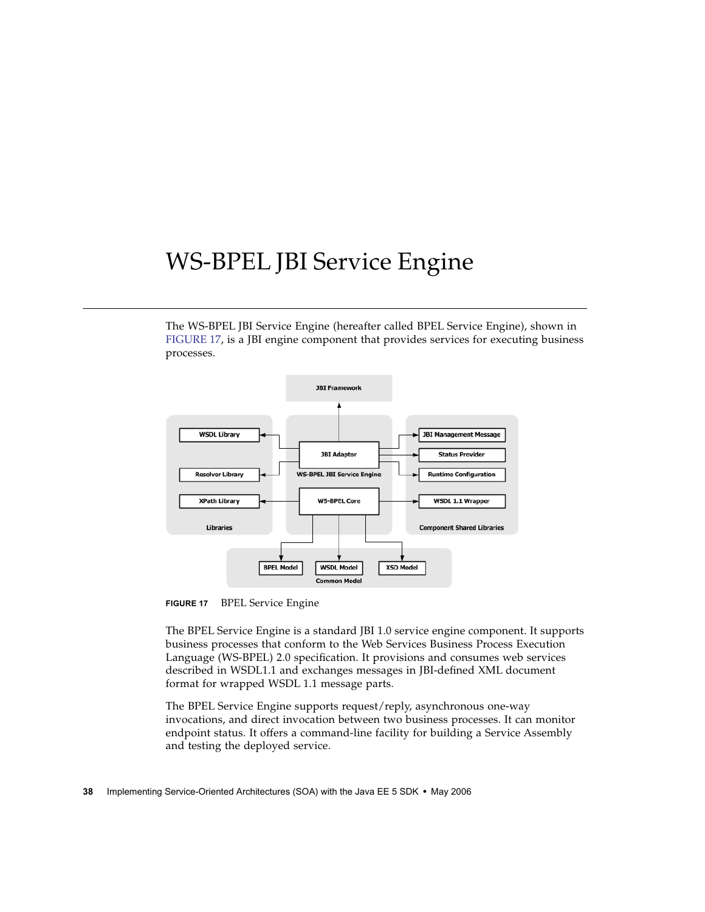# WS-BPEL JBI Service Engine

The WS-BPEL JBI Service Engine (hereafter called BPEL Service Engine), shown in FIGURE 17, is a JBI engine component that provides services for executing business processes.

**FIGURE 17** BPEL Service Engine

The BPEL Service Engine is a standard JBI 1.0 service engine component. It supports business processes that conform to the Web Services Business Process Execution Language (WS-BPEL) 2.0 specification. It provisions and consumes web services described in WSDL1.1 and exchanges messages in JBI-defined XML document format for wrapped WSDL 1.1 message parts.

The BPEL Service Engine supports request/reply, asynchronous one-way invocations, and direct invocation between two business processes. It can monitor endpoint status. It offers a command-line facility for building a Service Assembly and testing the deployed service.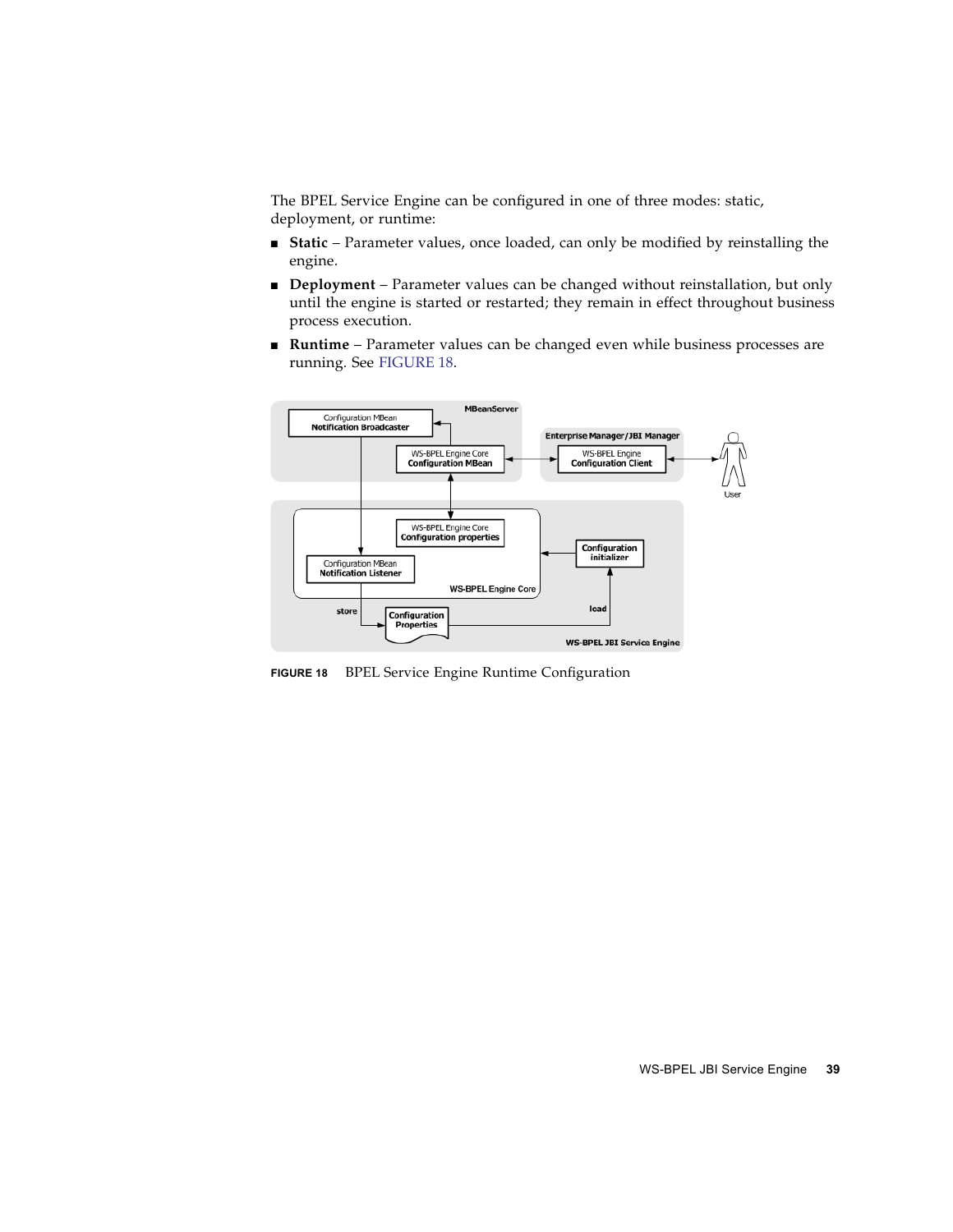The BPEL Service Engine can be configured in one of three modes: static, deployment, or runtime:

- **Static** – Parameter values, once loaded, can only be modified by reinstalling the engine.
- **Deployment** – Parameter values can be changed without reinstallation, but only until the engine is started or restarted; they remain in effect throughout business process execution.
- **Runtime** – Parameter values can be changed even while business processes are running. See FIGURE 18.

**FIGURE 18** BPEL Service Engine Runtime Configuration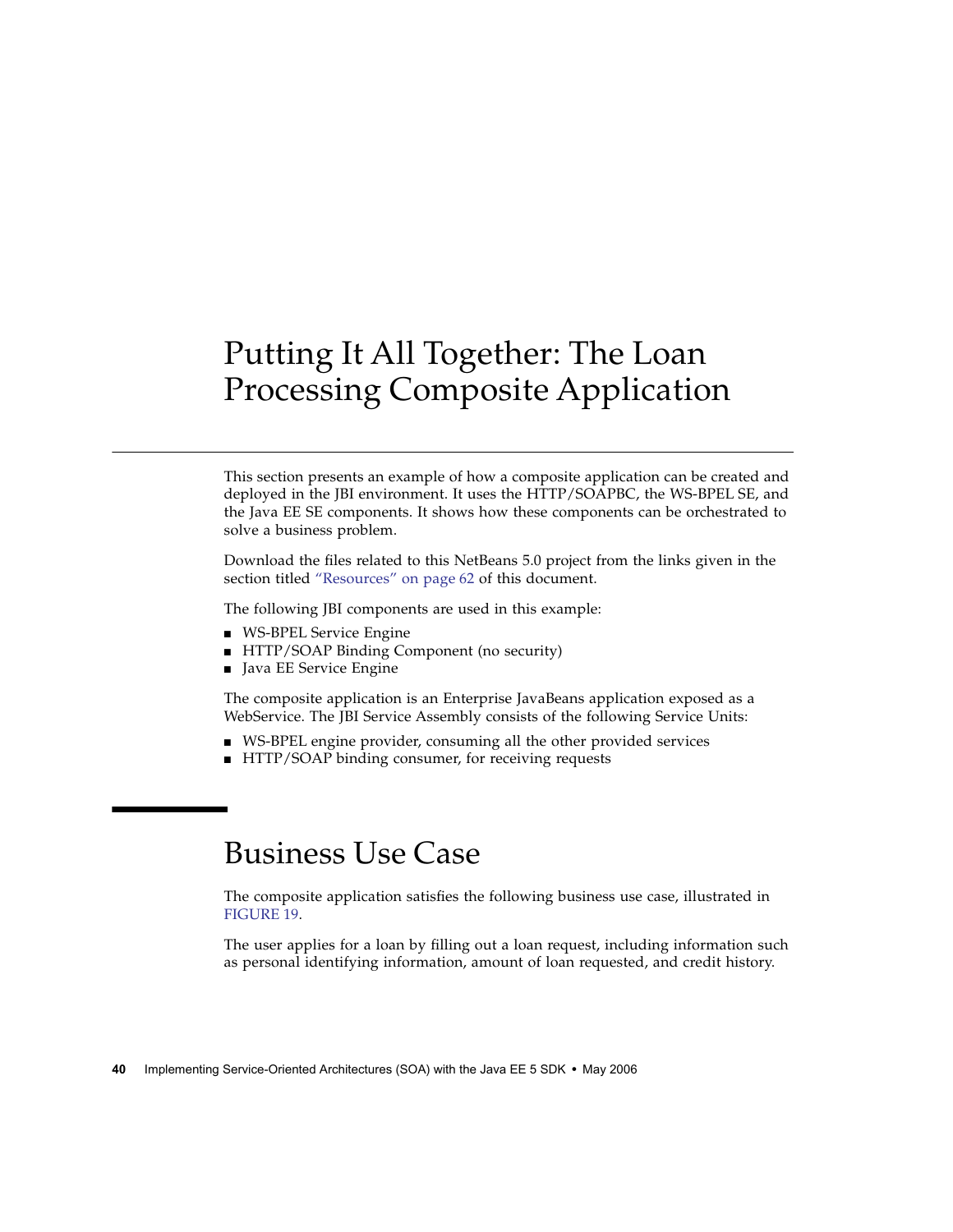# Putting It All Together: The Loan Processing Composite Application

This section presents an example of how a composite application can be created and deployed in the JBI environment. It uses the HTTP/SOAPBC, the WS-BPEL SE, and the Java EE SE components. It shows how these components can be orchestrated to solve a business problem.

Download the files related to this NetBeans 5.0 project from the links given in the section titled "Resources" on page 62 of this document.

The following JBI components are used in this example:

- WS-BPEL Service Engine
- HTTP/SOAP Binding Component (no security)
- Java EE Service Engine

The composite application is an Enterprise JavaBeans application exposed as a WebService. The JBI Service Assembly consists of the following Service Units:

- WS-BPEL engine provider, consuming all the other provided services
- HTTP/SOAP binding consumer, for receiving requests

## Business Use Case

The composite application satisfies the following business use case, illustrated in FIGURE 19.

The user applies for a loan by filling out a loan request, including information such as personal identifying information, amount of loan requested, and credit history.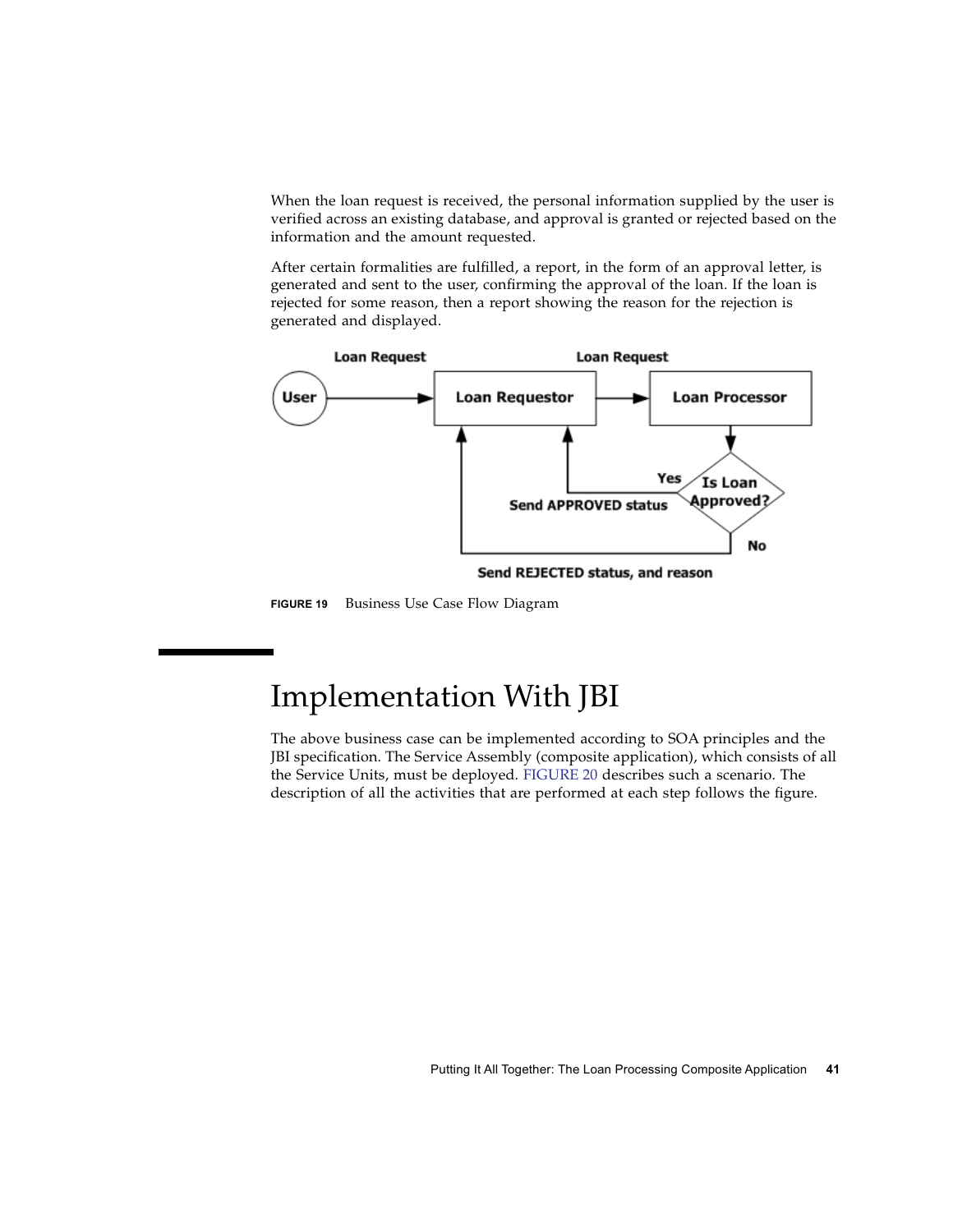When the loan request is received, the personal information supplied by the user is verified across an existing database, and approval is granted or rejected based on the information and the amount requested.

After certain formalities are fulfilled, a report, in the form of an approval letter, is generated and sent to the user, confirming the approval of the loan. If the loan is rejected for some reason, then a report showing the reason for the rejection is generated and displayed.

**FIGURE 19** Business Use Case Flow Diagram

## Implementation With JBI

The above business case can be implemented according to SOA principles and the JBI specification. The Service Assembly (composite application), which consists of all the Service Units, must be deployed. FIGURE 20 describes such a scenario. The description of all the activities that are performed at each step follows the figure.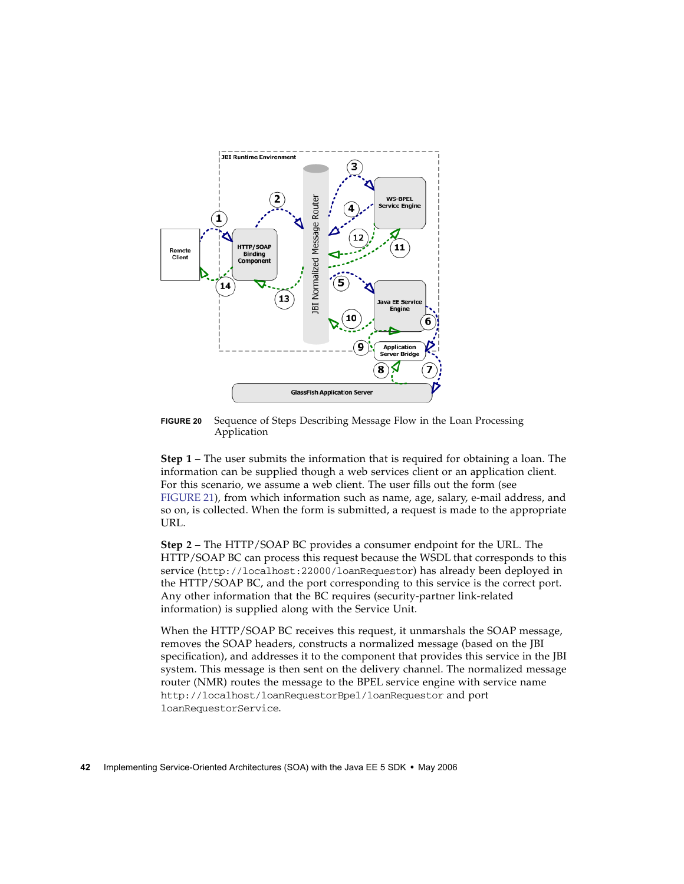**FIGURE 20** Sequence of Steps Describing Message Flow in the Loan Processing Application

**Step 1** – The user submits the information that is required for obtaining a loan. The information can be supplied though a web services client or an application client. For this scenario, we assume a web client. The user fills out the form (see FIGURE 21), from which information such as name, age, salary, e-mail address, and so on, is collected. When the form is submitted, a request is made to the appropriate URL.

**Step 2** – The HTTP/SOAP BC provides a consumer endpoint for the URL. The HTTP/SOAP BC can process this request because the WSDL that corresponds to this service (`http://localhost:22000/loanRequestor`) has already been deployed in the HTTP/SOAP BC, and the port corresponding to this service is the correct port. Any other information that the BC requires (security-partner link-related information) is supplied along with the Service Unit.

When the HTTP/SOAP BC receives this request, it unmarshals the SOAP message, removes the SOAP headers, constructs a normalized message (based on the JBI specification), and addresses it to the component that provides this service in the JBI system. This message is then sent on the delivery channel. The normalized message router (NMR) routes the message to the BPEL service engine with service name `http://localhost/loanRequestorBpel/loanRequestor` and port `loanRequestorService`.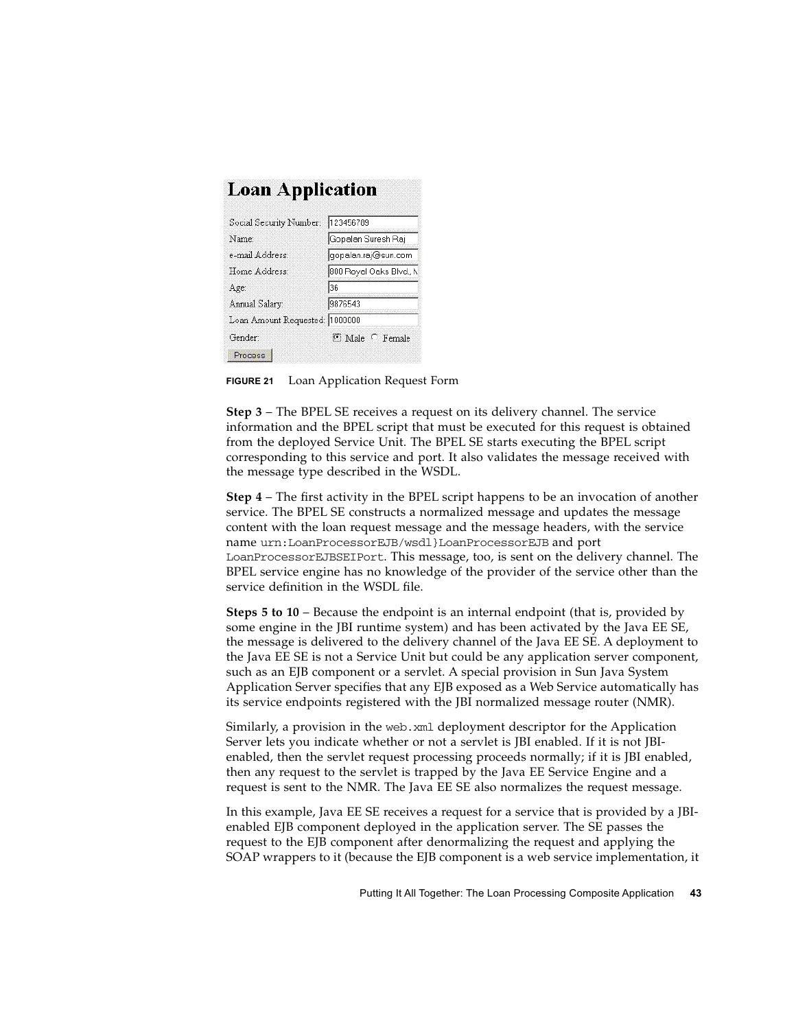**Loan Application**

| | |
|---|---|
| Social Security Number: | 123456789 |
| Name: | Gopalan Suresh Raj |
| e-mail Address: | gopalan.raj@sun.com |
| Home Address: | 800 Royal Oaks Blvd., N |
| Age: | 36 |
| Annual Salary: | 9876543 |
| Loan Amount Requested: | 1000000 |
| Gender: | ● Male ○ Female |

Process

**FIGURE 21** Loan Application Request Form

**Step 3** – The BPEL SE receives a request on its delivery channel. The service information and the BPEL script that must be executed for this request is obtained from the deployed Service Unit. The BPEL SE starts executing the BPEL script corresponding to this service and port. It also validates the message received with the message type described in the WSDL.

**Step 4** – The first activity in the BPEL script happens to be an invocation of another service. The BPEL SE constructs a normalized message and updates the message content with the loan request message and the message headers, with the service name `urn:LoanProcessorEJB/wsdl}LoanProcessorEJB` and port `LoanProcessorEJBSEIPort`. This message, too, is sent on the delivery channel. The BPEL service engine has no knowledge of the provider of the service other than the service definition in the WSDL file.

**Steps 5 to 10** – Because the endpoint is an internal endpoint (that is, provided by some engine in the JBI runtime system) and has been activated by the Java EE SE, the message is delivered to the delivery channel of the Java EE SE. A deployment to the Java EE SE is not a Service Unit but could be any application server component, such as an EJB component or a servlet. A special provision in Sun Java System Application Server specifies that any EJB exposed as a Web Service automatically has its service endpoints registered with the JBI normalized message router (NMR).

Similarly, a provision in the `web.xml` deployment descriptor for the Application Server lets you indicate whether or not a servlet is JBI enabled. If it is not JBI-enabled, then the servlet request processing proceeds normally; if it is JBI enabled, then any request to the servlet is trapped by the Java EE Service Engine and a request is sent to the NMR. The Java EE SE also normalizes the request message.

In this example, Java EE SE receives a request for a service that is provided by a JBI-enabled EJB component deployed in the application server. The SE passes the request to the EJB component after denormalizing the request and applying the SOAP wrappers to it (because the EJB component is a web service implementation, it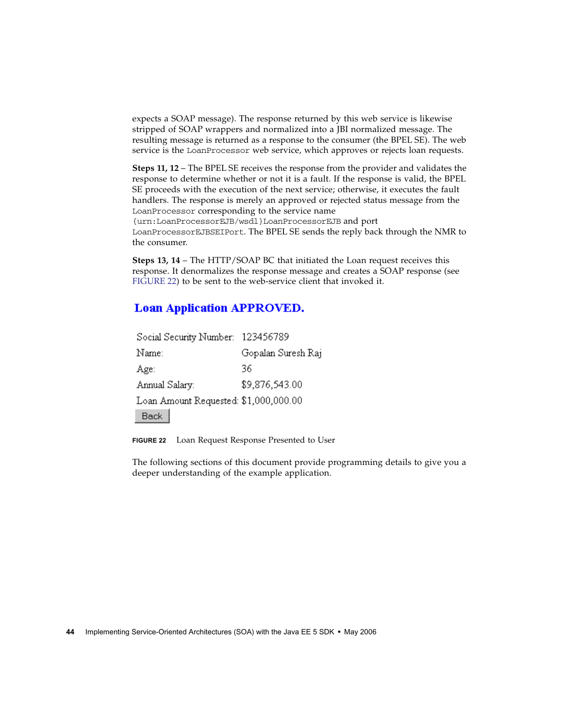expects a SOAP message). The response returned by this web service is likewise stripped of SOAP wrappers and normalized into a JBI normalized message. The resulting message is returned as a response to the consumer (the BPEL SE). The web service is the `LoanProcessor` web service, which approves or rejects loan requests.

**Steps 11, 12** – The BPEL SE receives the response from the provider and validates the response to determine whether or not it is a fault. If the response is valid, the BPEL SE proceeds with the execution of the next service; otherwise, it executes the fault handlers. The response is merely an approved or rejected status message from the `LoanProcessor` corresponding to the service name `{urn:LoanProcessorEJB/wsdl}LoanProcessorEJB` and port `LoanProcessorEJBSEIPort`. The BPEL SE sends the reply back through the NMR to the consumer.

**Steps 13, 14** – The HTTP/SOAP BC that initiated the Loan request receives this response. It denormalizes the response message and creates a SOAP response (see FIGURE 22) to be sent to the web-service client that invoked it.

**Loan Application APPROVED.**

| | |
|---|---|
| Social Security Number: | 123456789 |
| Name: | Gopalan Suresh Raj |
| Age: | 36 |
| Annual Salary: | $9,876,543.00 |
| Loan Amount Requested: | $1,000,000.00 |

Back

**FIGURE 22** Loan Request Response Presented to User

The following sections of this document provide programming details to give you a deeper understanding of the example application.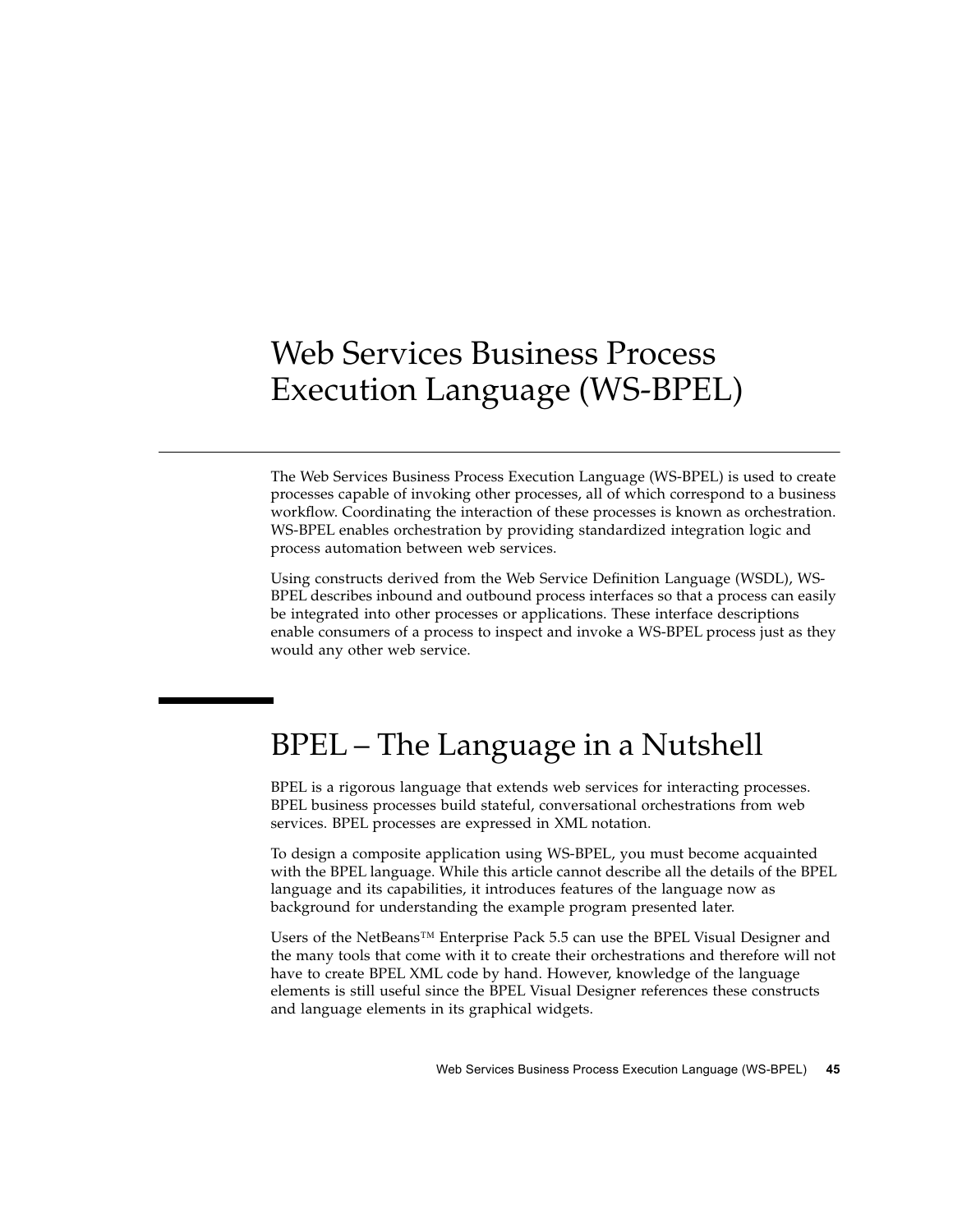# Web Services Business Process Execution Language (WS-BPEL)

The Web Services Business Process Execution Language (WS-BPEL) is used to create processes capable of invoking other processes, all of which correspond to a business workflow. Coordinating the interaction of these processes is known as orchestration. WS-BPEL enables orchestration by providing standardized integration logic and process automation between web services.

Using constructs derived from the Web Service Definition Language (WSDL), WS-BPEL describes inbound and outbound process interfaces so that a process can easily be integrated into other processes or applications. These interface descriptions enable consumers of a process to inspect and invoke a WS-BPEL process just as they would any other web service.

## BPEL – The Language in a Nutshell

BPEL is a rigorous language that extends web services for interacting processes. BPEL business processes build stateful, conversational orchestrations from web services. BPEL processes are expressed in XML notation.

To design a composite application using WS-BPEL, you must become acquainted with the BPEL language. While this article cannot describe all the details of the BPEL language and its capabilities, it introduces features of the language now as background for understanding the example program presented later.

Users of the NetBeans™ Enterprise Pack 5.5 can use the BPEL Visual Designer and the many tools that come with it to create their orchestrations and therefore will not have to create BPEL XML code by hand. However, knowledge of the language elements is still useful since the BPEL Visual Designer references these constructs and language elements in its graphical widgets.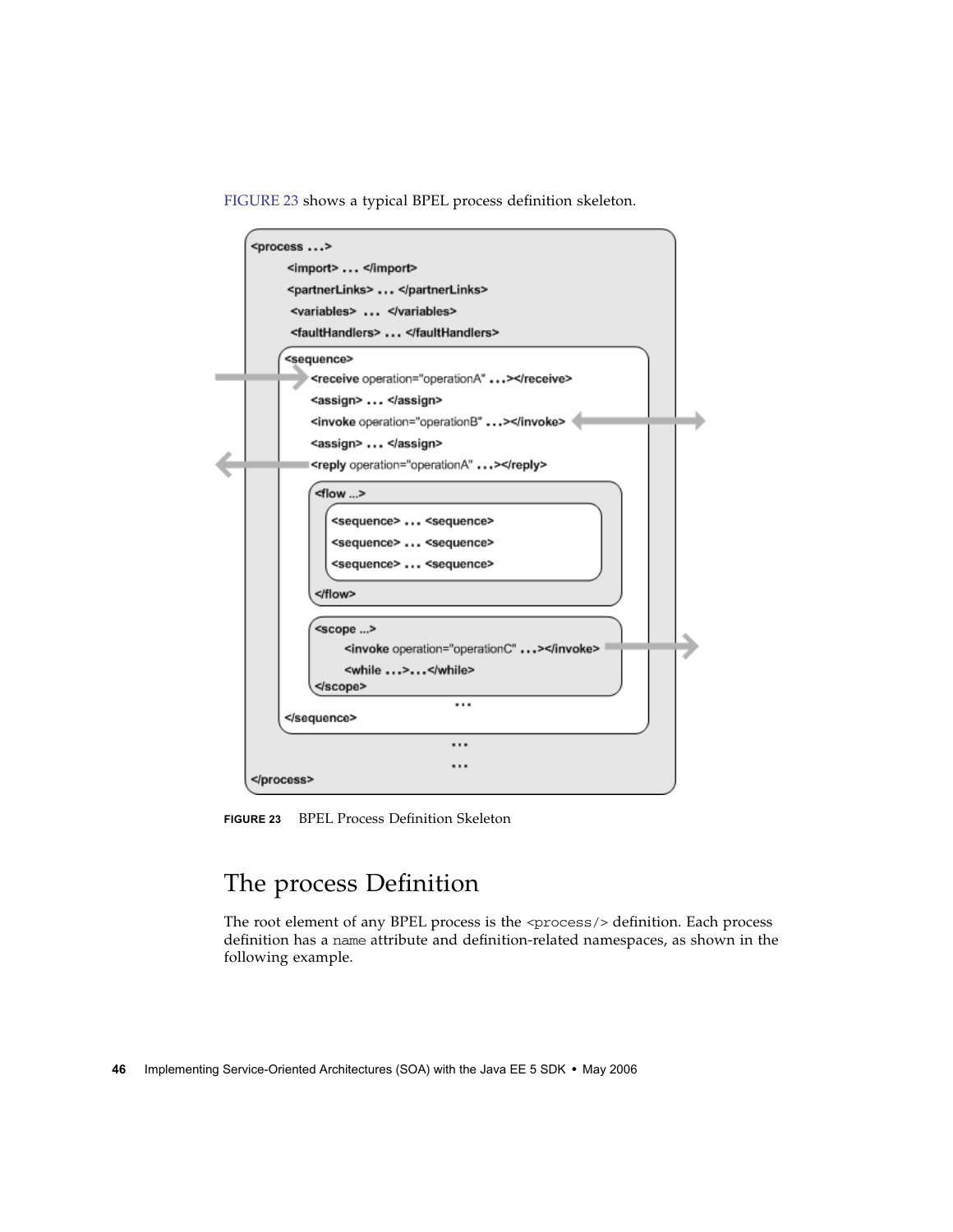FIGURE 23 shows a typical BPEL process definition skeleton.

```
<process ...>
    <import> ... </import>
    <partnerLinks> ... </partnerLinks>
    <variables> ... </variables>
    <faultHandlers> ... </faultHandlers>
    <sequence>
        <receive operation="operationA" ...></receive>
        <assign> ... </assign>
        <invoke operation="operationB" ...></invoke>
        <assign> ... </assign>
        <reply operation="operationA" ...></reply>
        <flow ...>
            <sequence> ... <sequence>
            <sequence> ... <sequence>
            <sequence> ... <sequence>
        </flow>
        <scope ...>
            <invoke operation="operationC" ...></invoke>
            <while ...>...</while>
        </scope>
        ...
    </sequence>
    ...
    ...
</process>
```

**FIGURE 23** BPEL Process Definition Skeleton

## The process Definition

The root element of any BPEL process is the `<process/>` definition. Each process definition has a `name` attribute and definition-related namespaces, as shown in the following example.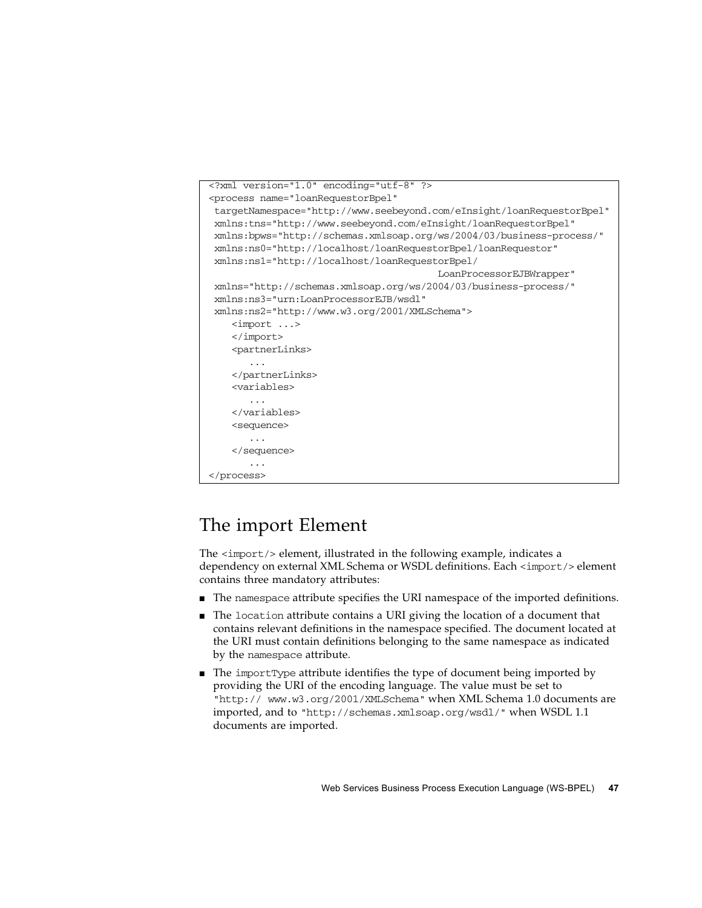```
<?xml version="1.0" encoding="utf-8" ?>
<process name="loanRequestorBpel"
 targetNamespace="http://www.seebeyond.com/eInsight/loanRequestorBpel"
 xmlns:tns="http://www.seebeyond.com/eInsight/loanRequestorBpel"
 xmlns:bpws="http://schemas.xmlsoap.org/ws/2004/03/business-process/"
 xmlns:ns0="http://localhost/loanRequestorBpel/loanRequestor"
 xmlns:ns1="http://localhost/loanRequestorBpel/
                                        LoanProcessorEJBWrapper"
 xmlns="http://schemas.xmlsoap.org/ws/2004/03/business-process/"
 xmlns:ns3="urn:LoanProcessorEJB/wsdl"
 xmlns:ns2="http://www.w3.org/2001/XMLSchema">
    <import ...>
    </import>
    <partnerLinks>
       ...
    </partnerLinks>
    <variables>
       ...
    </variables>
    <sequence>
       ...
    </sequence>
       ...
</process>
```

## The import Element

The `<import/>` element, illustrated in the following example, indicates a dependency on external XML Schema or WSDL definitions. Each `<import/>` element contains three mandatory attributes:

- The `namespace` attribute specifies the URI namespace of the imported definitions.
- The `location` attribute contains a URI giving the location of a document that contains relevant definitions in the namespace specified. The document located at the URI must contain definitions belonging to the same namespace as indicated by the `namespace` attribute.
- The `importType` attribute identifies the type of document being imported by providing the URI of the encoding language. The value must be set to `"http:// www.w3.org/2001/XMLSchema"` when XML Schema 1.0 documents are imported, and to `"http://schemas.xmlsoap.org/wsdl/"` when WSDL 1.1 documents are imported.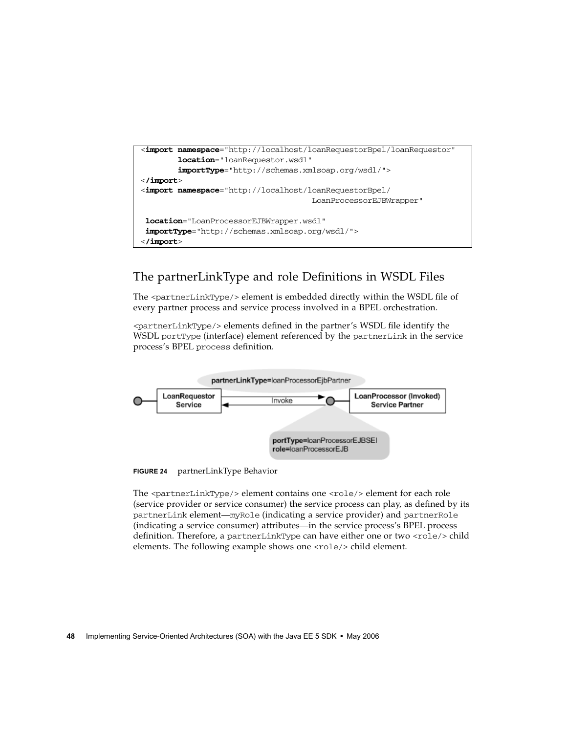```
<import namespace="http://localhost/loanRequestorBpel/loanRequestor"
        location="loanRequestor.wsdl"
        importType="http://schemas.xmlsoap.org/wsdl/">
</import>
<import namespace="http://localhost/loanRequestorBpel/
                                   LoanProcessorEJBWrapper"

 location="LoanProcessorEJBWrapper.wsdl"
 importType="http://schemas.xmlsoap.org/wsdl/">
</import>
```

## The partnerLinkType and role Definitions in WSDL Files

The `<partnerLinkType/>` element is embedded directly within the WSDL file of every partner process and service process involved in a BPEL orchestration.

`<partnerLinkType/>` elements defined in the partner's WSDL file identify the WSDL `portType` (interface) element referenced by the `partnerLink` in the service process's BPEL `process` definition.

**FIGURE 24** partnerLinkType Behavior

The `<partnerLinkType/>` element contains one `<role/>` element for each role (service provider or service consumer) the service process can play, as defined by its `partnerLink` element—`myRole` (indicating a service provider) and `partnerRole` (indicating a service consumer) attributes—in the service process's BPEL process definition. Therefore, a `partnerLinkType` can have either one or two `<role/>` child elements. The following example shows one `<role/>` child element.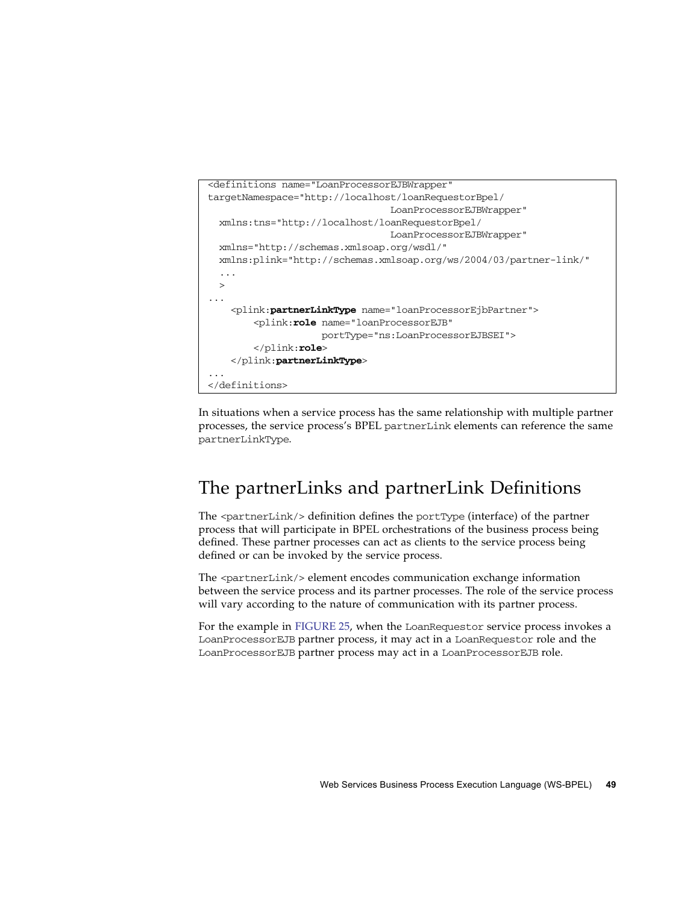```
<definitions name="LoanProcessorEJBWrapper"
targetNamespace="http://localhost/loanRequestorBpel/
                                LoanProcessorEJBWrapper"
  xmlns:tns="http://localhost/loanRequestorBpel/
                                LoanProcessorEJBWrapper"
  xmlns="http://schemas.xmlsoap.org/wsdl/"
  xmlns:plink="http://schemas.xmlsoap.org/ws/2004/03/partner-link/"
  ...
  >
...
    <plink:partnerLinkType name="loanProcessorEjbPartner">
        <plink:role name="loanProcessorEJB"
                    portType="ns:LoanProcessorEJBSEI">
        </plink:role>
    </plink:partnerLinkType>
...
</definitions>
```

In situations when a service process has the same relationship with multiple partner processes, the service process's BPEL partnerLink elements can reference the same partnerLinkType.

## The partnerLinks and partnerLink Definitions

The <partnerLink/> definition defines the portType (interface) of the partner process that will participate in BPEL orchestrations of the business process being defined. These partner processes can act as clients to the service process being defined or can be invoked by the service process.

The <partnerLink/> element encodes communication exchange information between the service process and its partner processes. The role of the service process will vary according to the nature of communication with its partner process.

For the example in FIGURE 25, when the LoanRequestor service process invokes a LoanProcessorEJB partner process, it may act in a LoanRequestor role and the LoanProcessorEJB partner process may act in a LoanProcessorEJB role.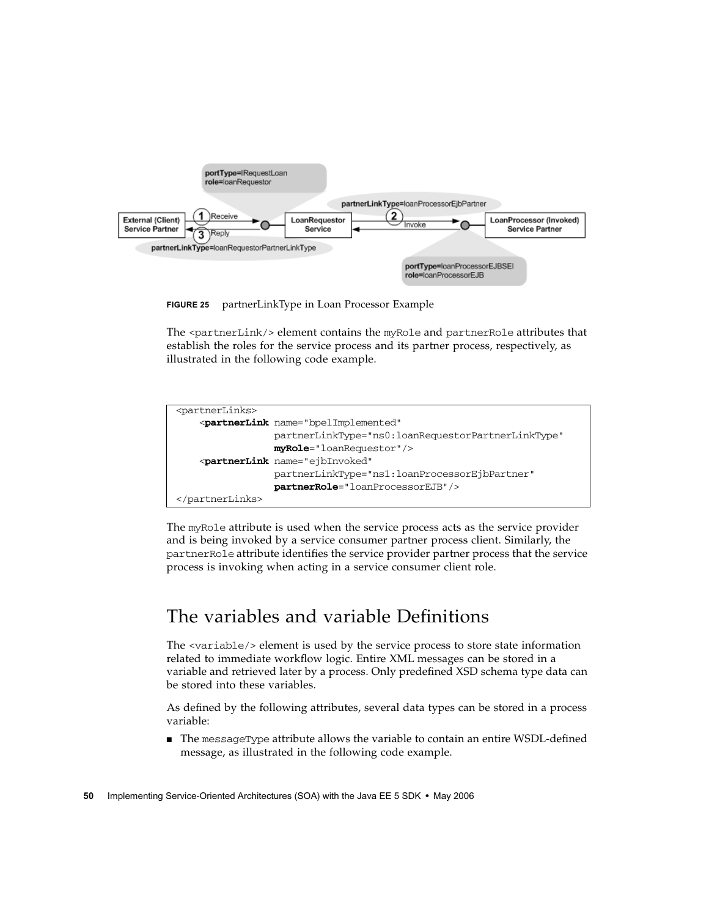FIGURE 25 partnerLinkType in Loan Processor Example

The `<partnerLink/>` element contains the `myRole` and `partnerRole` attributes that establish the roles for the service process and its partner process, respectively, as illustrated in the following code example.

```
<partnerLinks>
    <partnerLink name="bpelImplemented"
                 partnerLinkType="ns0:loanRequestorPartnerLinkType"
                 myRole="loanRequestor"/>
    <partnerLink name="ejbInvoked"
                 partnerLinkType="ns1:loanProcessorEjbPartner"
                 partnerRole="loanProcessorEJB"/>
</partnerLinks>
```

The `myRole` attribute is used when the service process acts as the service provider and is being invoked by a service consumer partner process client. Similarly, the `partnerRole` attribute identifies the service provider partner process that the service process is invoking when acting in a service consumer client role.

## The variables and variable Definitions

The `<variable/>` element is used by the service process to store state information related to immediate workflow logic. Entire XML messages can be stored in a variable and retrieved later by a process. Only predefined XSD schema type data can be stored into these variables.

As defined by the following attributes, several data types can be stored in a process variable:

- The `messageType` attribute allows the variable to contain an entire WSDL-defined message, as illustrated in the following code example.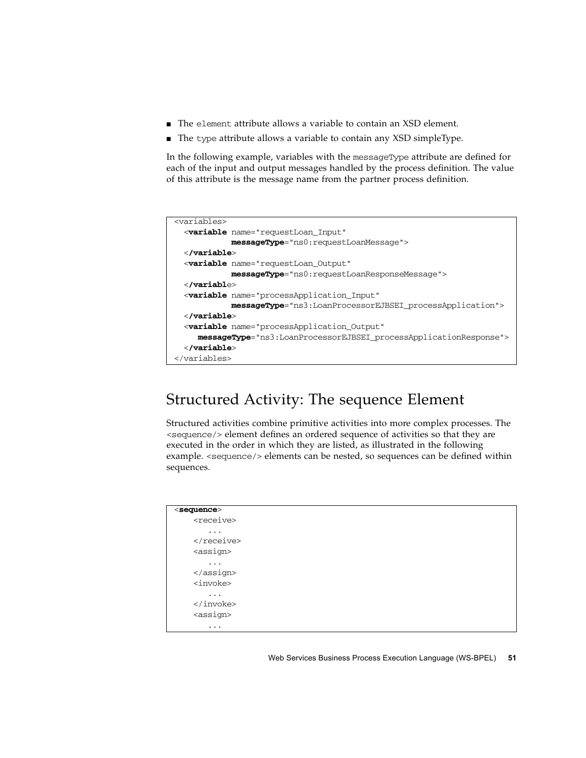- The `element` attribute allows a variable to contain an XSD element.
- The `type` attribute allows a variable to contain any XSD simpleType.

In the following example, variables with the `messageType` attribute are defined for each of the input and output messages handled by the process definition. The value of this attribute is the message name from the partner process definition.

```
<variables>
  <variable name="requestLoan_Input"
            messageType="ns0:requestLoanMessage">
  </variable>
  <variable name="requestLoan_Output"
            messageType="ns0:requestLoanResponseMessage">
  </variable>
  <variable name="processApplication_Input"
            messageType="ns3:LoanProcessorEJBSEI_processApplication">
  </variable>
  <variable name="processApplication_Output"
     messageType="ns3:LoanProcessorEJBSEI_processApplicationResponse">
  </variable>
</variables>
```

## Structured Activity: The sequence Element

Structured activities combine primitive activities into more complex processes. The `<sequence/>` element defines an ordered sequence of activities so that they are executed in the order in which they are listed, as illustrated in the following example. `<sequence/>` elements can be nested, so sequences can be defined within sequences.

```
<sequence>
    <receive>
       ...
    </receive>
    <assign>
       ...
    </assign>
    <invoke>
       ...
    </invoke>
    <assign>
       ...
```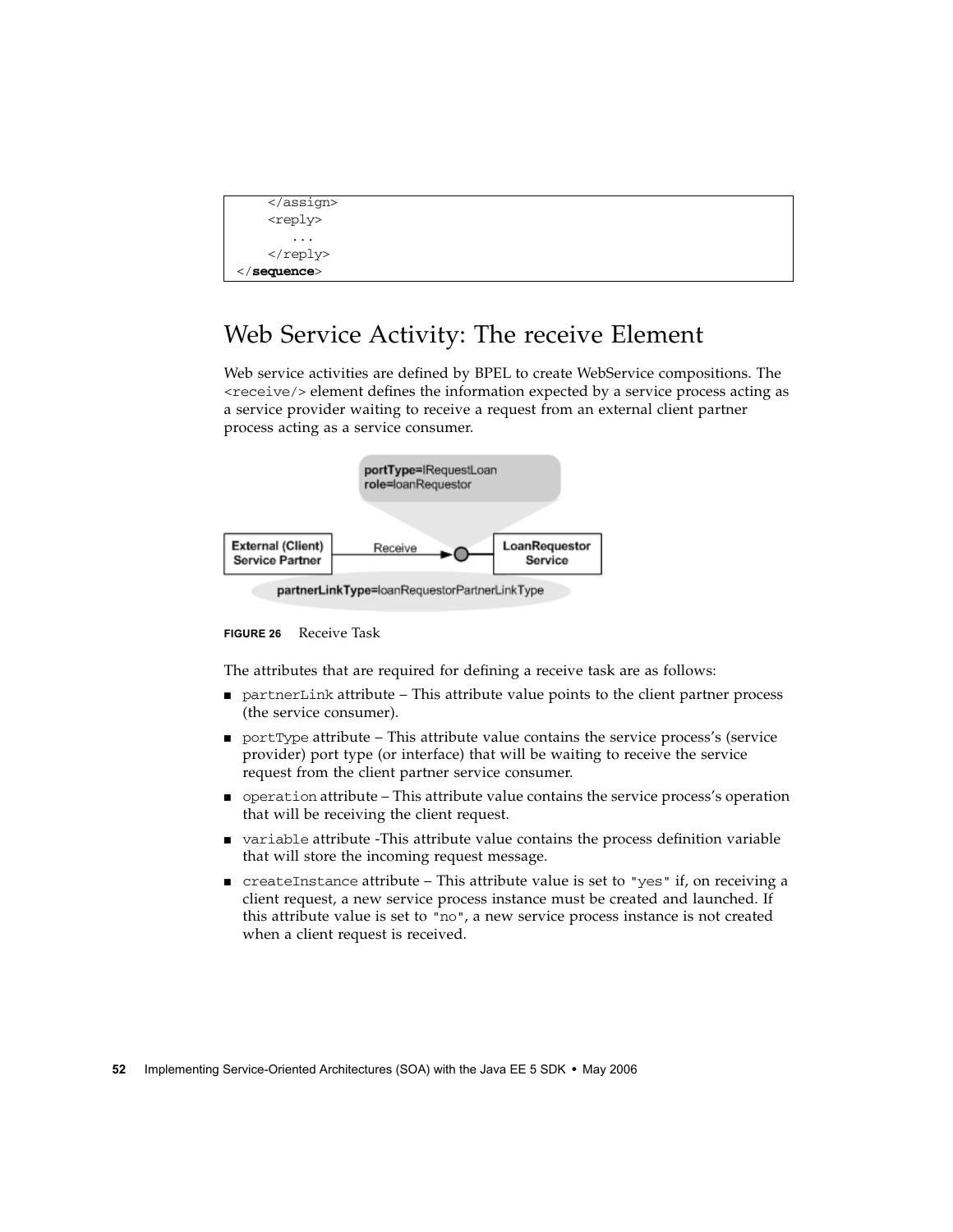```
    </assign>
    <reply>
       ...
    </reply>
</sequence>
```

## Web Service Activity: The receive Element

Web service activities are defined by BPEL to create WebService compositions. The `<receive/>` element defines the information expected by a service process acting as a service provider waiting to receive a request from an external client partner process acting as a service consumer.

**FIGURE 26** Receive Task

The attributes that are required for defining a receive task are as follows:

- `partnerLink` attribute – This attribute value points to the client partner process (the service consumer).
- `portType` attribute – This attribute value contains the service process's (service provider) port type (or interface) that will be waiting to receive the service request from the client partner service consumer.
- `operation` attribute – This attribute value contains the service process's operation that will be receiving the client request.
- `variable` attribute -This attribute value contains the process definition variable that will store the incoming request message.
- `createInstance` attribute – This attribute value is set to `"yes"` if, on receiving a client request, a new service process instance must be created and launched. If this attribute value is set to `"no"`, a new service process instance is not created when a client request is received.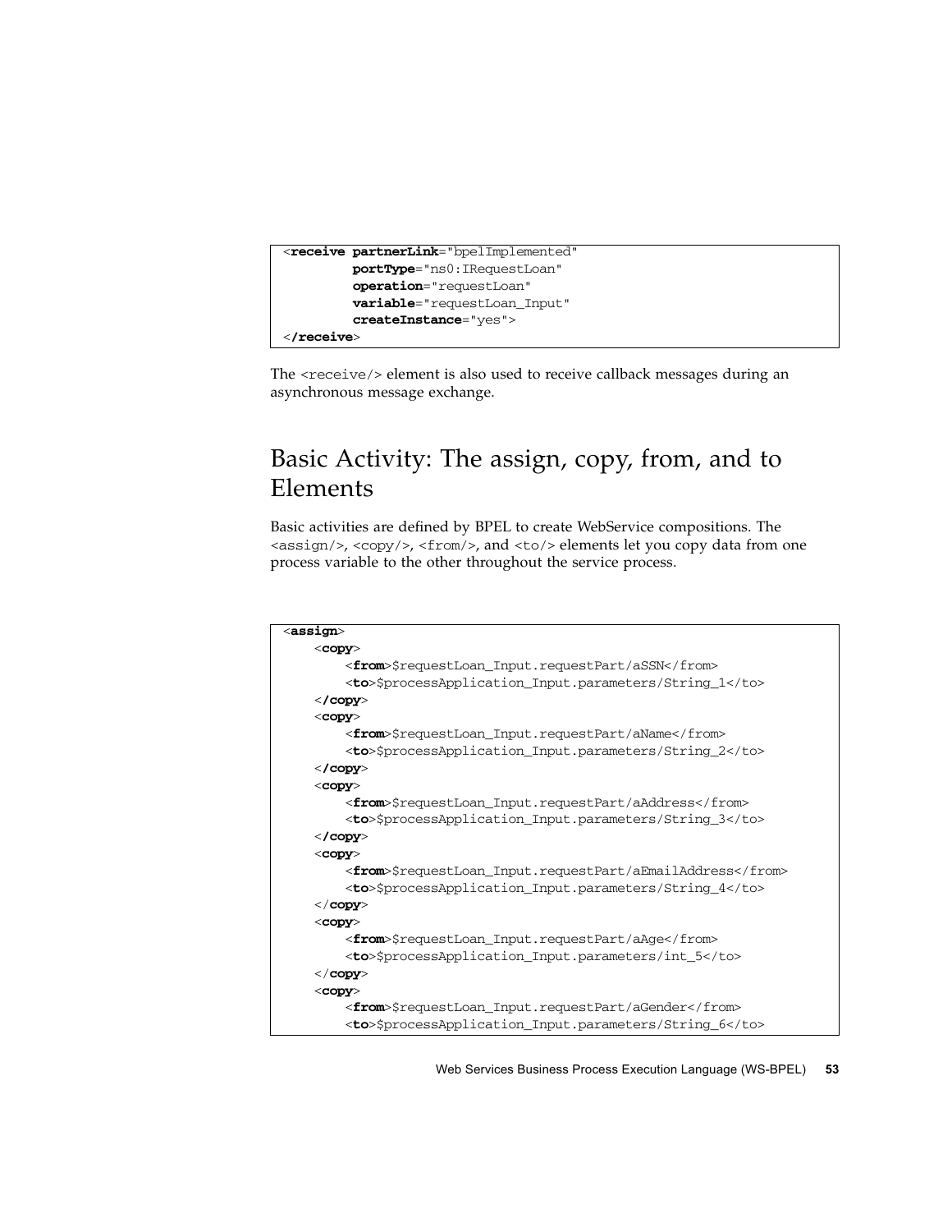```
<receive partnerLink="bpelImplemented"
         portType="ns0:IRequestLoan"
         operation="requestLoan"
         variable="requestLoan_Input"
         createInstance="yes">
</receive>
```

The `<receive/>` element is also used to receive callback messages during an asynchronous message exchange.

## Basic Activity: The assign, copy, from, and to Elements

Basic activities are defined by BPEL to create WebService compositions. The `<assign/>`, `<copy/>`, `<from/>`, and `<to/>` elements let you copy data from one process variable to the other throughout the service process.

```
<assign>
    <copy>
        <from>$requestLoan_Input.requestPart/aSSN</from>
        <to>$processApplication_Input.parameters/String_1</to>
    </copy>
    <copy>
        <from>$requestLoan_Input.requestPart/aName</from>
        <to>$processApplication_Input.parameters/String_2</to>
    </copy>
    <copy>
        <from>$requestLoan_Input.requestPart/aAddress</from>
        <to>$processApplication_Input.parameters/String_3</to>
    </copy>
    <copy>
        <from>$requestLoan_Input.requestPart/aEmailAddress</from>
        <to>$processApplication_Input.parameters/String_4</to>
    </copy>
    <copy>
        <from>$requestLoan_Input.requestPart/aAge</from>
        <to>$processApplication_Input.parameters/int_5</to>
    </copy>
    <copy>
        <from>$requestLoan_Input.requestPart/aGender</from>
        <to>$processApplication_Input.parameters/String_6</to>
```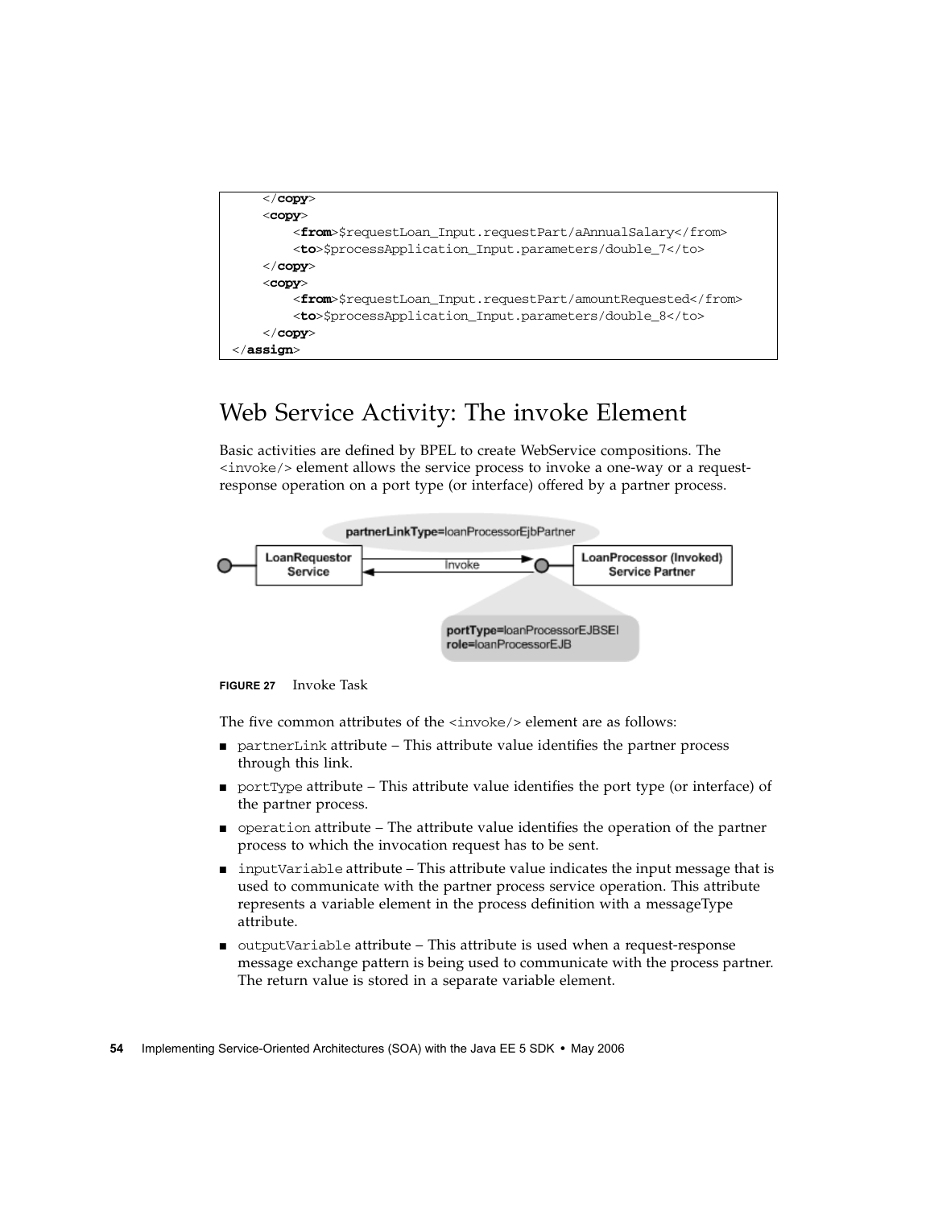```
    </copy>
    <copy>
        <from>$requestLoan_Input.requestPart/aAnnualSalary</from>
        <to>$processApplication_Input.parameters/double_7</to>
    </copy>
    <copy>
        <from>$requestLoan_Input.requestPart/amountRequested</from>
        <to>$processApplication_Input.parameters/double_8</to>
    </copy>
</assign>
```

# Web Service Activity: The invoke Element

Basic activities are defined by BPEL to create WebService compositions. The `<invoke/>` element allows the service process to invoke a one-way or a request-response operation on a port type (or interface) offered by a partner process.

**FIGURE 27** Invoke Task

The five common attributes of the `<invoke/>` element are as follows:

- `partnerLink` attribute – This attribute value identifies the partner process through this link.
- `portType` attribute – This attribute value identifies the port type (or interface) of the partner process.
- `operation` attribute – The attribute value identifies the operation of the partner process to which the invocation request has to be sent.
- `inputVariable` attribute – This attribute value indicates the input message that is used to communicate with the partner process service operation. This attribute represents a variable element in the process definition with a messageType attribute.
- `outputVariable` attribute – This attribute is used when a request-response message exchange pattern is being used to communicate with the process partner. The return value is stored in a separate variable element.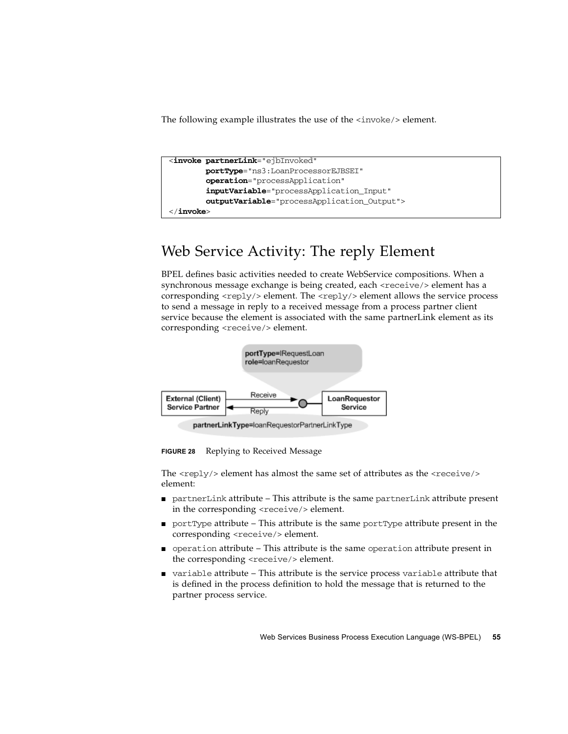The following example illustrates the use of the <invoke/> element.

```
<invoke partnerLink="ejbInvoked"
        portType="ns3:LoanProcessorEJBSEI"
        operation="processApplication"
        inputVariable="processApplication_Input"
        outputVariable="processApplication_Output">
</invoke>
```

## Web Service Activity: The reply Element

BPEL defines basic activities needed to create WebService compositions. When a synchronous message exchange is being created, each <receive/> element has a corresponding <reply/> element. The <reply/> element allows the service process to send a message in reply to a received message from a process partner client service because the element is associated with the same partnerLink element as its corresponding <receive/> element.

**FIGURE 28** Replying to Received Message

The <reply/> element has almost the same set of attributes as the <receive/> element:

- partnerLink attribute – This attribute is the same partnerLink attribute present in the corresponding <receive/> element.
- portType attribute – This attribute is the same portType attribute present in the corresponding <receive/> element.
- operation attribute – This attribute is the same operation attribute present in the corresponding <receive/> element.
- variable attribute – This attribute is the service process variable attribute that is defined in the process definition to hold the message that is returned to the partner process service.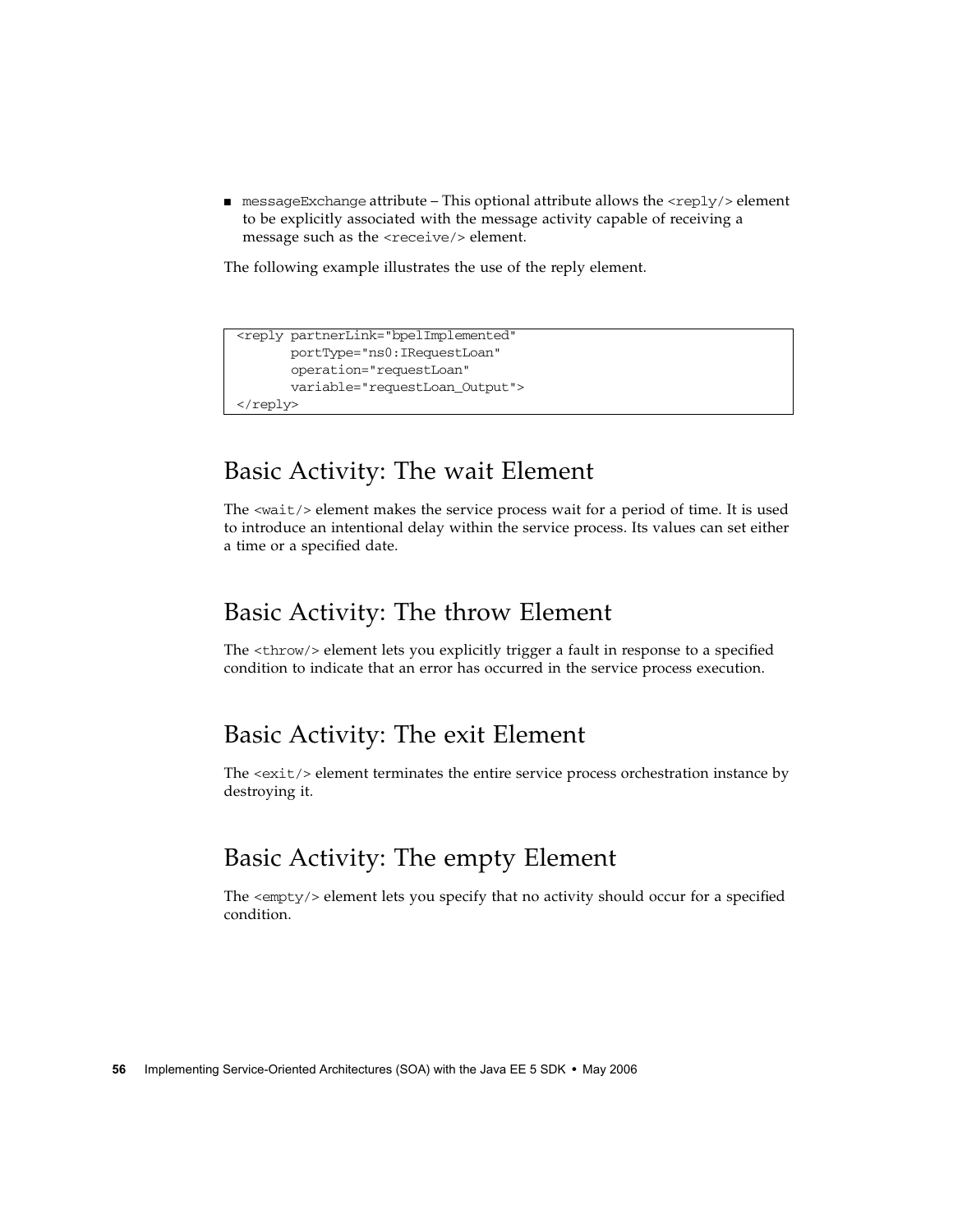- `messageExchange` attribute – This optional attribute allows the `<reply/>` element to be explicitly associated with the message activity capable of receiving a message such as the `<receive/>` element.

The following example illustrates the use of the reply element.

```
<reply partnerLink="bpelImplemented"
       portType="ns0:IRequestLoan"
       operation="requestLoan"
       variable="requestLoan_Output">
</reply>
```

## Basic Activity: The wait Element

The `<wait/>` element makes the service process wait for a period of time. It is used to introduce an intentional delay within the service process. Its values can set either a time or a specified date.

## Basic Activity: The throw Element

The `<throw/>` element lets you explicitly trigger a fault in response to a specified condition to indicate that an error has occurred in the service process execution.

## Basic Activity: The exit Element

The `<exit/>` element terminates the entire service process orchestration instance by destroying it.

## Basic Activity: The empty Element

The `<empty/>` element lets you specify that no activity should occur for a specified condition.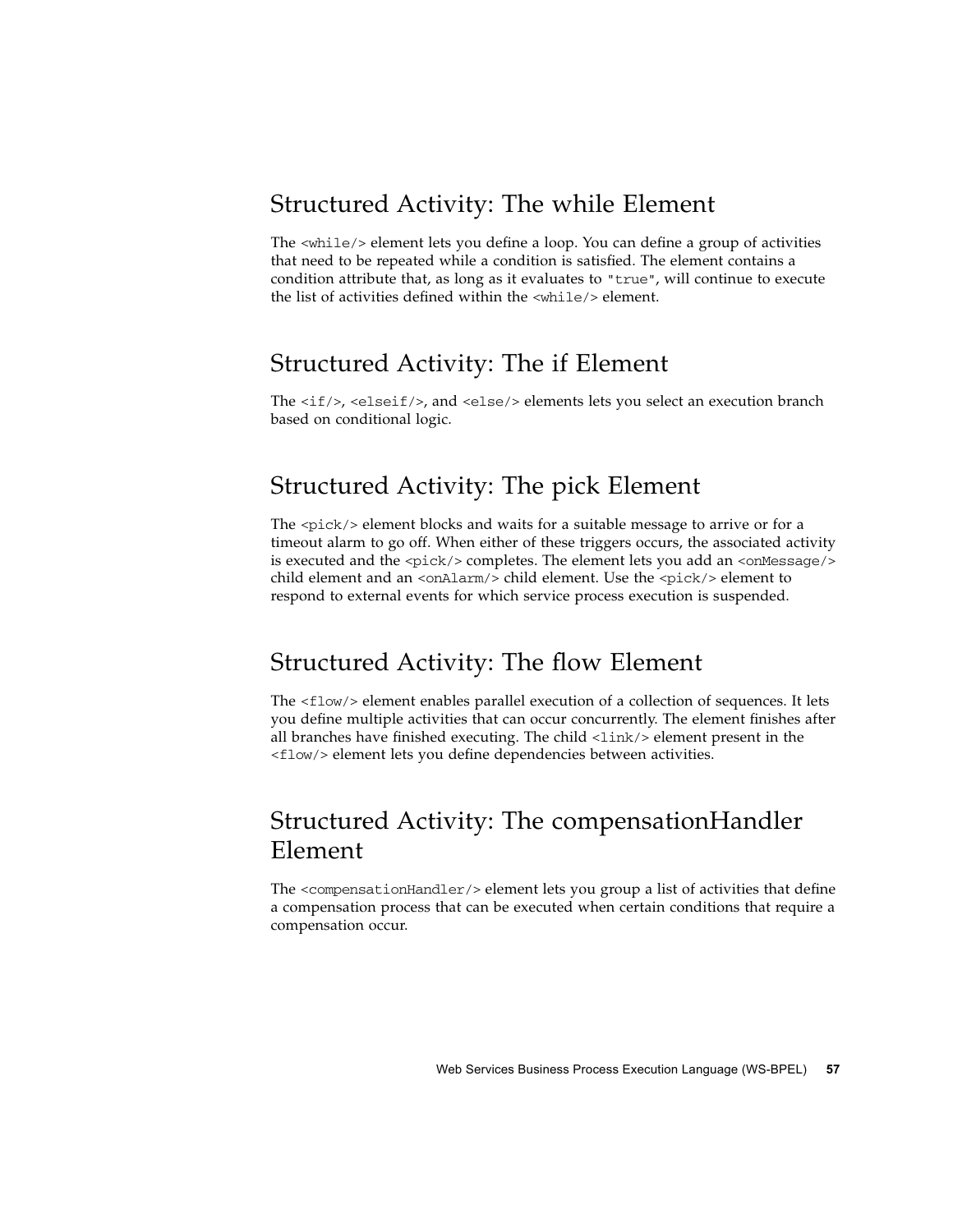## Structured Activity: The while Element

The `<while/>` element lets you define a loop. You can define a group of activities that need to be repeated while a condition is satisfied. The element contains a condition attribute that, as long as it evaluates to `"true"`, will continue to execute the list of activities defined within the `<while/>` element.

## Structured Activity: The if Element

The `<if/>`, `<elseif/>`, and `<else/>` elements lets you select an execution branch based on conditional logic.

## Structured Activity: The pick Element

The `<pick/>` element blocks and waits for a suitable message to arrive or for a timeout alarm to go off. When either of these triggers occurs, the associated activity is executed and the `<pick/>` completes. The element lets you add an `<onMessage/>` child element and an `<onAlarm/>` child element. Use the `<pick/>` element to respond to external events for which service process execution is suspended.

## Structured Activity: The flow Element

The `<flow/>` element enables parallel execution of a collection of sequences. It lets you define multiple activities that can occur concurrently. The element finishes after all branches have finished executing. The child `<link/>` element present in the `<flow/>` element lets you define dependencies between activities.

## Structured Activity: The compensationHandler Element

The `<compensationHandler/>` element lets you group a list of activities that define a compensation process that can be executed when certain conditions that require a compensation occur.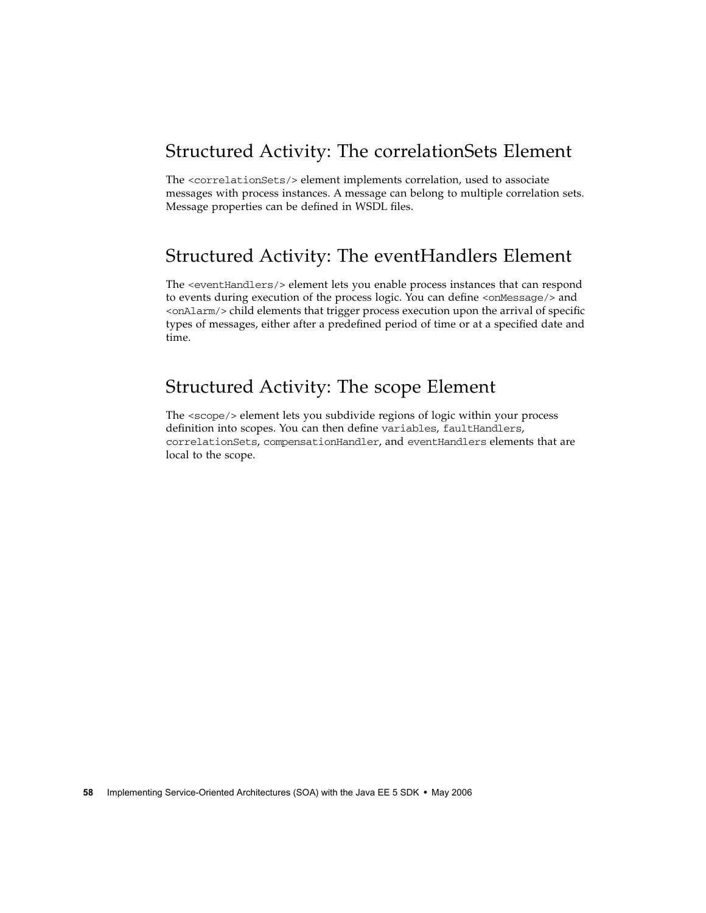## Structured Activity: The correlationSets Element

The `<correlationSets/>` element implements correlation, used to associate messages with process instances. A message can belong to multiple correlation sets. Message properties can be defined in WSDL files.

## Structured Activity: The eventHandlers Element

The `<eventHandlers/>` element lets you enable process instances that can respond to events during execution of the process logic. You can define `<onMessage/>` and `<onAlarm/>` child elements that trigger process execution upon the arrival of specific types of messages, either after a predefined period of time or at a specified date and time.

## Structured Activity: The scope Element

The `<scope/>` element lets you subdivide regions of logic within your process definition into scopes. You can then define `variables`, `faultHandlers`, `correlationSets`, `compensationHandler`, and `eventHandlers` elements that are local to the scope.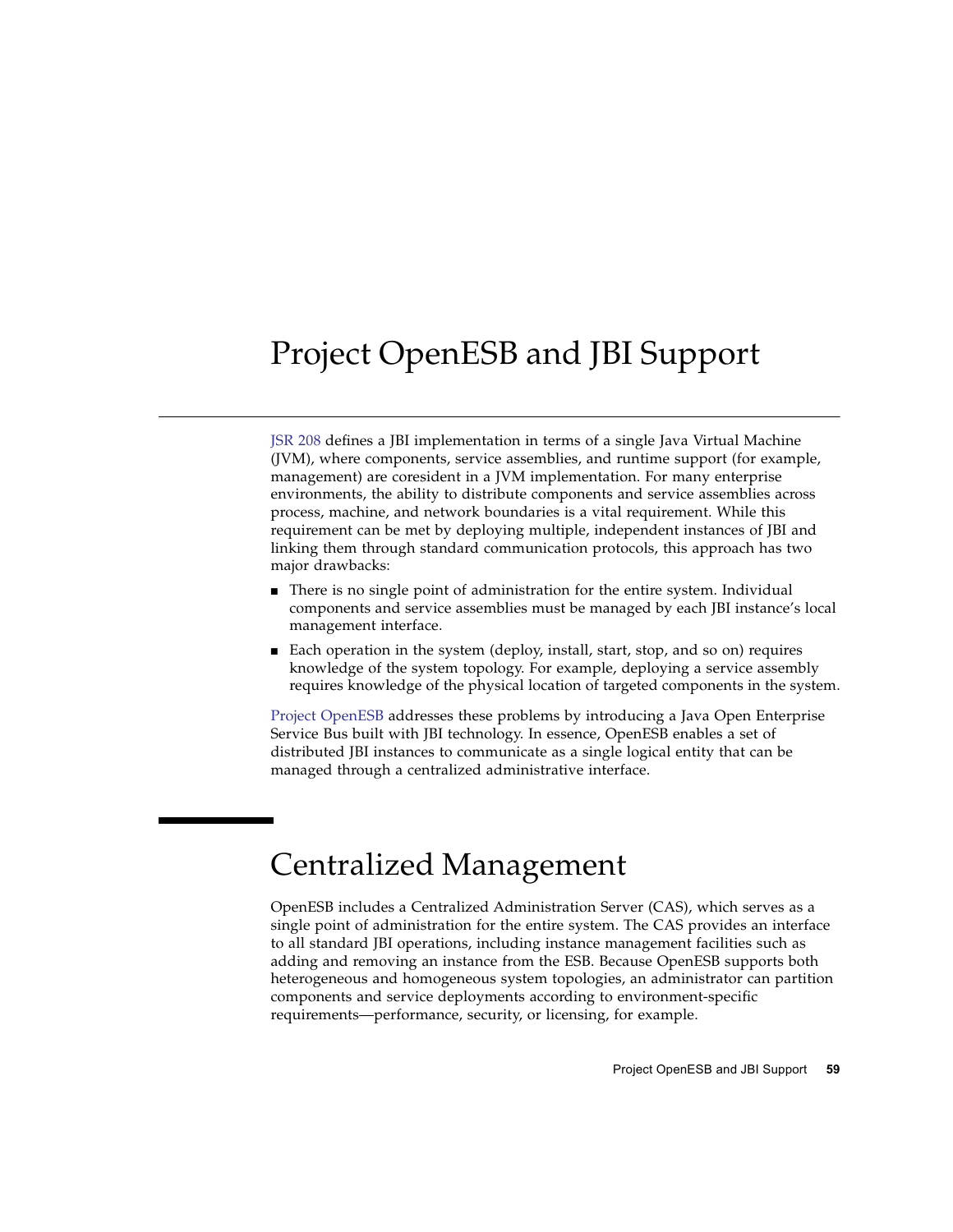# Project OpenESB and JBI Support

JSR 208 defines a JBI implementation in terms of a single Java Virtual Machine (JVM), where components, service assemblies, and runtime support (for example, management) are coresident in a JVM implementation. For many enterprise environments, the ability to distribute components and service assemblies across process, machine, and network boundaries is a vital requirement. While this requirement can be met by deploying multiple, independent instances of JBI and linking them through standard communication protocols, this approach has two major drawbacks:

- There is no single point of administration for the entire system. Individual components and service assemblies must be managed by each JBI instance's local management interface.
- Each operation in the system (deploy, install, start, stop, and so on) requires knowledge of the system topology. For example, deploying a service assembly requires knowledge of the physical location of targeted components in the system.

Project OpenESB addresses these problems by introducing a Java Open Enterprise Service Bus built with JBI technology. In essence, OpenESB enables a set of distributed JBI instances to communicate as a single logical entity that can be managed through a centralized administrative interface.

## Centralized Management

OpenESB includes a Centralized Administration Server (CAS), which serves as a single point of administration for the entire system. The CAS provides an interface to all standard JBI operations, including instance management facilities such as adding and removing an instance from the ESB. Because OpenESB supports both heterogeneous and homogeneous system topologies, an administrator can partition components and service deployments according to environment-specific requirements—performance, security, or licensing, for example.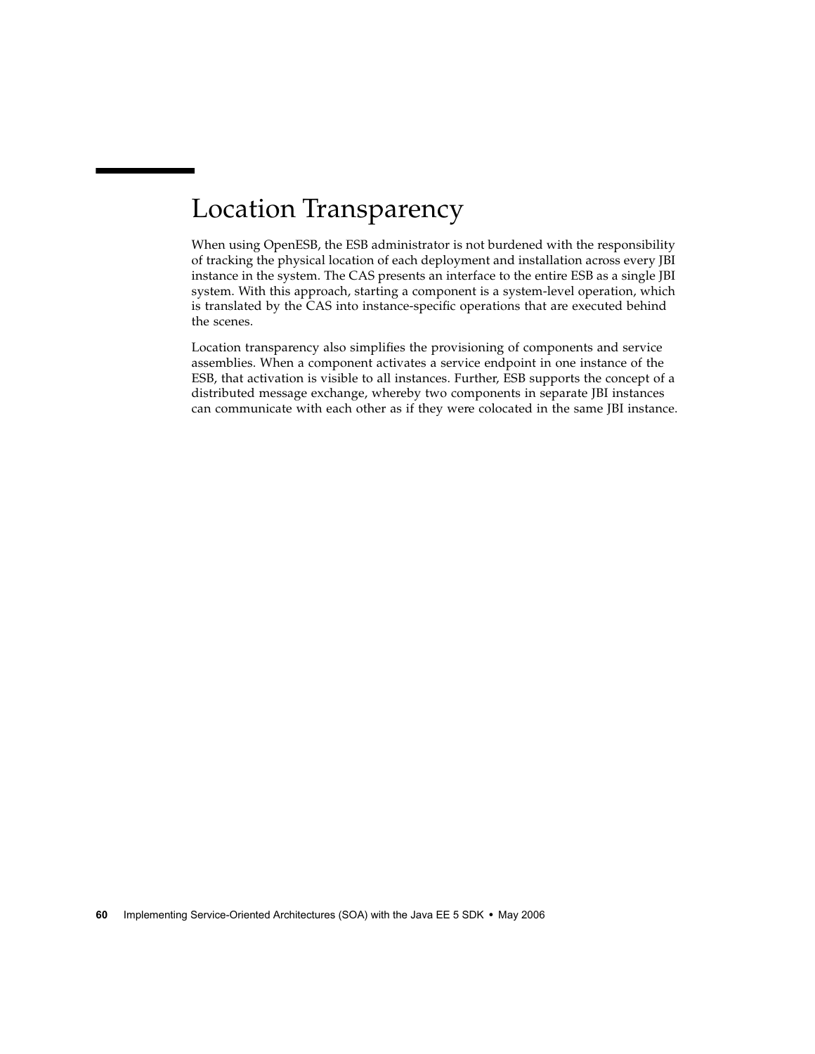# Location Transparency

When using OpenESB, the ESB administrator is not burdened with the responsibility of tracking the physical location of each deployment and installation across every JBI instance in the system. The CAS presents an interface to the entire ESB as a single JBI system. With this approach, starting a component is a system-level operation, which is translated by the CAS into instance-specific operations that are executed behind the scenes.

Location transparency also simplifies the provisioning of components and service assemblies. When a component activates a service endpoint in one instance of the ESB, that activation is visible to all instances. Further, ESB supports the concept of a distributed message exchange, whereby two components in separate JBI instances can communicate with each other as if they were colocated in the same JBI instance.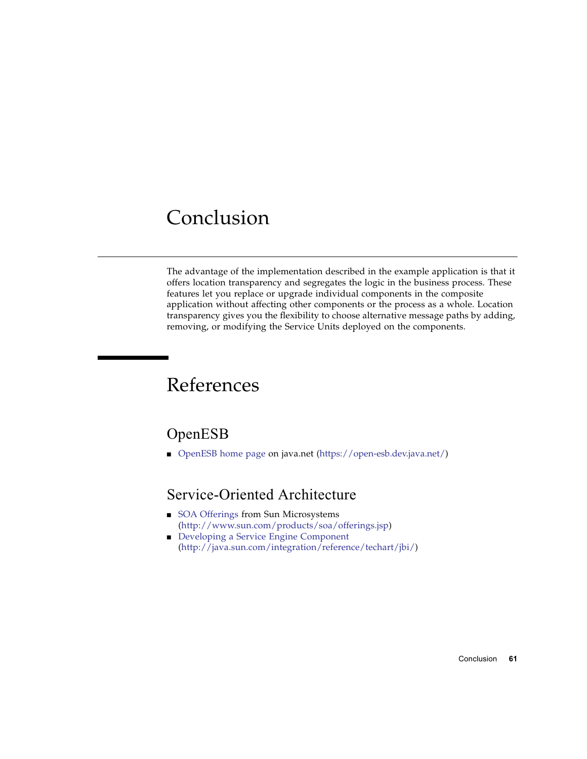# Conclusion

The advantage of the implementation described in the example application is that it offers location transparency and segregates the logic in the business process. These features let you replace or upgrade individual components in the composite application without affecting other components or the process as a whole. Location transparency gives you the flexibility to choose alternative message paths by adding, removing, or modifying the Service Units deployed on the components.

# References

## OpenESB

- OpenESB home page on java.net (https://open-esb.dev.java.net/)

## Service-Oriented Architecture

- SOA Offerings from Sun Microsystems (http://www.sun.com/products/soa/offerings.jsp)
- Developing a Service Engine Component (http://java.sun.com/integration/reference/techart/jbi/)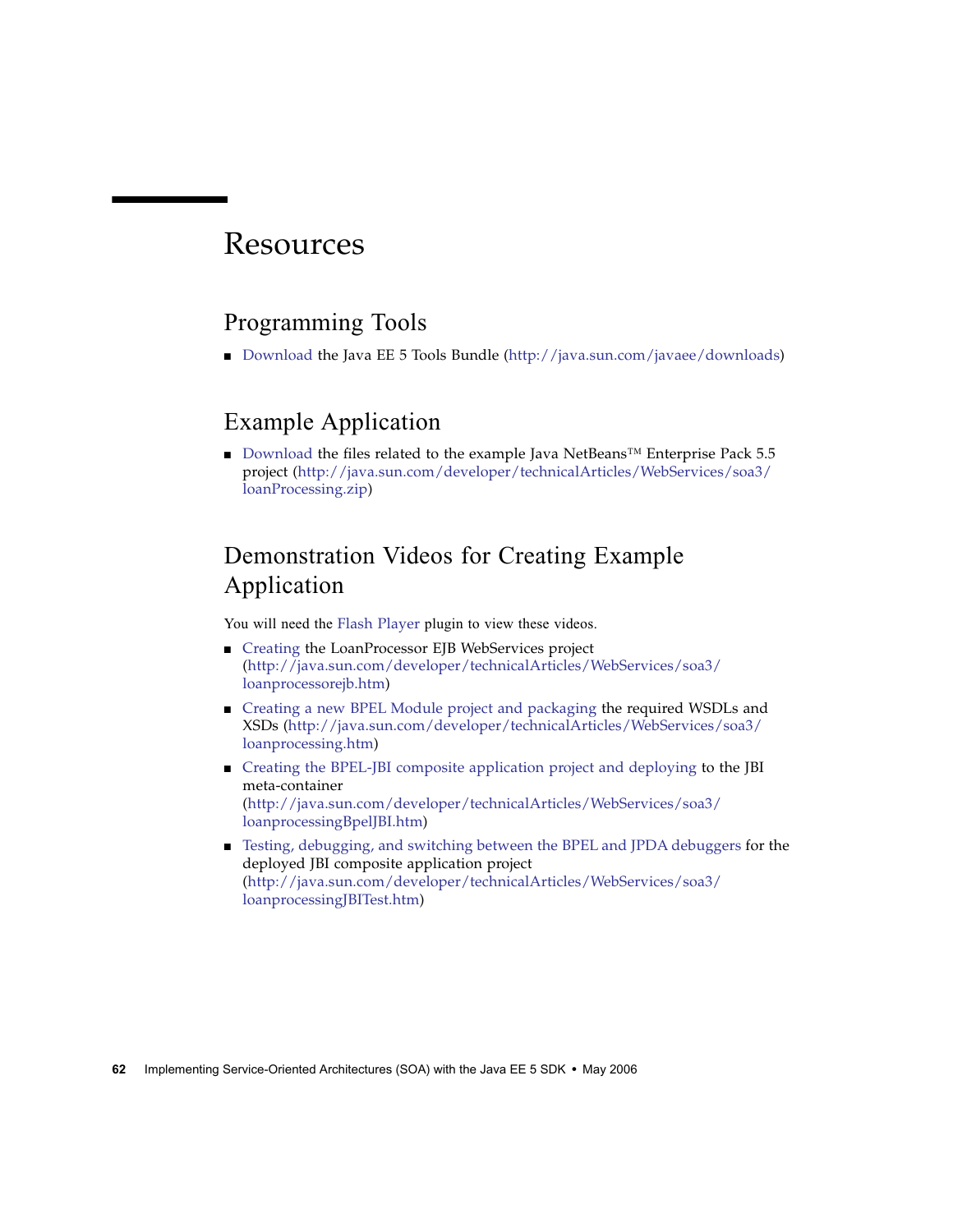# Resources

## Programming Tools

- Download the Java EE 5 Tools Bundle (http://java.sun.com/javaee/downloads)

## Example Application

- Download the files related to the example Java NetBeans™ Enterprise Pack 5.5 project (http://java.sun.com/developer/technicalArticles/WebServices/soa3/loanProcessing.zip)

## Demonstration Videos for Creating Example Application

You will need the Flash Player plugin to view these videos.

- Creating the LoanProcessor EJB WebServices project (http://java.sun.com/developer/technicalArticles/WebServices/soa3/loanprocessorejb.htm)
- Creating a new BPEL Module project and packaging the required WSDLs and XSDs (http://java.sun.com/developer/technicalArticles/WebServices/soa3/loanprocessing.htm)
- Creating the BPEL-JBI composite application project and deploying to the JBI meta-container (http://java.sun.com/developer/technicalArticles/WebServices/soa3/loanprocessingBpelJBI.htm)
- Testing, debugging, and switching between the BPEL and JPDA debuggers for the deployed JBI composite application project (http://java.sun.com/developer/technicalArticles/WebServices/soa3/loanprocessingJBITest.htm)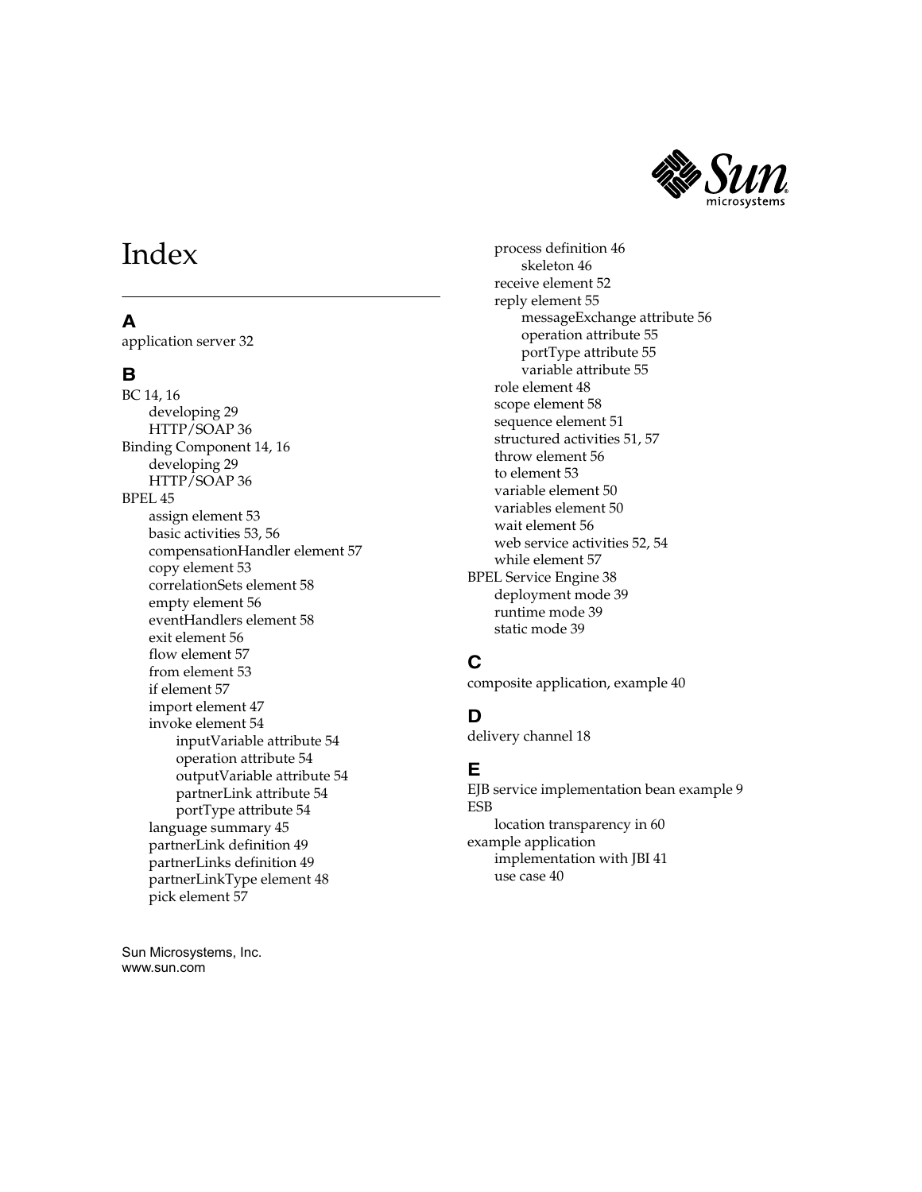# Index

## A

application server 32

## B

BC 14, 16
- developing 29
- HTTP/SOAP 36

Binding Component 14, 16
- developing 29
- HTTP/SOAP 36

BPEL 45
- assign element 53
- basic activities 53, 56
- compensationHandler element 57
- copy element 53
- correlationSets element 58
- empty element 56
- eventHandlers element 58
- exit element 56
- flow element 57
- from element 53
- if element 57
- import element 47
- invoke element 54
  - inputVariable attribute 54
  - operation attribute 54
  - outputVariable attribute 54
  - partnerLink attribute 54
  - portType attribute 54
- language summary 45
- partnerLink definition 49
- partnerLinks definition 49
- partnerLinkType element 48
- pick element 57
- process definition 46
  - skeleton 46
- receive element 52
- reply element 55
  - messageExchange attribute 56
  - operation attribute 55
  - portType attribute 55
  - variable attribute 55
- role element 48
- scope element 58
- sequence element 51
- structured activities 51, 57
- throw element 56
- to element 53
- variable element 50
- variables element 50
- wait element 56
- web service activities 52, 54
- while element 57

BPEL Service Engine 38
- deployment mode 39
- runtime mode 39
- static mode 39

## C

composite application, example 40

## D

delivery channel 18

## E

EJB service implementation bean example 9

ESB
- location transparency in 60

example application
- implementation with JBI 41
- use case 40

Sun Microsystems, Inc.
www.sun.com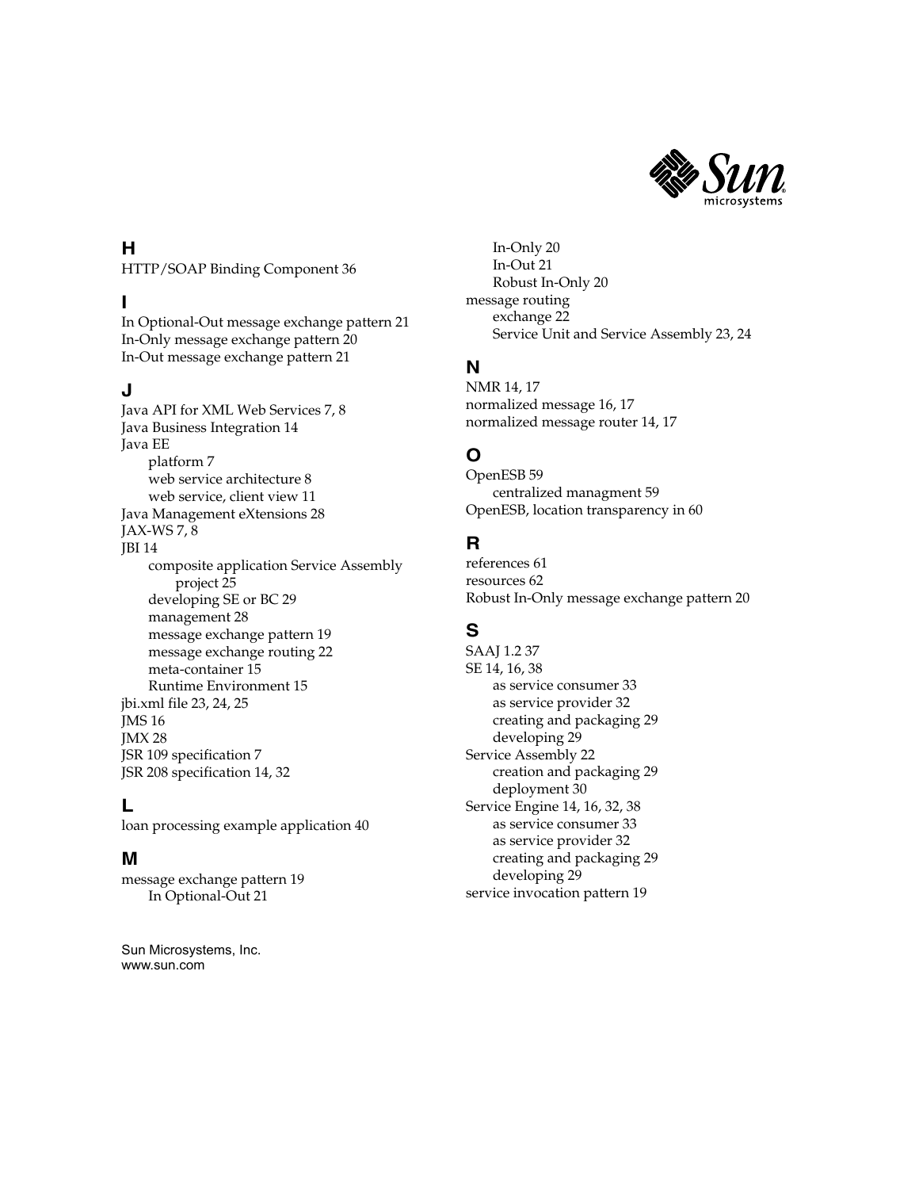## H

HTTP/SOAP Binding Component 36

## I

In Optional-Out message exchange pattern 21
In-Only message exchange pattern 20
In-Out message exchange pattern 21

## J

Java API for XML Web Services 7, 8
Java Business Integration 14
Java EE
- platform 7
- web service architecture 8
- web service, client view 11

Java Management eXtensions 28
JAX-WS 7, 8
JBI 14
- composite application Service Assembly project 25
- developing SE or BC 29
- management 28
- message exchange pattern 19
- message exchange routing 22
- meta-container 15
- Runtime Environment 15

jbi.xml file 23, 24, 25
JMS 16
JMX 28
JSR 109 specification 7
JSR 208 specification 14, 32

## L

loan processing example application 40

## M

message exchange pattern 19
- In Optional-Out 21
- In-Only 20
- In-Out 21
- Robust In-Only 20

message routing
- exchange 22
- Service Unit and Service Assembly 23, 24

## N

NMR 14, 17
normalized message 16, 17
normalized message router 14, 17

## O

OpenESB 59
- centralized managment 59

OpenESB, location transparency in 60

## R

references 61
resources 62
Robust In-Only message exchange pattern 20

## S

SAAJ 1.2 37
SE 14, 16, 38
- as service consumer 33
- as service provider 32
- creating and packaging 29
- developing 29

Service Assembly 22
- creation and packaging 29
- deployment 30

Service Engine 14, 16, 32, 38
- as service consumer 33
- as service provider 32
- creating and packaging 29
- developing 29

service invocation pattern 19

Sun Microsystems, Inc.
www.sun.com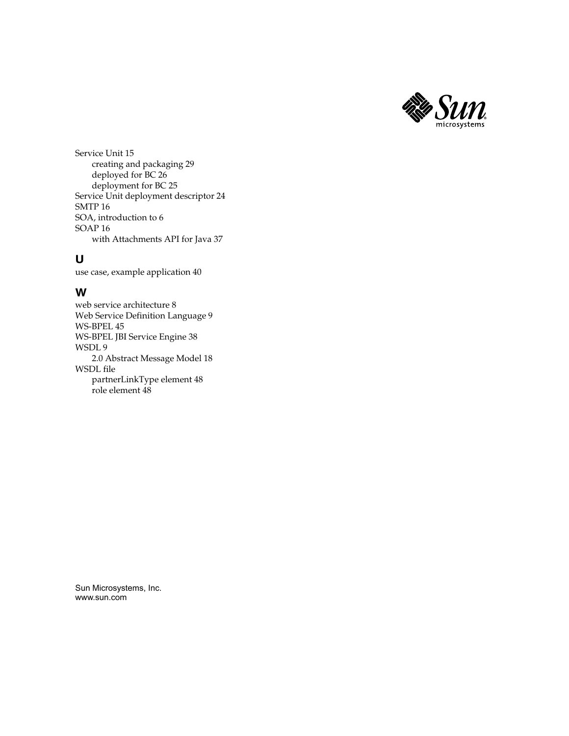Service Unit 15
    creating and packaging 29
    deployed for BC 26
    deployment for BC 25
Service Unit deployment descriptor 24
SMTP 16
SOA, introduction to 6
SOAP 16
    with Attachments API for Java 37

## U

use case, example application 40

## W

web service architecture 8
Web Service Definition Language 9
WS-BPEL 45
WS-BPEL JBI Service Engine 38
WSDL 9
    2.0 Abstract Message Model 18
WSDL file
    partnerLinkType element 48
    role element 48

Sun Microsystems, Inc.
www.sun.com